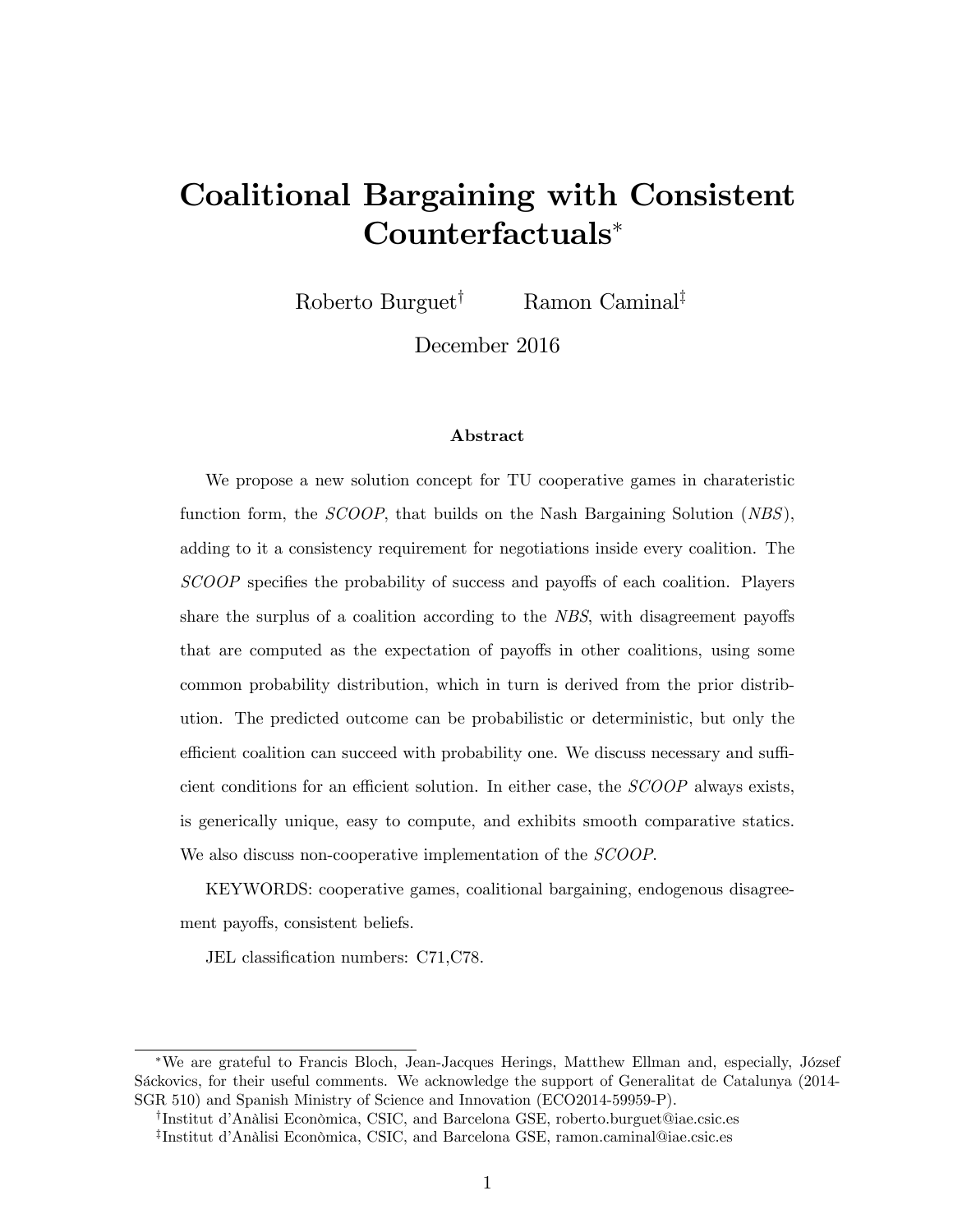# Coalitional Bargaining with Consistent Counterfactuals*

Roberto Burguet[†] Ramon Caminal[‡]

December 2016

### Abstract

We propose a new solution concept for TU cooperative games in charateristic function form, the *SCOOP*, that builds on the Nash Bargaining Solution (*NBS*), adding to it a consistency requirement for negotiations inside every coalition. The *SCOOP* specifies the probability of success and payoffs of each coalition. Players share the surplus of a coalition according to the *NBS*, with disagreement payoffs that are computed as the expectation of payoffs in other coalitions, using some common probability distribution, which in turn is derived from the prior distribution. The predicted outcome can be probabilistic or deterministic, but only the efficient coalition can succeed with probability one. We discuss necessary and sufficient conditions for an efficient solution. In either case, the *SCOOP* always exists, is generically unique, easy to compute, and exhibits smooth comparative statics. We also discuss non-cooperative implementation of the *SCOOP*.

KEYWORDS: cooperative games, coalitional bargaining, endogenous disagreement payoffs, consistent beliefs.

JEL classification numbers: C71,C78.

---

*We are grateful to Francis Bloch, Jean-Jacques Herings, Matthew Ellman and, especially, József Sáckovics, for their useful comments. We acknowledge the support of Generalitat de Catalunya (2014-SGR 510) and Spanish Ministry of Science and Innovation (ECO2014-59959-P).

[†]Institut d'Anàlisi Econòmica, CSIC, and Barcelona GSE, roberto.burguet@iae.csic.es

[‡]Institut d'Anàlisi Econòmica, CSIC, and Barcelona GSE, ramon.caminal@iae.csic.es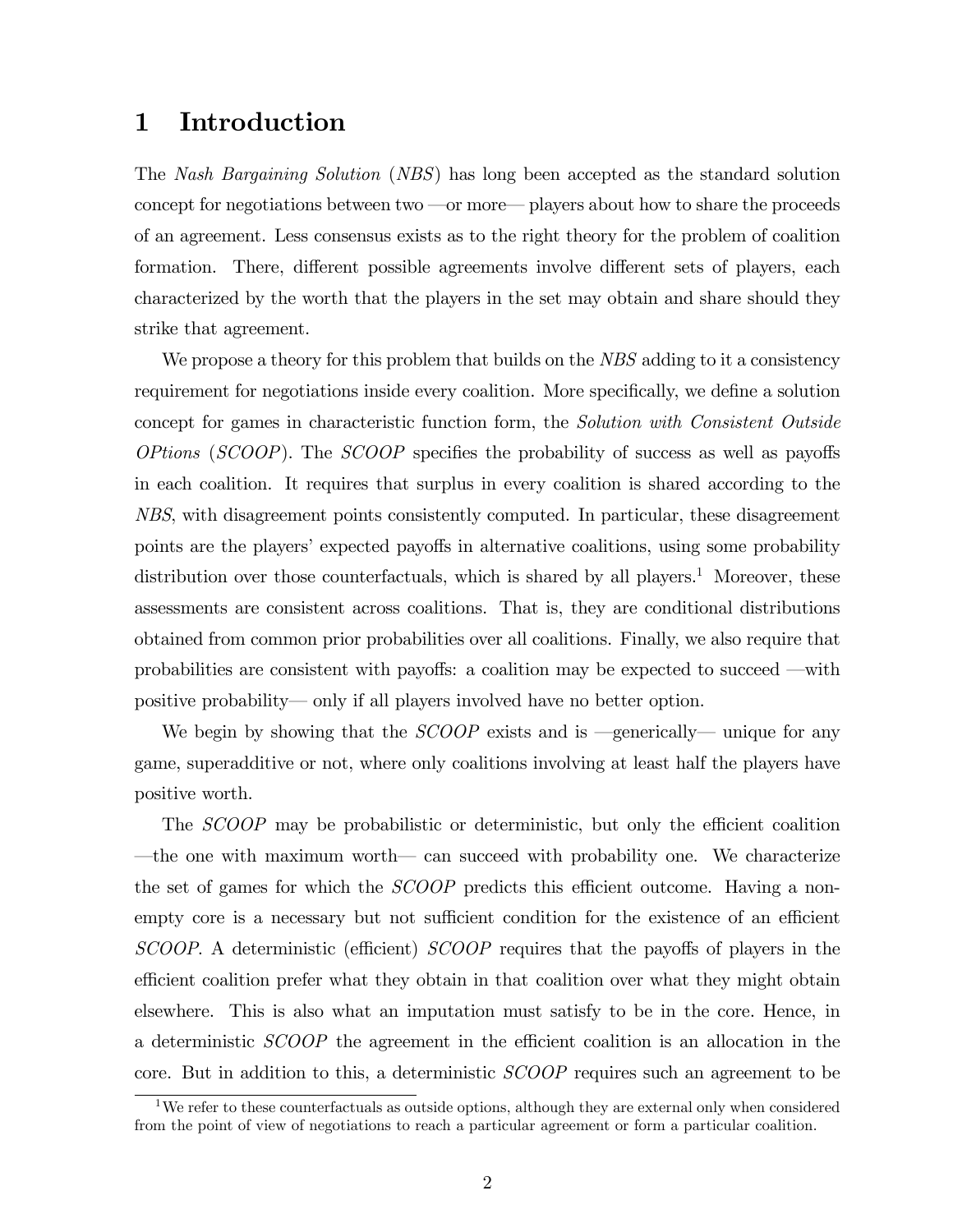# 1 Introduction

The *Nash Bargaining Solution* (*NBS*) has long been accepted as the standard solution concept for negotiations between two —or more— players about how to share the proceeds of an agreement. Less consensus exists as to the right theory for the problem of coalition formation. There, different possible agreements involve different sets of players, each characterized by the worth that the players in the set may obtain and share should they strike that agreement.

We propose a theory for this problem that builds on the *NBS* adding to it a consistency requirement for negotiations inside every coalition. More specifically, we define a solution concept for games in characteristic function form, the *Solution with Consistent Outside OPtions* (*SCOOP*). The *SCOOP* specifies the probability of success as well as payoffs in each coalition. It requires that surplus in every coalition is shared according to the *NBS*, with disagreement points consistently computed. In particular, these disagreement points are the players' expected payoffs in alternative coalitions, using some probability distribution over those counterfactuals, which is shared by all players.[1] Moreover, these assessments are consistent across coalitions. That is, they are conditional distributions obtained from common prior probabilities over all coalitions. Finally, we also require that probabilities are consistent with payoffs: a coalition may be expected to succeed —with positive probability— only if all players involved have no better option.

We begin by showing that the *SCOOP* exists and is —generically— unique for any game, superadditive or not, where only coalitions involving at least half the players have positive worth.

The *SCOOP* may be probabilistic or deterministic, but only the efficient coalition —the one with maximum worth— can succeed with probability one. We characterize the set of games for which the *SCOOP* predicts this efficient outcome. Having a non-empty core is a necessary but not sufficient condition for the existence of an efficient *SCOOP*. A deterministic (efficient) *SCOOP* requires that the payoffs of players in the efficient coalition prefer what they obtain in that coalition over what they might obtain elsewhere. This is also what an imputation must satisfy to be in the core. Hence, in a deterministic *SCOOP* the agreement in the efficient coalition is an allocation in the core. But in addition to this, a deterministic *SCOOP* requires such an agreement to be

[1] We refer to these counterfactuals as outside options, although they are external only when considered from the point of view of negotiations to reach a particular agreement or form a particular coalition.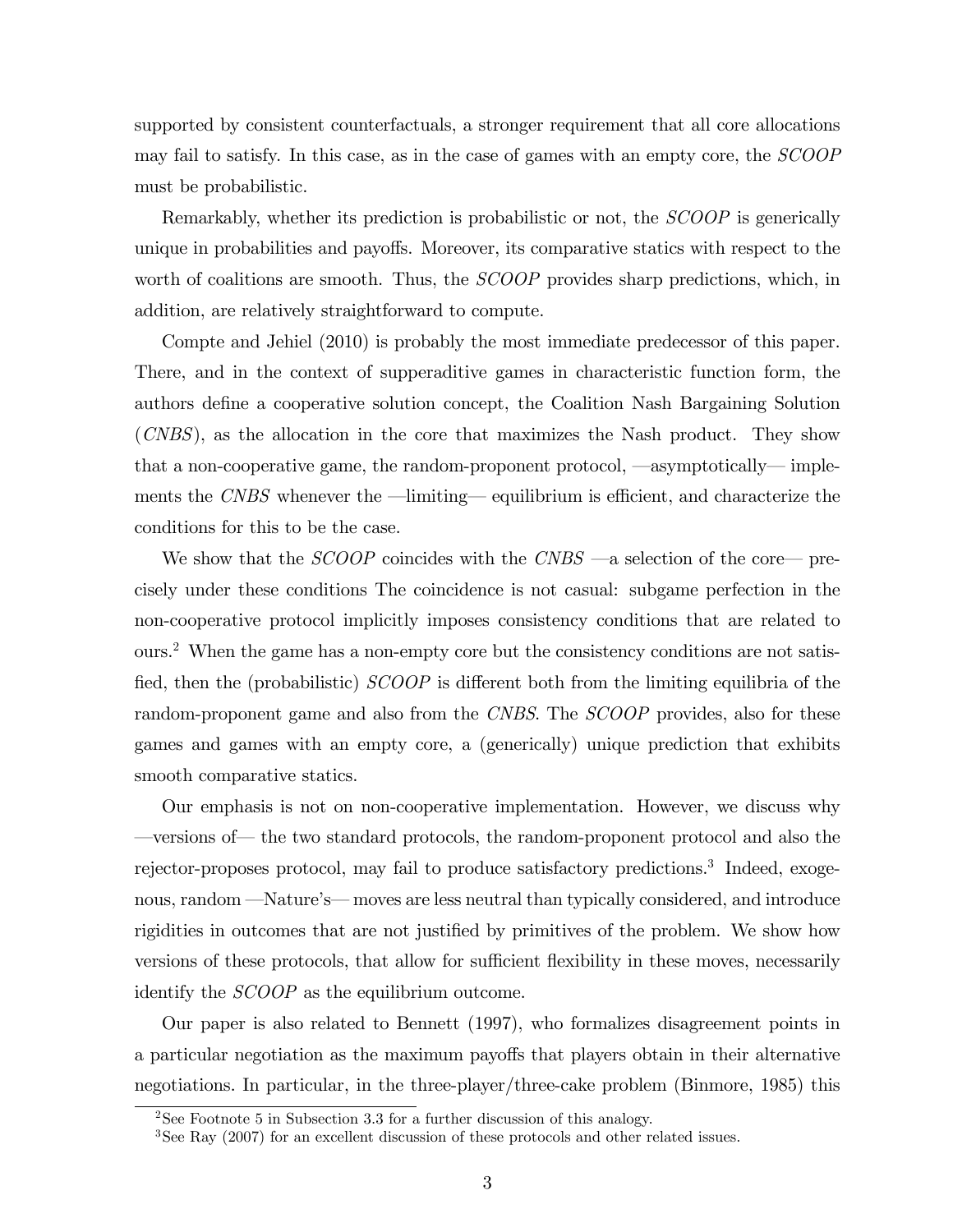supported by consistent counterfactuals, a stronger requirement that all core allocations may fail to satisfy. In this case, as in the case of games with an empty core, the *SCOOP* must be probabilistic.

Remarkably, whether its prediction is probabilistic or not, the *SCOOP* is generically unique in probabilities and payoffs. Moreover, its comparative statics with respect to the worth of coalitions are smooth. Thus, the *SCOOP* provides sharp predictions, which, in addition, are relatively straightforward to compute.

Compte and Jehiel (2010) is probably the most immediate predecessor of this paper. There, and in the context of supperaditive games in characteristic function form, the authors define a cooperative solution concept, the Coalition Nash Bargaining Solution (*CNBS*), as the allocation in the core that maximizes the Nash product. They show that a non-cooperative game, the random-proponent protocol, —asymptotically— implements the *CNBS* whenever the —limiting— equilibrium is efficient, and characterize the conditions for this to be the case.

We show that the *SCOOP* coincides with the *CNBS* —a selection of the core— precisely under these conditions The coincidence is not casual: subgame perfection in the non-cooperative protocol implicitly imposes consistency conditions that are related to ours.[2] When the game has a non-empty core but the consistency conditions are not satisfied, then the (probabilistic) *SCOOP* is different both from the limiting equilibria of the random-proponent game and also from the *CNBS*. The *SCOOP* provides, also for these games and games with an empty core, a (generically) unique prediction that exhibits smooth comparative statics.

Our emphasis is not on non-cooperative implementation. However, we discuss why —versions of— the two standard protocols, the random-proponent protocol and also the rejector-proposes protocol, may fail to produce satisfactory predictions.[3] Indeed, exogenous, random —Nature's— moves are less neutral than typically considered, and introduce rigidities in outcomes that are not justified by primitives of the problem. We show how versions of these protocols, that allow for sufficient flexibility in these moves, necessarily identify the *SCOOP* as the equilibrium outcome.

Our paper is also related to Bennett (1997), who formalizes disagreement points in a particular negotiation as the maximum payoffs that players obtain in their alternative negotiations. In particular, in the three-player/three-cake problem (Binmore, 1985) this

[2] See Footnote 5 in Subsection 3.3 for a further discussion of this analogy.

[3] See Ray (2007) for an excellent discussion of these protocols and other related issues.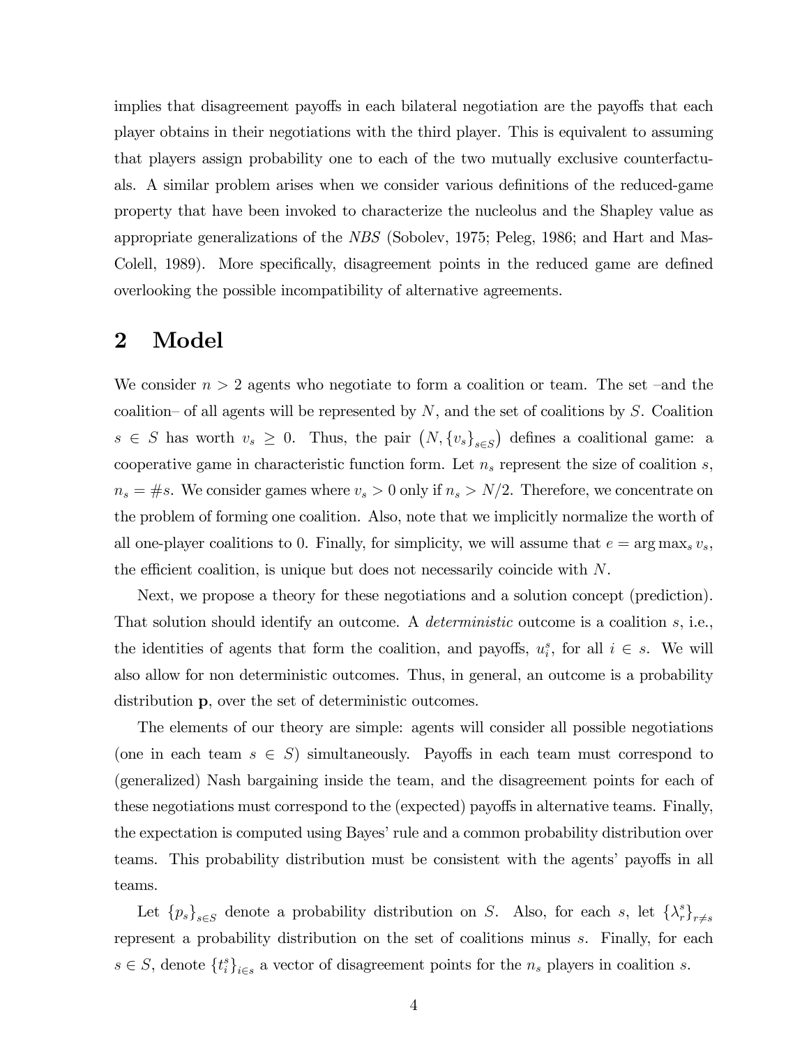implies that disagreement payoffs in each bilateral negotiation are the payoffs that each player obtains in their negotiations with the third player. This is equivalent to assuming that players assign probability one to each of the two mutually exclusive counterfactuals. A similar problem arises when we consider various definitions of the reduced-game property that have been invoked to characterize the nucleolus and the Shapley value as appropriate generalizations of the *NBS* (Sobolev, 1975; Peleg, 1986; and Hart and Mas-Colell, 1989). More specifically, disagreement points in the reduced game are defined overlooking the possible incompatibility of alternative agreements.

## 2 Model

We consider $n > 2$ agents who negotiate to form a coalition or team. The set –and the coalition– of all agents will be represented by $N$, and the set of coalitions by $S$. Coalition $s \in S$ has worth $v_s \geq 0$. Thus, the pair $\left(N, \{v_s\}_{s \in S}\right)$ defines a coalitional game: a cooperative game in characteristic function form. Let $n_s$ represent the size of coalition $s$, $n_s = \#s$. We consider games where $v_s > 0$ only if $n_s > N/2$. Therefore, we concentrate on the problem of forming one coalition. Also, note that we implicitly normalize the worth of all one-player coalitions to 0. Finally, for simplicity, we will assume that $e = \arg\max_s v_s$, the efficient coalition, is unique but does not necessarily coincide with $N$.

Next, we propose a theory for these negotiations and a solution concept (prediction). That solution should identify an outcome. A *deterministic* outcome is a coalition $s$, i.e., the identities of agents that form the coalition, and payoffs, $u_i^s$, for all $i \in s$. We will also allow for non deterministic outcomes. Thus, in general, an outcome is a probability distribution $\mathbf{p}$, over the set of deterministic outcomes.

The elements of our theory are simple: agents will consider all possible negotiations (one in each team $s \in S$) simultaneously. Payoffs in each team must correspond to (generalized) Nash bargaining inside the team, and the disagreement points for each of these negotiations must correspond to the (expected) payoffs in alternative teams. Finally, the expectation is computed using Bayes' rule and a common probability distribution over teams. This probability distribution must be consistent with the agents' payoffs in all teams.

Let $\{p_s\}_{s \in S}$ denote a probability distribution on $S$. Also, for each $s$, let $\{\lambda_r^s\}_{r \neq s}$ represent a probability distribution on the set of coalitions minus $s$. Finally, for each $s \in S$, denote $\{t_i^s\}_{i \in s}$ a vector of disagreement points for the $n_s$ players in coalition $s$.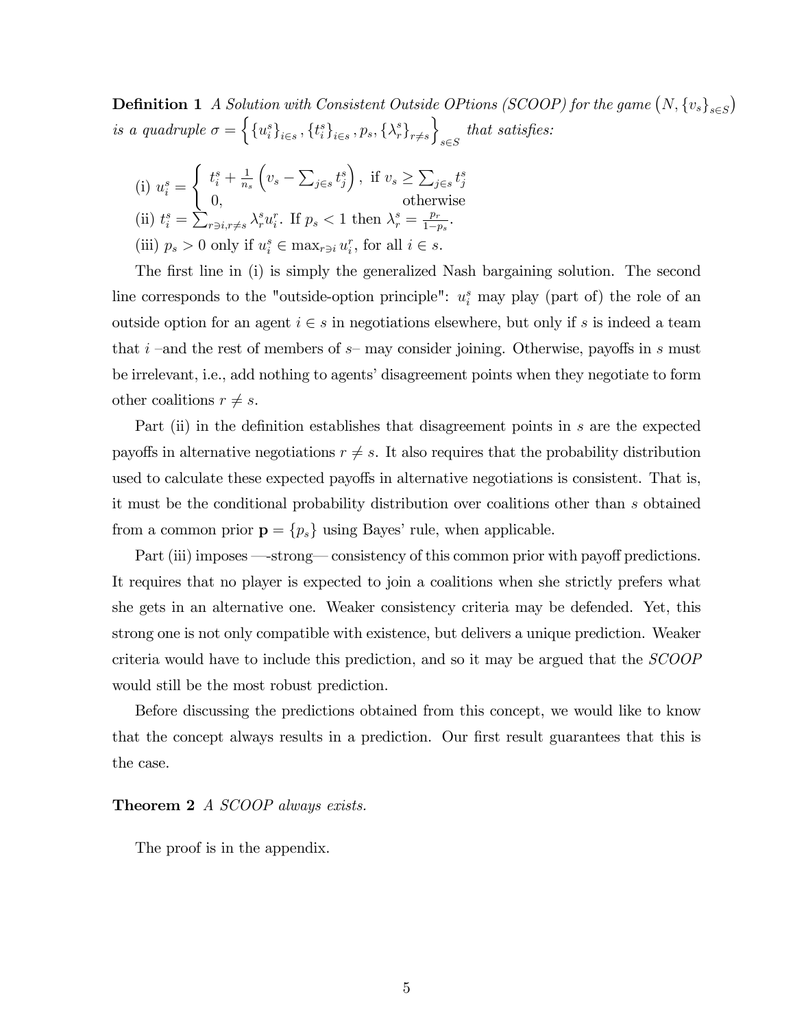**Definition 1** *A Solution with Consistent Outside OPtions (SCOOP) for the game $\left(N, \{v_s\}_{s\in S}\right)$ is a quadruple $\sigma = \left\{\{u_i^s\}_{i\in s}, \{t_i^s\}_{i\in s}, p_s, \{\lambda_r^s\}_{r\neq s}\right\}_{s\in S}$ that satisfies:*

(i) $u_i^s = \begin{cases} t_i^s + \frac{1}{n_s}\left(v_s - \sum_{j\in s} t_j^s\right), & \text{if } v_s \geq \sum_{j\in s} t_j^s \\ 0, & \text{otherwise} \end{cases}$

(ii) $t_i^s = \sum_{r\ni i, r\neq s} \lambda_r^s u_i^r$. If $p_s < 1$ then $\lambda_r^s = \frac{p_r}{1-p_s}$.

(iii) $p_s > 0$ only if $u_i^s \in \max_{r\ni i} u_i^r$, for all $i \in s$.

The first line in (i) is simply the generalized Nash bargaining solution. The second line corresponds to the "outside-option principle": $u_i^s$ may play (part of) the role of an outside option for an agent $i \in s$ in negotiations elsewhere, but only if $s$ is indeed a team that $i$ –and the rest of members of $s$– may consider joining. Otherwise, payoffs in $s$ must be irrelevant, i.e., add nothing to agents' disagreement points when they negotiate to form other coalitions $r \neq s$.

Part (ii) in the definition establishes that disagreement points in $s$ are the expected payoffs in alternative negotiations $r \neq s$. It also requires that the probability distribution used to calculate these expected payoffs in alternative negotiations is consistent. That is, it must be the conditional probability distribution over coalitions other than $s$ obtained from a common prior $\mathbf{p} = \{p_s\}$ using Bayes' rule, when applicable.

Part (iii) imposes —-strong— consistency of this common prior with payoff predictions. It requires that no player is expected to join a coalitions when she strictly prefers what she gets in an alternative one. Weaker consistency criteria may be defended. Yet, this strong one is not only compatible with existence, but delivers a unique prediction. Weaker criteria would have to include this prediction, and so it may be argued that the *SCOOP* would still be the most robust prediction.

Before discussing the predictions obtained from this concept, we would like to know that the concept always results in a prediction. Our first result guarantees that this is the case.

**Theorem 2** *A SCOOP always exists.*

The proof is in the appendix.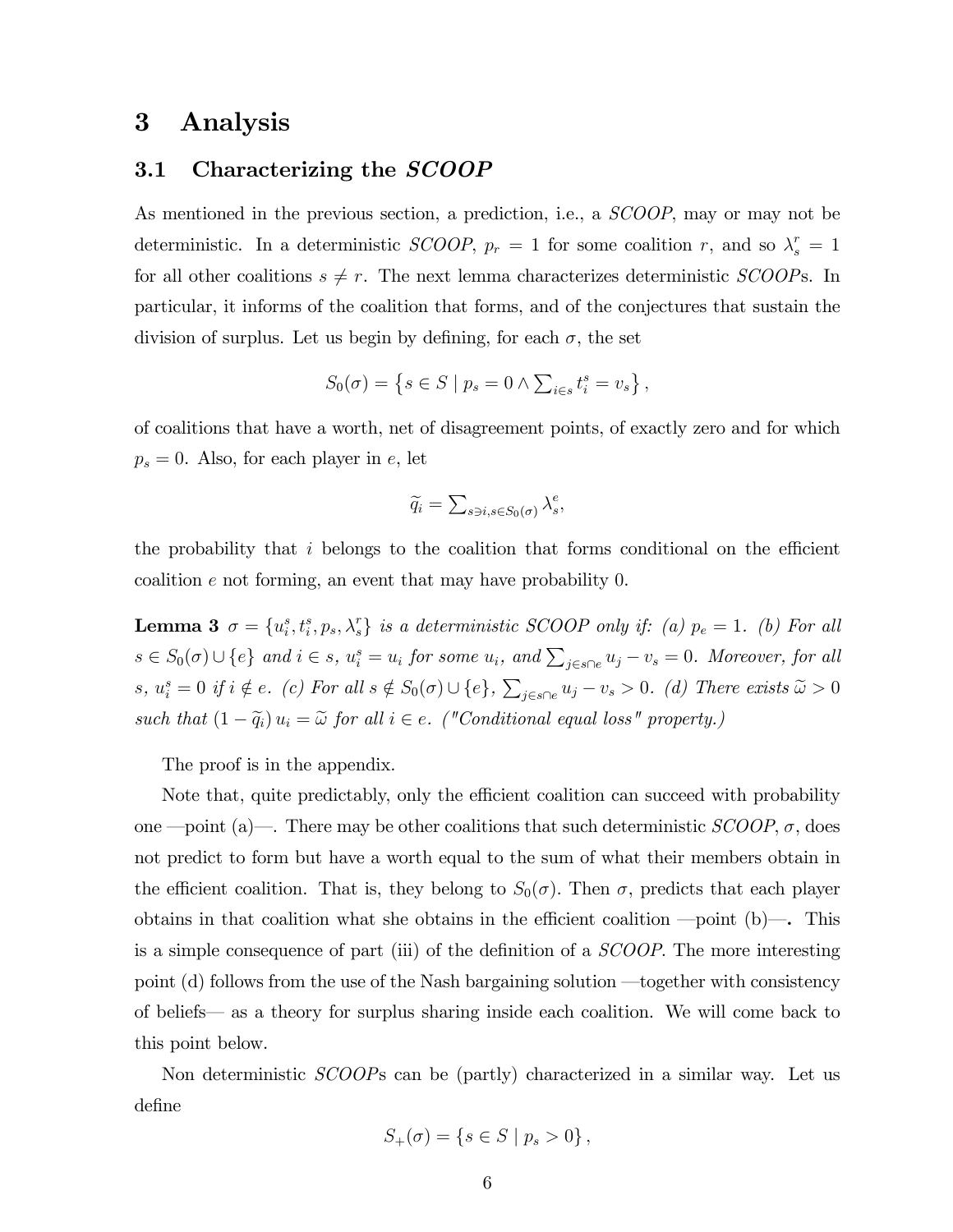# 3 Analysis

## 3.1 Characterizing the *SCOOP*

As mentioned in the previous section, a prediction, i.e., a *SCOOP*, may or may not be deterministic. In a deterministic *SCOOP*, $p_r = 1$ for some coalition $r$, and so $\lambda_s^r = 1$ for all other coalitions $s \neq r$. The next lemma characterizes deterministic *SCOOP*s. In particular, it informs of the coalition that forms, and of the conjectures that sustain the division of surplus. Let us begin by defining, for each $\sigma$, the set

$$S_0(\sigma) = \left\{ s \in S \mid p_s = 0 \wedge \sum_{i \in s} t_i^s = v_s \right\},$$

of coalitions that have a worth, net of disagreement points, of exactly zero and for which $p_s = 0$. Also, for each player in $e$, let

$$\widetilde{q}_i = \sum_{s \ni i, s \in S_0(\sigma)} \lambda_s^e,$$

the probability that $i$ belongs to the coalition that forms conditional on the efficient coalition $e$ not forming, an event that may have probability 0.

**Lemma 3** *$\sigma = \{u_i^s, t_i^s, p_s, \lambda_s^r\}$ is a deterministic SCOOP only if: (a) $p_e = 1$. (b) For all $s \in S_0(\sigma) \cup \{e\}$ and $i \in s$, $u_i^s = u_i$ for some $u_i$, and $\sum_{j \in s \cap e} u_j - v_s = 0$. Moreover, for all $s$, $u_i^s = 0$ if $i \notin e$. (c) For all $s \notin S_0(\sigma) \cup \{e\}$, $\sum_{j \in s \cap e} u_j - v_s > 0$. (d) There exists $\widetilde{\omega} > 0$ such that $(1 - \widetilde{q}_i)\, u_i = \widetilde{\omega}$ for all $i \in e$. ("Conditional equal loss" property.)*

The proof is in the appendix.

Note that, quite predictably, only the efficient coalition can succeed with probability one —point (a)—. There may be other coalitions that such deterministic *SCOOP*, $\sigma$, does not predict to form but have a worth equal to the sum of what their members obtain in the efficient coalition. That is, they belong to $S_0(\sigma)$. Then $\sigma$, predicts that each player obtains in that coalition what she obtains in the efficient coalition —point (b)—**.** This is a simple consequence of part (iii) of the definition of a *SCOOP*. The more interesting point (d) follows from the use of the Nash bargaining solution —together with consistency of beliefs— as a theory for surplus sharing inside each coalition. We will come back to this point below.

Non deterministic *SCOOP*s can be (partly) characterized in a similar way. Let us define

$$S_+(\sigma) = \{ s \in S \mid p_s > 0 \},$$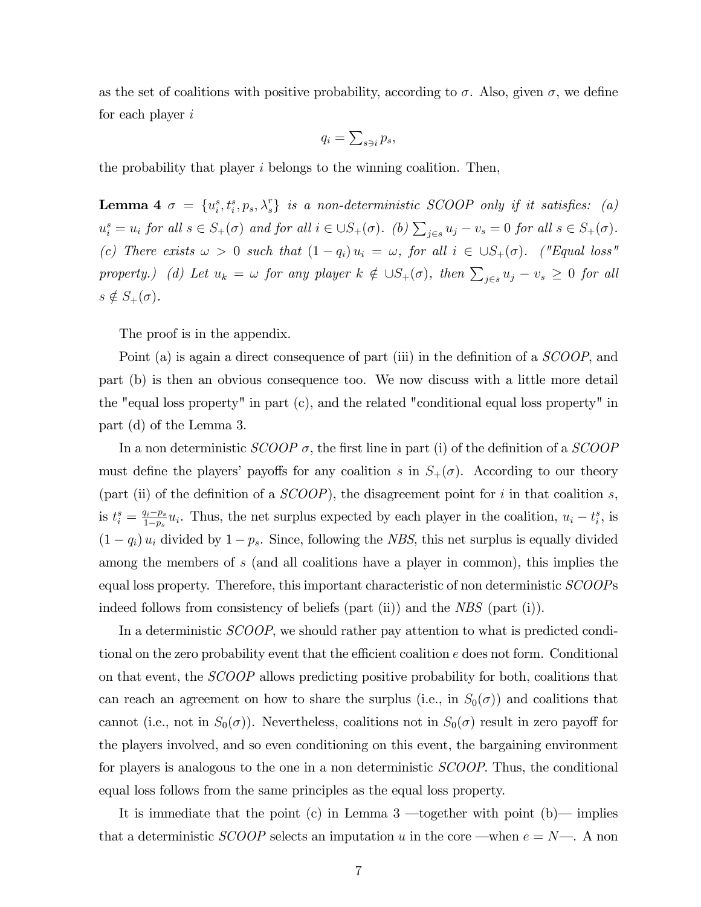as the set of coalitions with positive probability, according to $\sigma$. Also, given $\sigma$, we define for each player $i$

$$q_i = \sum_{s \ni i} p_s,$$

the probability that player $i$ belongs to the winning coalition. Then,

**Lemma 4** *$\sigma = \{u_i^s, t_i^s, p_s, \lambda_s^r\}$ is a non-deterministic SCOOP only if it satisfies: (a) $u_i^s = u_i$ for all $s \in S_+(\sigma)$ and for all $i \in \cup S_+(\sigma)$. (b) $\sum_{j \in s} u_j - v_s = 0$ for all $s \in S_+(\sigma)$. (c) There exists $\omega > 0$ such that $(1 - q_i)\, u_i = \omega$, for all $i \in \cup S_+(\sigma)$. ("Equal loss" property.) (d) Let $u_k = \omega$ for any player $k \notin \cup S_+(\sigma)$, then $\sum_{j \in s} u_j - v_s \geq 0$ for all $s \notin S_+(\sigma)$.*

The proof is in the appendix.

Point (a) is again a direct consequence of part (iii) in the definition of a *SCOOP*, and part (b) is then an obvious consequence too. We now discuss with a little more detail the "equal loss property" in part (c), and the related "conditional equal loss property" in part (d) of the Lemma 3.

In a non deterministic *SCOOP* $\sigma$, the first line in part (i) of the definition of a *SCOOP* must define the players' payoffs for any coalition $s$ in $S_+(\sigma)$. According to our theory (part (ii) of the definition of a *SCOOP*), the disagreement point for $i$ in that coalition $s$, is $t_i^s = \frac{q_i - p_s}{1 - p_s} u_i$. Thus, the net surplus expected by each player in the coalition, $u_i - t_i^s$, is $(1 - q_i)\, u_i$ divided by $1 - p_s$. Since, following the *NBS*, this net surplus is equally divided among the members of $s$ (and all coalitions have a player in common), this implies the equal loss property. Therefore, this important characteristic of non deterministic *SCOOP*s indeed follows from consistency of beliefs (part (ii)) and the *NBS* (part (i)).

In a deterministic *SCOOP*, we should rather pay attention to what is predicted conditional on the zero probability event that the efficient coalition $e$ does not form. Conditional on that event, the *SCOOP* allows predicting positive probability for both, coalitions that can reach an agreement on how to share the surplus (i.e., in $S_0(\sigma)$) and coalitions that cannot (i.e., not in $S_0(\sigma)$). Nevertheless, coalitions not in $S_0(\sigma)$ result in zero payoff for the players involved, and so even conditioning on this event, the bargaining environment for players is analogous to the one in a non deterministic *SCOOP*. Thus, the conditional equal loss follows from the same principles as the equal loss property.

It is immediate that the point (c) in Lemma 3 —together with point (b)— implies that a deterministic *SCOOP* selects an imputation $u$ in the core —when $e = N$—. A non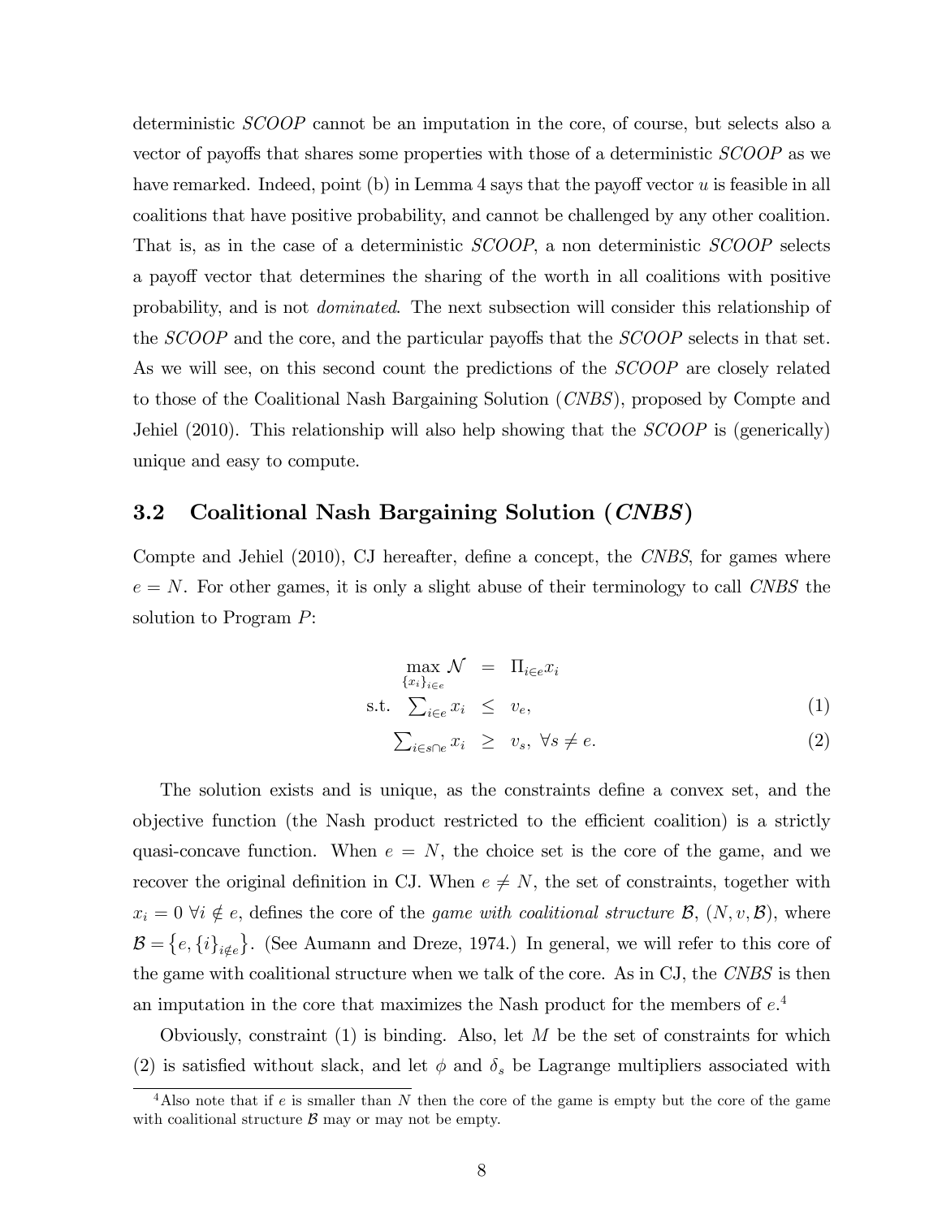deterministic *SCOOP* cannot be an imputation in the core, of course, but selects also a vector of payoffs that shares some properties with those of a deterministic *SCOOP* as we have remarked. Indeed, point (b) in Lemma 4 says that the payoff vector $u$ is feasible in all coalitions that have positive probability, and cannot be challenged by any other coalition. That is, as in the case of a deterministic *SCOOP*, a non deterministic *SCOOP* selects a payoff vector that determines the sharing of the worth in all coalitions with positive probability, and is not *dominated*. The next subsection will consider this relationship of the *SCOOP* and the core, and the particular payoffs that the *SCOOP* selects in that set. As we will see, on this second count the predictions of the *SCOOP* are closely related to those of the Coalitional Nash Bargaining Solution (*CNBS*), proposed by Compte and Jehiel (2010). This relationship will also help showing that the *SCOOP* is (generically) unique and easy to compute.

## 3.2 Coalitional Nash Bargaining Solution (*CNBS*)

Compte and Jehiel (2010), CJ hereafter, define a concept, the *CNBS*, for games where $e = N$. For other games, it is only a slight abuse of their terminology to call *CNBS* the solution to Program $P$:

$$\max_{\{x_i\}_{i \in e}} \mathcal{N} = \Pi_{i \in e} x_i$$

$$\text{s.t.} \quad \textstyle\sum_{i \in e} x_i \leq v_e, \tag{1}$$

$$\textstyle\sum_{i \in s \cap e} x_i \geq v_s, \ \forall s \neq e. \tag{2}$$

The solution exists and is unique, as the constraints define a convex set, and the objective function (the Nash product restricted to the efficient coalition) is a strictly quasi-concave function. When $e = N$, the choice set is the core of the game, and we recover the original definition in CJ. When $e \neq N$, the set of constraints, together with $x_i = 0 \ \forall i \notin e$, defines the core of the *game with coalitional structure* $\mathcal{B}$, $(N, v, \mathcal{B})$, where $\mathcal{B} = \{e, \{i\}_{i \notin e}\}$. (See Aumann and Dreze, 1974.) In general, we will refer to this core of the game with coalitional structure when we talk of the core. As in CJ, the *CNBS* is then an imputation in the core that maximizes the Nash product for the members of $e$.[4]

Obviously, constraint (1) is binding. Also, let $M$ be the set of constraints for which (2) is satisfied without slack, and let $\phi$ and $\delta_s$ be Lagrange multipliers associated with

[4] Also note that if $e$ is smaller than $N$ then the core of the game is empty but the core of the game with coalitional structure $\mathcal{B}$ may or may not be empty.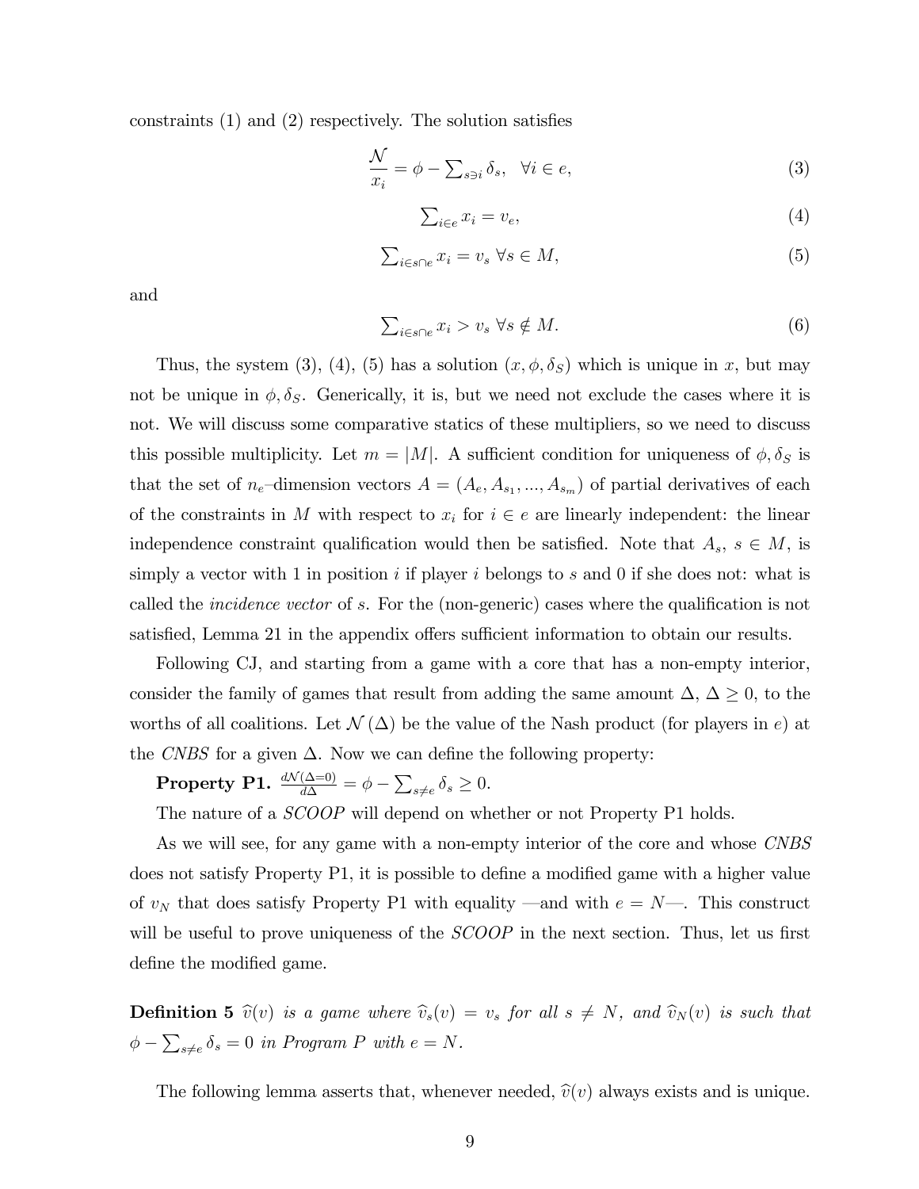constraints (1) and (2) respectively. The solution satisfies

$$\frac{\mathcal{N}}{x_i} = \phi - \sum\nolimits_{s \ni i} \delta_s, \quad \forall i \in e, \tag{3}$$

$$\sum\nolimits_{i \in e} x_i = v_e, \tag{4}$$

$$\sum\nolimits_{i \in s \cap e} x_i = v_s \ \forall s \in M, \tag{5}$$

and

$$\sum\nolimits_{i \in s \cap e} x_i > v_s \ \forall s \notin M. \tag{6}$$

Thus, the system (3), (4), (5) has a solution $(x, \phi, \delta_S)$ which is unique in $x$, but may not be unique in $\phi, \delta_S$. Generically, it is, but we need not exclude the cases where it is not. We will discuss some comparative statics of these multipliers, so we need to discuss this possible multiplicity. Let $m = |M|$. A sufficient condition for uniqueness of $\phi, \delta_S$ is that the set of $n_e$–dimension vectors $A = (A_e, A_{s_1}, ..., A_{s_m})$ of partial derivatives of each of the constraints in $M$ with respect to $x_i$ for $i \in e$ are linearly independent: the linear independence constraint qualification would then be satisfied. Note that $A_s$, $s \in M$, is simply a vector with 1 in position $i$ if player $i$ belongs to $s$ and 0 if she does not: what is called the *incidence vector* of $s$. For the (non-generic) cases where the qualification is not satisfied, Lemma 21 in the appendix offers sufficient information to obtain our results.

Following CJ, and starting from a game with a core that has a non-empty interior, consider the family of games that result from adding the same amount $\Delta$, $\Delta \geq 0$, to the worths of all coalitions. Let $\mathcal{N}(\Delta)$ be the value of the Nash product (for players in $e$) at the *CNBS* for a given $\Delta$. Now we can define the following property:

**Property P1.** $\frac{d\mathcal{N}(\Delta=0)}{d\Delta} = \phi - \sum_{s \neq e} \delta_s \geq 0.$

The nature of a *SCOOP* will depend on whether or not Property P1 holds.

As we will see, for any game with a non-empty interior of the core and whose *CNBS* does not satisfy Property P1, it is possible to define a modified game with a higher value of $v_N$ that does satisfy Property P1 with equality —and with $e = N$—. This construct will be useful to prove uniqueness of the *SCOOP* in the next section. Thus, let us first define the modified game.

**Definition 5** *$\widehat{v}(v)$ is a game where $\widehat{v}_s(v) = v_s$ for all $s \neq N$, and $\widehat{v}_N(v)$ is such that $\phi - \sum_{s \neq e} \delta_s = 0$ in Program $P$ with $e = N$.*

The following lemma asserts that, whenever needed, $\widehat{v}(v)$ always exists and is unique.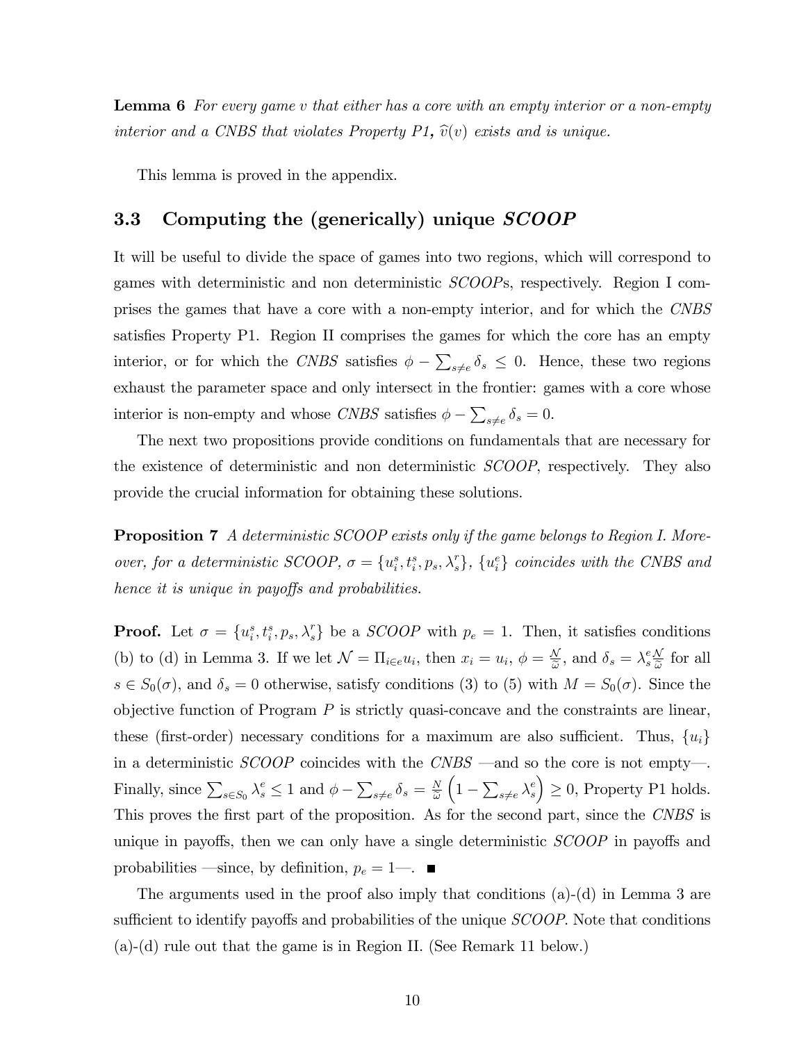**Lemma 6** *For every game $v$ that either has a core with an empty interior or a non-empty interior and a CNBS that violates Property P1,* $\widehat{v}(v)$ *exists and is unique.*

This lemma is proved in the appendix.

## 3.3 Computing the (generically) unique *SCOOP*

It will be useful to divide the space of games into two regions, which will correspond to games with deterministic and non deterministic *SCOOP*s, respectively. Region I comprises the games that have a core with a non-empty interior, and for which the *CNBS* satisfies Property P1. Region II comprises the games for which the core has an empty interior, or for which the *CNBS* satisfies $\phi - \sum_{s \neq e} \delta_s \leq 0$. Hence, these two regions exhaust the parameter space and only intersect in the frontier: games with a core whose interior is non-empty and whose *CNBS* satisfies $\phi - \sum_{s \neq e} \delta_s = 0$.

The next two propositions provide conditions on fundamentals that are necessary for the existence of deterministic and non deterministic *SCOOP*, respectively. They also provide the crucial information for obtaining these solutions.

**Proposition 7** *A deterministic SCOOP exists only if the game belongs to Region I. Moreover, for a deterministic SCOOP, $\sigma = \{u_i^s, t_i^s, p_s, \lambda_s^r\}$, $\{u_i^e\}$ coincides with the CNBS and hence it is unique in payoffs and probabilities.*

**Proof.** Let $\sigma = \{u_i^s, t_i^s, p_s, \lambda_s^r\}$ be a *SCOOP* with $p_e = 1$. Then, it satisfies conditions (b) to (d) in Lemma 3. If we let $\mathcal{N} = \Pi_{i \in e} u_i$, then $x_i = u_i$, $\phi = \frac{\mathcal{N}}{\widetilde{\omega}}$, and $\delta_s = \lambda_s^e \frac{\mathcal{N}}{\widetilde{\omega}}$ for all $s \in S_0(\sigma)$, and $\delta_s = 0$ otherwise, satisfy conditions (3) to (5) with $M = S_0(\sigma)$. Since the objective function of Program $P$ is strictly quasi-concave and the constraints are linear, these (first-order) necessary conditions for a maximum are also sufficient. Thus, $\{u_i\}$ in a deterministic *SCOOP* coincides with the *CNBS* —and so the core is not empty—. Finally, since $\sum_{s \in S_0} \lambda_s^e \leq 1$ and $\phi - \sum_{s \neq e} \delta_s = \frac{N}{\widetilde{\omega}} \left(1 - \sum_{s \neq e} \lambda_s^e\right) \geq 0$, Property P1 holds. This proves the first part of the proposition. As for the second part, since the *CNBS* is unique in payoffs, then we can only have a single deterministic *SCOOP* in payoffs and probabilities —since, by definition, $p_e = 1$—. ■

The arguments used in the proof also imply that conditions (a)-(d) in Lemma 3 are sufficient to identify payoffs and probabilities of the unique *SCOOP*. Note that conditions (a)-(d) rule out that the game is in Region II. (See Remark 11 below.)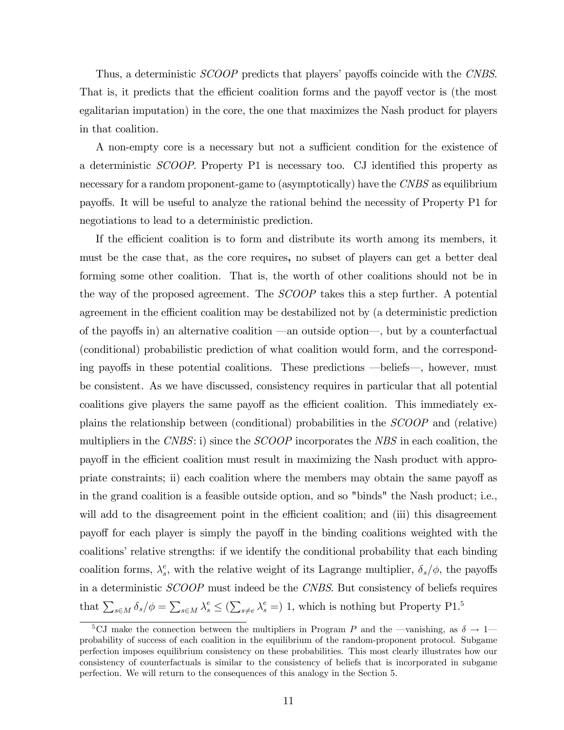Thus, a deterministic *SCOOP* predicts that players' payoffs coincide with the *CNBS*. That is, it predicts that the efficient coalition forms and the payoff vector is (the most egalitarian imputation) in the core, the one that maximizes the Nash product for players in that coalition.

A non-empty core is a necessary but not a sufficient condition for the existence of a deterministic *SCOOP*. Property P1 is necessary too. CJ identified this property as necessary for a random proponent-game to (asymptotically) have the *CNBS* as equilibrium payoffs. It will be useful to analyze the rational behind the necessity of Property P1 for negotiations to lead to a deterministic prediction.

If the efficient coalition is to form and distribute its worth among its members, it must be the case that, as the core requires**,** no subset of players can get a better deal forming some other coalition. That is, the worth of other coalitions should not be in the way of the proposed agreement. The *SCOOP* takes this a step further. A potential agreement in the efficient coalition may be destabilized not by (a deterministic prediction of the payoffs in) an alternative coalition —an outside option—, but by a counterfactual (conditional) probabilistic prediction of what coalition would form, and the corresponding payoffs in these potential coalitions. These predictions —beliefs—, however, must be consistent. As we have discussed, consistency requires in particular that all potential coalitions give players the same payoff as the efficient coalition. This immediately explains the relationship between (conditional) probabilities in the *SCOOP* and (relative) multipliers in the *CNBS*: i) since the *SCOOP* incorporates the *NBS* in each coalition, the payoff in the efficient coalition must result in maximizing the Nash product with appropriate constraints; ii) each coalition where the members may obtain the same payoff as in the grand coalition is a feasible outside option, and so "binds" the Nash product; i.e., will add to the disagreement point in the efficient coalition; and (iii) this disagreement payoff for each player is simply the payoff in the binding coalitions weighted with the coalitions' relative strengths: if we identify the conditional probability that each binding coalition forms, $\lambda_s^e$, with the relative weight of its Lagrange multiplier, $\delta_s/\phi$, the payoffs in a deterministic *SCOOP* must indeed be the *CNBS*. But consistency of beliefs requires that $\sum_{s\in M}\delta_s/\phi = \sum_{s\in M}\lambda_s^e \leq (\sum_{s\neq e}\lambda_s^e =)\ 1$, which is nothing but Property P1.[5]

[5] CJ make the connection between the multipliers in Program $P$ and the —vanishing, as $\delta \to 1$— probability of success of each coalition in the equilibrium of the random-proponent protocol. Subgame perfection imposes equilibrium consistency on these probabilities. This most clearly illustrates how our consistency of counterfactuals is similar to the consistency of beliefs that is incorporated in subgame perfection. We will return to the consequences of this analogy in the Section 5.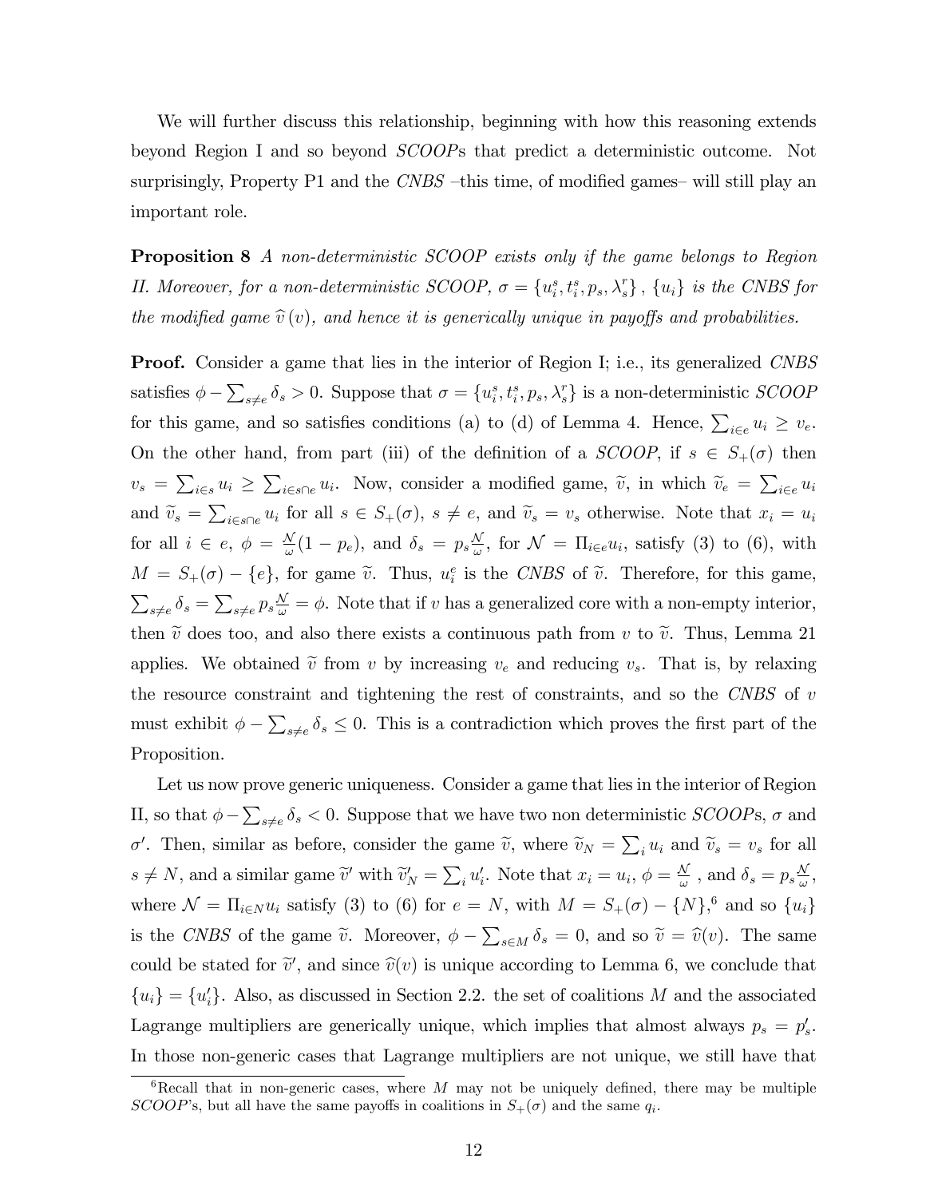We will further discuss this relationship, beginning with how this reasoning extends beyond Region I and so beyond *SCOOP*s that predict a deterministic outcome. Not surprisingly, Property P1 and the *CNBS* –this time, of modified games– will still play an important role.

**Proposition 8** *A non-deterministic SCOOP exists only if the game belongs to Region II. Moreover, for a non-deterministic SCOOP, $\sigma = \{u_i^s, t_i^s, p_s, \lambda_s^r\}$, $\{u_i\}$ is the CNBS for the modified game $\widehat{v}(v)$, and hence it is generically unique in payoffs and probabilities.*

**Proof.** Consider a game that lies in the interior of Region I; i.e., its generalized *CNBS* satisfies $\phi - \sum_{s \neq e} \delta_s > 0$. Suppose that $\sigma = \{u_i^s, t_i^s, p_s, \lambda_s^r\}$ is a non-deterministic *SCOOP* for this game, and so satisfies conditions (a) to (d) of Lemma 4. Hence, $\sum_{i \in e} u_i \geq v_e$. On the other hand, from part (iii) of the definition of a *SCOOP*, if $s \in S_+(\sigma)$ then $v_s = \sum_{i \in s} u_i \geq \sum_{i \in s \cap e} u_i$. Now, consider a modified game, $\widetilde{v}$, in which $\widetilde{v}_e = \sum_{i \in e} u_i$ and $\widetilde{v}_s = \sum_{i \in s \cap e} u_i$ for all $s \in S_+(\sigma)$, $s \neq e$, and $\widetilde{v}_s = v_s$ otherwise. Note that $x_i = u_i$ for all $i \in e$, $\phi = \frac{\mathcal{N}}{\omega}(1 - p_e)$, and $\delta_s = p_s \frac{\mathcal{N}}{\omega}$, for $\mathcal{N} = \Pi_{i \in e} u_i$, satisfy (3) to (6), with $M = S_+(\sigma) - \{e\}$, for game $\widetilde{v}$. Thus, $u_i^e$ is the *CNBS* of $\widetilde{v}$. Therefore, for this game, $\sum_{s \neq e} \delta_s = \sum_{s \neq e} p_s \frac{\mathcal{N}}{\omega} = \phi$. Note that if $v$ has a generalized core with a non-empty interior, then $\widetilde{v}$ does too, and also there exists a continuous path from $v$ to $\widetilde{v}$. Thus, Lemma 21 applies. We obtained $\widetilde{v}$ from $v$ by increasing $v_e$ and reducing $v_s$. That is, by relaxing the resource constraint and tightening the rest of constraints, and so the *CNBS* of $v$ must exhibit $\phi - \sum_{s \neq e} \delta_s \leq 0$. This is a contradiction which proves the first part of the Proposition.

Let us now prove generic uniqueness. Consider a game that lies in the interior of Region II, so that $\phi - \sum_{s \neq e} \delta_s < 0$. Suppose that we have two non deterministic *SCOOP*s, $\sigma$ and $\sigma'$. Then, similar as before, consider the game $\widetilde{v}$, where $\widetilde{v}_N = \sum_i u_i$ and $\widetilde{v}_s = v_s$ for all $s \neq N$, and a similar game $\widetilde{v}'$ with $\widetilde{v}'_N = \sum_i u'_i$. Note that $x_i = u_i$, $\phi = \frac{\mathcal{N}}{\omega}$ , and $\delta_s = p_s \frac{\mathcal{N}}{\omega}$, where $\mathcal{N} = \Pi_{i \in N} u_i$ satisfy (3) to (6) for $e = N$, with $M = S_+(\sigma) - \{N\}$,[6] and so $\{u_i\}$ is the *CNBS* of the game $\widetilde{v}$. Moreover, $\phi - \sum_{s \in M} \delta_s = 0$, and so $\widetilde{v} = \widehat{v}(v)$. The same could be stated for $\widetilde{v}'$, and since $\widehat{v}(v)$ is unique according to Lemma 6, we conclude that $\{u_i\} = \{u'_i\}$. Also, as discussed in Section 2.2. the set of coalitions $M$ and the associated Lagrange multipliers are generically unique, which implies that almost always $p_s = p'_s$. In those non-generic cases that Lagrange multipliers are not unique, we still have that

[6] Recall that in non-generic cases, where $M$ may not be uniquely defined, there may be multiple *SCOOP*'s, but all have the same payoffs in coalitions in $S_+(\sigma)$ and the same $q_i$.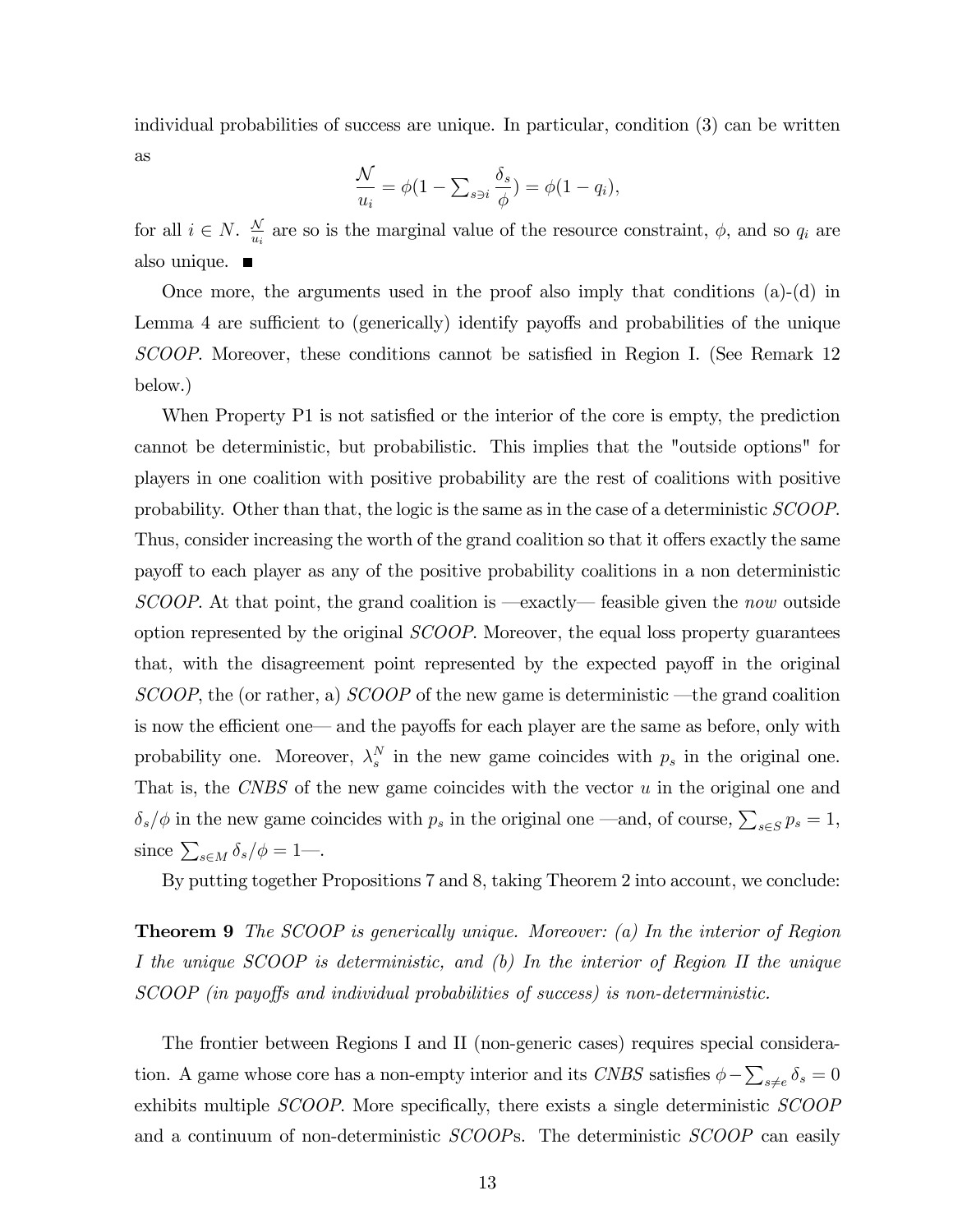individual probabilities of success are unique. In particular, condition (3) can be written as

$$\frac{\mathcal{N}}{u_i} = \phi(1 - \sum_{s \ni i} \frac{\delta_s}{\phi}) = \phi(1 - q_i),$$

for all $i \in N$. $\frac{\mathcal{N}}{u_i}$ are so is the marginal value of the resource constraint, $\phi$, and so $q_i$ are also unique. ■

Once more, the arguments used in the proof also imply that conditions (a)-(d) in Lemma 4 are sufficient to (generically) identify payoffs and probabilities of the unique *SCOOP*. Moreover, these conditions cannot be satisfied in Region I. (See Remark 12 below.)

When Property P1 is not satisfied or the interior of the core is empty, the prediction cannot be deterministic, but probabilistic. This implies that the "outside options" for players in one coalition with positive probability are the rest of coalitions with positive probability. Other than that, the logic is the same as in the case of a deterministic *SCOOP*. Thus, consider increasing the worth of the grand coalition so that it offers exactly the same payoff to each player as any of the positive probability coalitions in a non deterministic *SCOOP*. At that point, the grand coalition is —exactly— feasible given the *now* outside option represented by the original *SCOOP*. Moreover, the equal loss property guarantees that, with the disagreement point represented by the expected payoff in the original *SCOOP*, the (or rather, a) *SCOOP* of the new game is deterministic —the grand coalition is now the efficient one— and the payoffs for each player are the same as before, only with probability one. Moreover, $\lambda_s^N$ in the new game coincides with $p_s$ in the original one. That is, the *CNBS* of the new game coincides with the vector $u$ in the original one and $\delta_s/\phi$ in the new game coincides with $p_s$ in the original one —and, of course, $\sum_{s \in S} p_s = 1$, since $\sum_{s \in M} \delta_s/\phi = 1$—.

By putting together Propositions 7 and 8, taking Theorem 2 into account, we conclude:

**Theorem 9** *The SCOOP is generically unique. Moreover: (a) In the interior of Region I the unique SCOOP is deterministic, and (b) In the interior of Region II the unique SCOOP (in payoffs and individual probabilities of success) is non-deterministic.*

The frontier between Regions I and II (non-generic cases) requires special consideration. A game whose core has a non-empty interior and its *CNBS* satisfies $\phi - \sum_{s \neq e} \delta_s = 0$ exhibits multiple *SCOOP*. More specifically, there exists a single deterministic *SCOOP* and a continuum of non-deterministic *SCOOP*s. The deterministic *SCOOP* can easily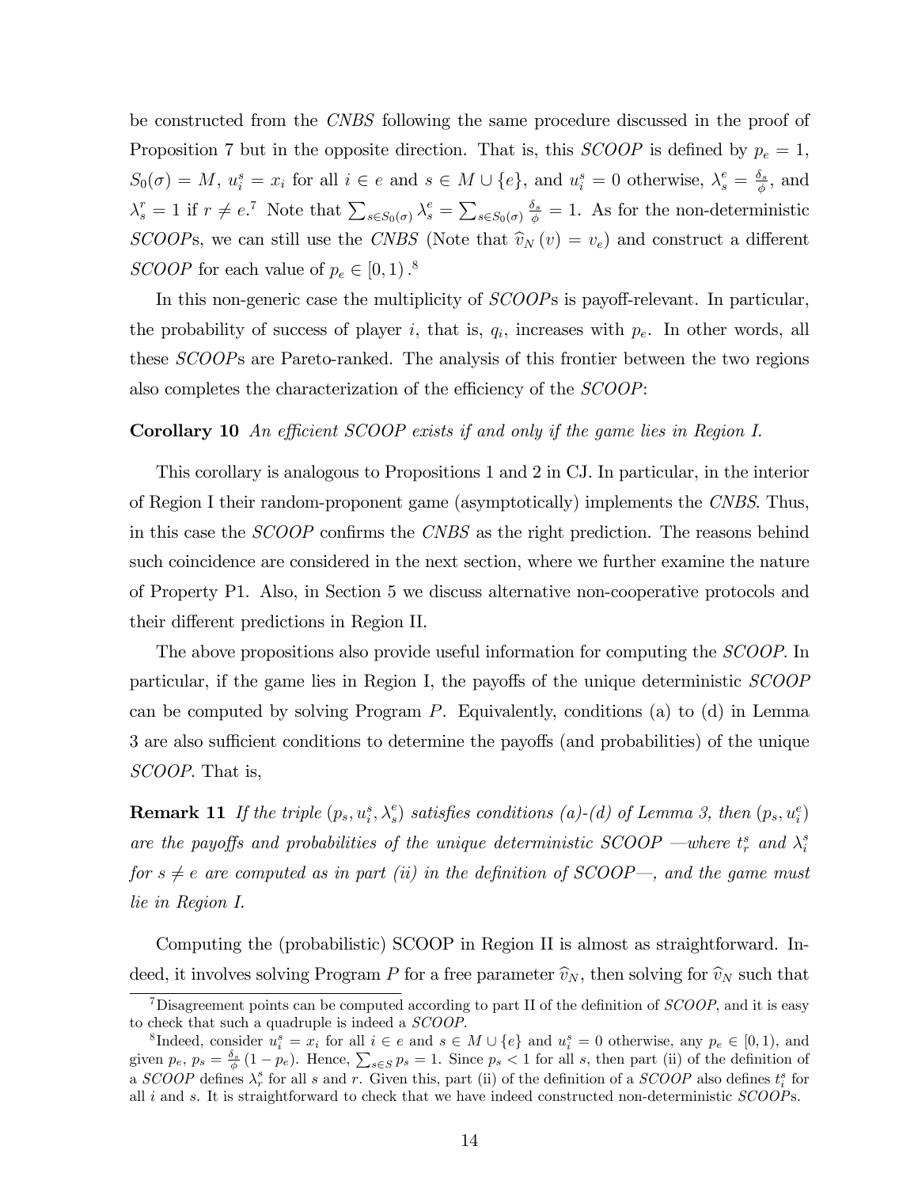be constructed from the *CNBS* following the same procedure discussed in the proof of Proposition 7 but in the opposite direction. That is, this *SCOOP* is defined by $p_e = 1$, $S_0(\sigma) = M$, $u_i^s = x_i$ for all $i \in e$ and $s \in M \cup \{e\}$, and $u_i^s = 0$ otherwise, $\lambda_s^e = \frac{\delta_s}{\phi}$, and $\lambda_s^r = 1$ if $r \neq e$.[7] Note that $\sum_{s \in S_0(\sigma)} \lambda_s^e = \sum_{s \in S_0(\sigma)} \frac{\delta_s}{\phi} = 1$. As for the non-deterministic *SCOOP*s, we can still use the *CNBS* (Note that $\widehat{v}_N(v) = v_e$) and construct a different *SCOOP* for each value of $p_e \in [0, 1)$.[8]

In this non-generic case the multiplicity of *SCOOP*s is payoff-relevant. In particular, the probability of success of player $i$, that is, $q_i$, increases with $p_e$. In other words, all these *SCOOP*s are Pareto-ranked. The analysis of this frontier between the two regions also completes the characterization of the efficiency of the *SCOOP*:

**Corollary 10** *An efficient SCOOP exists if and only if the game lies in Region I.*

This corollary is analogous to Propositions 1 and 2 in CJ. In particular, in the interior of Region I their random-proponent game (asymptotically) implements the *CNBS*. Thus, in this case the *SCOOP* confirms the *CNBS* as the right prediction. The reasons behind such coincidence are considered in the next section, where we further examine the nature of Property P1. Also, in Section 5 we discuss alternative non-cooperative protocols and their different predictions in Region II.

The above propositions also provide useful information for computing the *SCOOP*. In particular, if the game lies in Region I, the payoffs of the unique deterministic *SCOOP* can be computed by solving Program $P$. Equivalently, conditions (a) to (d) in Lemma 3 are also sufficient conditions to determine the payoffs (and probabilities) of the unique *SCOOP*. That is,

**Remark 11** *If the triple $(p_s, u_i^s, \lambda_s^e)$ satisfies conditions (a)-(d) of Lemma 3, then $(p_s, u_i^e)$ are the payoffs and probabilities of the unique deterministic SCOOP —where $t_r^s$ and $\lambda_i^s$ for $s \neq e$ are computed as in part (ii) in the definition of SCOOP—, and the game must lie in Region I.*

Computing the (probabilistic) SCOOP in Region II is almost as straightforward. Indeed, it involves solving Program $P$ for a free parameter $\widehat{v}_N$, then solving for $\widehat{v}_N$ such that

[7] Disagreement points can be computed according to part II of the definition of *SCOOP*, and it is easy to check that such a quadruple is indeed a *SCOOP*.

[8] Indeed, consider $u_i^s = x_i$ for all $i \in e$ and $s \in M \cup \{e\}$ and $u_i^s = 0$ otherwise, any $p_e \in [0, 1)$, and given $p_e$, $p_s = \frac{\delta_s}{\phi}(1 - p_e)$. Hence, $\sum_{s \in S} p_s = 1$. Since $p_s < 1$ for all $s$, then part (ii) of the definition of a *SCOOP* defines $\lambda_r^s$ for all $s$ and $r$. Given this, part (ii) of the definition of a *SCOOP* also defines $t_i^s$ for all $i$ and $s$. It is straightforward to check that we have indeed constructed non-deterministic *SCOOP*s.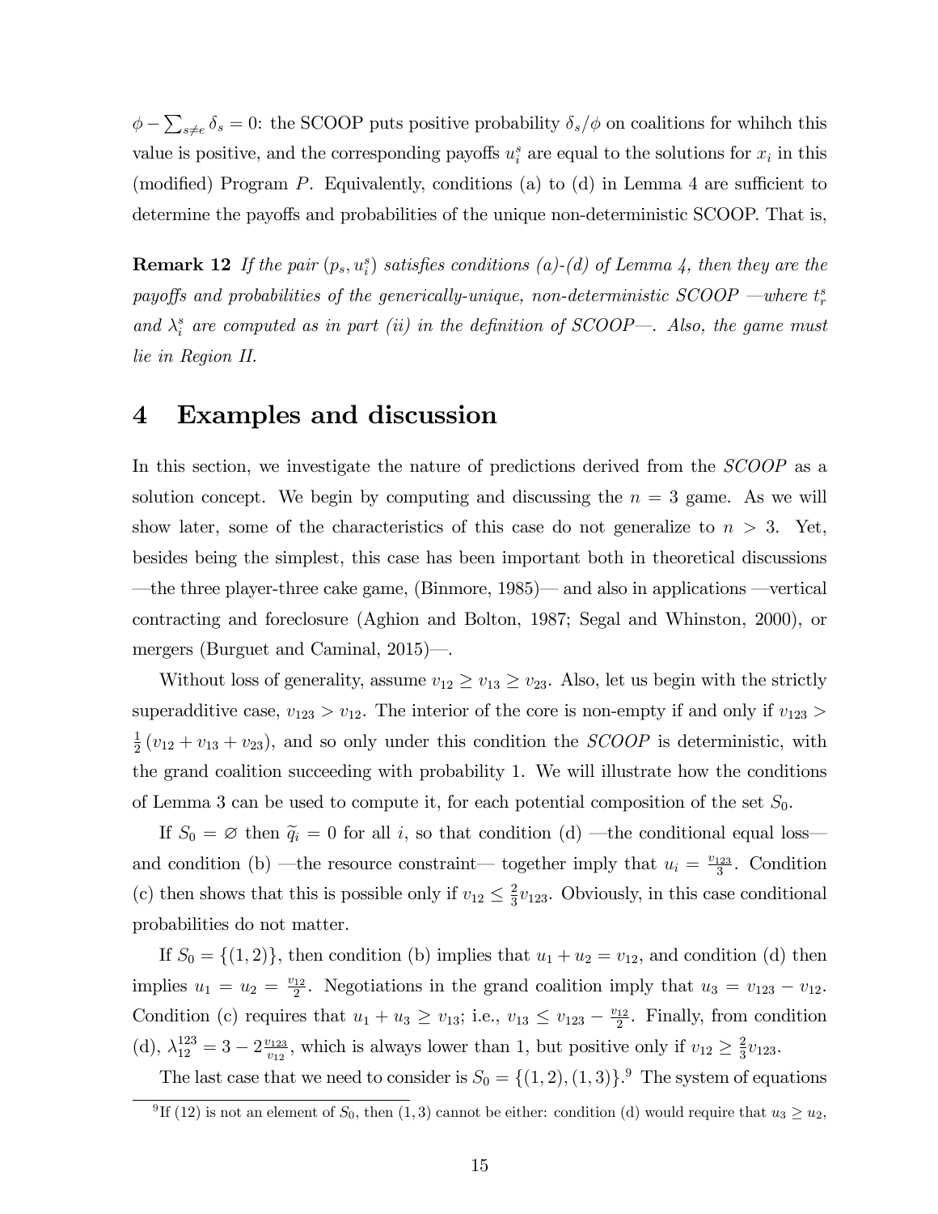$\phi - \sum_{s \neq e} \delta_s = 0$: the SCOOP puts positive probability $\delta_s/\phi$ on coalitions for whihch this value is positive, and the corresponding payoffs $u_i^s$ are equal to the solutions for $x_i$ in this (modified) Program $P$. Equivalently, conditions (a) to (d) in Lemma 4 are sufficient to determine the payoffs and probabilities of the unique non-deterministic SCOOP. That is,

**Remark 12** *If the pair $(p_s, u_i^s)$ satisfies conditions (a)-(d) of Lemma 4, then they are the payoffs and probabilities of the generically-unique, non-deterministic SCOOP —where $t_r^s$ and $\lambda_i^s$ are computed as in part (ii) in the definition of SCOOP—. Also, the game must lie in Region II.*

# 4 Examples and discussion

In this section, we investigate the nature of predictions derived from the *SCOOP* as a solution concept. We begin by computing and discussing the $n = 3$ game. As we will show later, some of the characteristics of this case do not generalize to $n > 3$. Yet, besides being the simplest, this case has been important both in theoretical discussions —the three player-three cake game, (Binmore, 1985)— and also in applications —vertical contracting and foreclosure (Aghion and Bolton, 1987; Segal and Whinston, 2000), or mergers (Burguet and Caminal, 2015)—.

Without loss of generality, assume $v_{12} \geq v_{13} \geq v_{23}$. Also, let us begin with the strictly superadditive case, $v_{123} > v_{12}$. The interior of the core is non-empty if and only if $v_{123} > \frac{1}{2}(v_{12} + v_{13} + v_{23})$, and so only under this condition the *SCOOP* is deterministic, with the grand coalition succeeding with probability 1. We will illustrate how the conditions of Lemma 3 can be used to compute it, for each potential composition of the set $S_0$.

If $S_0 = \varnothing$ then $\widetilde{q}_i = 0$ for all $i$, so that condition (d) —the conditional equal loss— and condition (b) —the resource constraint— together imply that $u_i = \frac{v_{123}}{3}$. Condition (c) then shows that this is possible only if $v_{12} \leq \frac{2}{3}v_{123}$. Obviously, in this case conditional probabilities do not matter.

If $S_0 = \{(1,2)\}$, then condition (b) implies that $u_1 + u_2 = v_{12}$, and condition (d) then implies $u_1 = u_2 = \frac{v_{12}}{2}$. Negotiations in the grand coalition imply that $u_3 = v_{123} - v_{12}$. Condition (c) requires that $u_1 + u_3 \geq v_{13}$; i.e., $v_{13} \leq v_{123} - \frac{v_{12}}{2}$. Finally, from condition (d), $\lambda_{12}^{123} = 3 - 2\frac{v_{123}}{v_{12}}$, which is always lower than 1, but positive only if $v_{12} \geq \frac{2}{3}v_{123}$.

The last case that we need to consider is $S_0 = \{(1,2),(1,3)\}$.[9] The system of equations

[9] If (12) is not an element of $S_0$, then $(1,3)$ cannot be either: condition (d) would require that $u_3 \geq u_2$,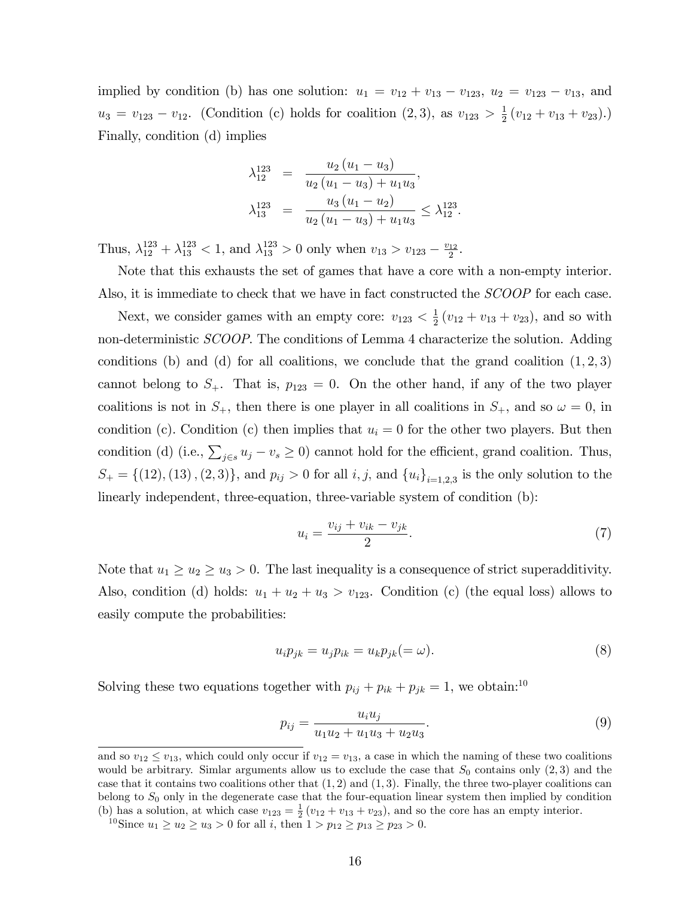implied by condition (b) has one solution: $u_1 = v_{12} + v_{13} - v_{123}$, $u_2 = v_{123} - v_{13}$, and $u_3 = v_{123} - v_{12}$. (Condition (c) holds for coalition $(2,3)$, as $v_{123} > \frac{1}{2}(v_{12} + v_{13} + v_{23})$.) Finally, condition (d) implies

$$
\begin{aligned}
\lambda_{12}^{123} &= \frac{u_2(u_1 - u_3)}{u_2(u_1 - u_3) + u_1 u_3}, \\
\lambda_{13}^{123} &= \frac{u_3(u_1 - u_2)}{u_2(u_1 - u_3) + u_1 u_3} \leq \lambda_{12}^{123}.
\end{aligned}
$$

Thus, $\lambda_{12}^{123} + \lambda_{13}^{123} < 1$, and $\lambda_{13}^{123} > 0$ only when $v_{13} > v_{123} - \frac{v_{12}}{2}$.

Note that this exhausts the set of games that have a core with a non-empty interior. Also, it is immediate to check that we have in fact constructed the *SCOOP* for each case.

Next, we consider games with an empty core: $v_{123} < \frac{1}{2}(v_{12} + v_{13} + v_{23})$, and so with non-deterministic *SCOOP*. The conditions of Lemma 4 characterize the solution. Adding conditions (b) and (d) for all coalitions, we conclude that the grand coalition $(1,2,3)$ cannot belong to $S_+$. That is, $p_{123} = 0$. On the other hand, if any of the two player coalitions is not in $S_+$, then there is one player in all coalitions in $S_+$, and so $\omega = 0$, in condition (c). Condition (c) then implies that $u_i = 0$ for the other two players. But then condition (d) (i.e., $\sum_{j \in s} u_j - v_s \geq 0$) cannot hold for the efficient, grand coalition. Thus, $S_+ = \{(12), (13), (2,3)\}$, and $p_{ij} > 0$ for all $i, j$, and $\{u_i\}_{i=1,2,3}$ is the only solution to the linearly independent, three-equation, three-variable system of condition (b):

$$
u_i = \frac{v_{ij} + v_{ik} - v_{jk}}{2}. \tag{7}
$$

Note that $u_1 \geq u_2 \geq u_3 > 0$. The last inequality is a consequence of strict superadditivity. Also, condition (d) holds: $u_1 + u_2 + u_3 > v_{123}$. Condition (c) (the equal loss) allows to easily compute the probabilities:

$$
u_i p_{jk} = u_j p_{ik} = u_k p_{jk} (= \omega). \tag{8}
$$

Solving these two equations together with $p_{ij} + p_{ik} + p_{jk} = 1$, we obtain:[10]

$$
p_{ij} = \frac{u_i u_j}{u_1 u_2 + u_1 u_3 + u_2 u_3}. \tag{9}
$$

---

and so $v_{12} \leq v_{13}$, which could only occur if $v_{12} = v_{13}$, a case in which the naming of these two coalitions would be arbitrary. Simlar arguments allow us to exclude the case that $S_0$ contains only $(2,3)$ and the case that it contains two coalitions other that $(1,2)$ and $(1,3)$. Finally, the three two-player coalitions can belong to $S_0$ only in the degenerate case that the four-equation linear system then implied by condition (b) has a solution, at which case $v_{123} = \frac{1}{2}(v_{12} + v_{13} + v_{23})$, and so the core has an empty interior.

[10] Since $u_1 \geq u_2 \geq u_3 > 0$ for all $i$, then $1 > p_{12} \geq p_{13} \geq p_{23} > 0$.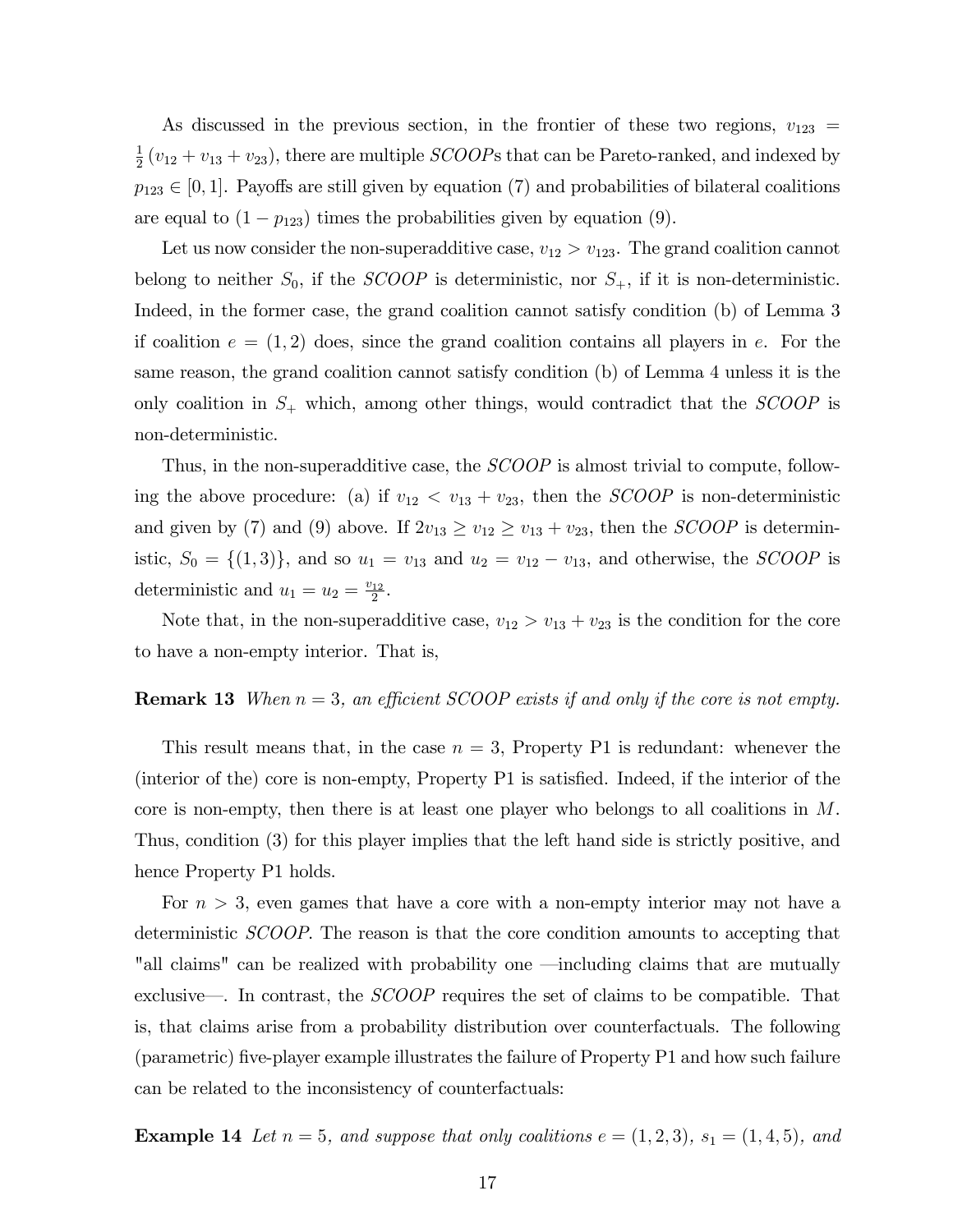As discussed in the previous section, in the frontier of these two regions, $v_{123} = \frac{1}{2}(v_{12} + v_{13} + v_{23})$, there are multiple *SCOOP*s that can be Pareto-ranked, and indexed by $p_{123} \in [0, 1]$. Payoffs are still given by equation (7) and probabilities of bilateral coalitions are equal to $(1 - p_{123})$ times the probabilities given by equation (9).

Let us now consider the non-superadditive case, $v_{12} > v_{123}$. The grand coalition cannot belong to neither $S_0$, if the *SCOOP* is deterministic, nor $S_+$, if it is non-deterministic. Indeed, in the former case, the grand coalition cannot satisfy condition (b) of Lemma 3 if coalition $e = (1, 2)$ does, since the grand coalition contains all players in $e$. For the same reason, the grand coalition cannot satisfy condition (b) of Lemma 4 unless it is the only coalition in $S_+$ which, among other things, would contradict that the *SCOOP* is non-deterministic.

Thus, in the non-superadditive case, the *SCOOP* is almost trivial to compute, following the above procedure: (a) if $v_{12} < v_{13} + v_{23}$, then the *SCOOP* is non-deterministic and given by (7) and (9) above. If $2v_{13} \geq v_{12} \geq v_{13} + v_{23}$, then the *SCOOP* is deterministic, $S_0 = \{(1, 3)\}$, and so $u_1 = v_{13}$ and $u_2 = v_{12} - v_{13}$, and otherwise, the *SCOOP* is deterministic and $u_1 = u_2 = \frac{v_{12}}{2}$.

Note that, in the non-superadditive case, $v_{12} > v_{13} + v_{23}$ is the condition for the core to have a non-empty interior. That is,

**Remark 13** *When $n = 3$, an efficient SCOOP exists if and only if the core is not empty.*

This result means that, in the case $n = 3$, Property P1 is redundant: whenever the (interior of the) core is non-empty, Property P1 is satisfied. Indeed, if the interior of the core is non-empty, then there is at least one player who belongs to all coalitions in $M$. Thus, condition (3) for this player implies that the left hand side is strictly positive, and hence Property P1 holds.

For $n > 3$, even games that have a core with a non-empty interior may not have a deterministic *SCOOP*. The reason is that the core condition amounts to accepting that "all claims" can be realized with probability one —including claims that are mutually exclusive—. In contrast, the *SCOOP* requires the set of claims to be compatible. That is, that claims arise from a probability distribution over counterfactuals. The following (parametric) five-player example illustrates the failure of Property P1 and how such failure can be related to the inconsistency of counterfactuals:

**Example 14** *Let $n = 5$, and suppose that only coalitions $e = (1, 2, 3)$, $s_1 = (1, 4, 5)$, and*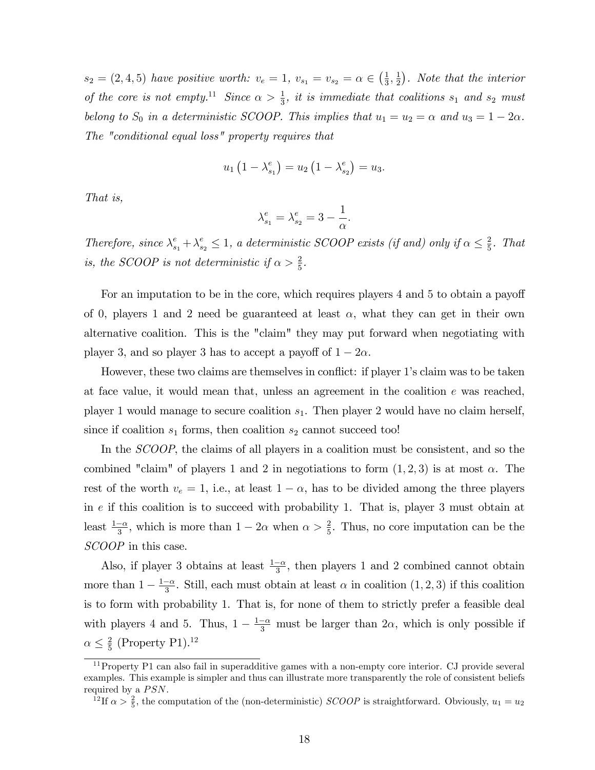*$s_2 = (2, 4, 5)$ have positive worth: $v_e = 1$, $v_{s_1} = v_{s_2} = \alpha \in \left(\frac{1}{3}, \frac{1}{2}\right)$. Note that the interior of the core is not empty.*[11] *Since $\alpha > \frac{1}{3}$, it is immediate that coalitions $s_1$ and $s_2$ must belong to $S_0$ in a deterministic SCOOP. This implies that $u_1 = u_2 = \alpha$ and $u_3 = 1 - 2\alpha$. The "conditional equal loss" property requires that*

$$u_1 \left(1 - \lambda^e_{s_1}\right) = u_2 \left(1 - \lambda^e_{s_2}\right) = u_3.$$

*That is,*

$$\lambda^e_{s_1} = \lambda^e_{s_2} = 3 - \frac{1}{\alpha}.$$

*Therefore, since $\lambda^e_{s_1} + \lambda^e_{s_2} \leq 1$, a deterministic SCOOP exists (if and) only if $\alpha \leq \frac{2}{5}$. That is, the SCOOP is not deterministic if $\alpha > \frac{2}{5}$.*

For an imputation to be in the core, which requires players 4 and 5 to obtain a payoff of 0, players 1 and 2 need be guaranteed at least $\alpha$, what they can get in their own alternative coalition. This is the "claim" they may put forward when negotiating with player 3, and so player 3 has to accept a payoff of $1 - 2\alpha$.

However, these two claims are themselves in conflict: if player 1's claim was to be taken at face value, it would mean that, unless an agreement in the coalition $e$ was reached, player 1 would manage to secure coalition $s_1$. Then player 2 would have no claim herself, since if coalition $s_1$ forms, then coalition $s_2$ cannot succeed too!

In the *SCOOP*, the claims of all players in a coalition must be consistent, and so the combined "claim" of players 1 and 2 in negotiations to form $(1, 2, 3)$ is at most $\alpha$. The rest of the worth $v_e = 1$, i.e., at least $1 - \alpha$, has to be divided among the three players in $e$ if this coalition is to succeed with probability 1. That is, player 3 must obtain at least $\frac{1-\alpha}{3}$, which is more than $1 - 2\alpha$ when $\alpha > \frac{2}{5}$. Thus, no core imputation can be the *SCOOP* in this case.

Also, if player 3 obtains at least $\frac{1-\alpha}{3}$, then players 1 and 2 combined cannot obtain more than $1 - \frac{1-\alpha}{3}$. Still, each must obtain at least $\alpha$ in coalition $(1, 2, 3)$ if this coalition is to form with probability 1. That is, for none of them to strictly prefer a feasible deal with players 4 and 5. Thus, $1 - \frac{1-\alpha}{3}$ must be larger than $2\alpha$, which is only possible if $\alpha \leq \frac{2}{5}$ (Property P1).[12]

[11] Property P1 can also fail in superadditive games with a non-empty core interior. CJ provide several examples. This example is simpler and thus can illustrate more transparently the role of consistent beliefs required by a *PSN*.

[12] If $\alpha > \frac{2}{5}$, the computation of the (non-deterministic) *SCOOP* is straightforward. Obviously, $u_1 = u_2$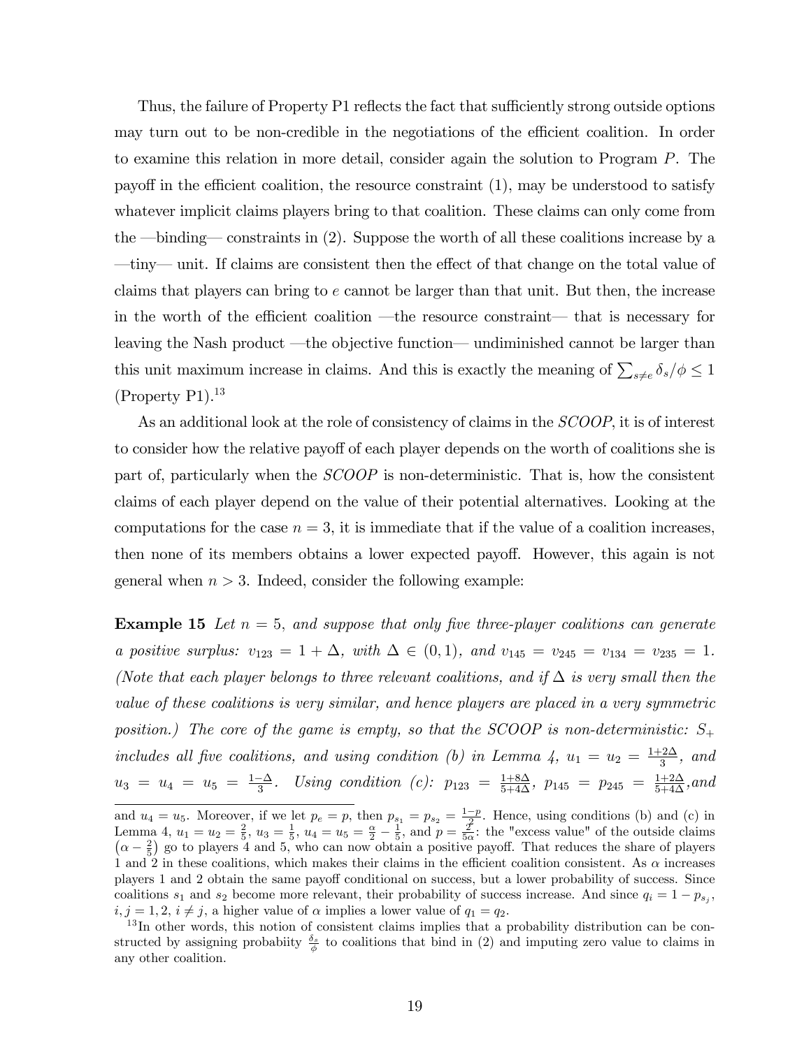Thus, the failure of Property P1 reflects the fact that sufficiently strong outside options may turn out to be non-credible in the negotiations of the efficient coalition. In order to examine this relation in more detail, consider again the solution to Program $P$. The payoff in the efficient coalition, the resource constraint (1), may be understood to satisfy whatever implicit claims players bring to that coalition. These claims can only come from the —binding— constraints in (2). Suppose the worth of all these coalitions increase by a —tiny— unit. If claims are consistent then the effect of that change on the total value of claims that players can bring to $e$ cannot be larger than that unit. But then, the increase in the worth of the efficient coalition —the resource constraint— that is necessary for leaving the Nash product —the objective function— undiminished cannot be larger than this unit maximum increase in claims. And this is exactly the meaning of $\sum_{s \neq e} \delta_s / \phi \leq 1$ (Property P1).[13]

As an additional look at the role of consistency of claims in the *SCOOP*, it is of interest to consider how the relative payoff of each player depends on the worth of coalitions she is part of, particularly when the *SCOOP* is non-deterministic. That is, how the consistent claims of each player depend on the value of their potential alternatives. Looking at the computations for the case $n = 3$, it is immediate that if the value of a coalition increases, then none of its members obtains a lower expected payoff. However, this again is not general when $n > 3$. Indeed, consider the following example:

**Example 15** *Let $n = 5$, and suppose that only five three-player coalitions can generate a positive surplus: $v_{123} = 1 + \Delta$, with $\Delta \in (0, 1)$, and $v_{145} = v_{245} = v_{134} = v_{235} = 1$. (Note that each player belongs to three relevant coalitions, and if $\Delta$ is very small then the value of these coalitions is very similar, and hence players are placed in a very symmetric position.) The core of the game is empty, so that the SCOOP is non-deterministic: $S_+$ includes all five coalitions, and using condition (b) in Lemma 4, $u_1 = u_2 = \frac{1+2\Delta}{3}$, and $u_3 = u_4 = u_5 = \frac{1-\Delta}{3}$. Using condition (c): $p_{123} = \frac{1+8\Delta}{5+4\Delta}$, $p_{145} = p_{245} = \frac{1+2\Delta}{5+4\Delta}$, and*

---

and $u_4 = u_5$. Moreover, if we let $p_e = p$, then $p_{s_1} = p_{s_2} = \frac{1-p}{2}$. Hence, using conditions (b) and (c) in Lemma 4, $u_1 = u_2 = \frac{2}{5}$, $u_3 = \frac{1}{5}$, $u_4 = u_5 = \frac{\alpha}{2} - \frac{1}{5}$, and $p = \frac{2}{5\alpha}$: the "excess value" of the outside claims $\left(\alpha - \frac{2}{5}\right)$ go to players 4 and 5, who can now obtain a positive payoff. That reduces the share of players 1 and 2 in these coalitions, which makes their claims in the efficient coalition consistent. As $\alpha$ increases players 1 and 2 obtain the same payoff conditional on success, but a lower probability of success. Since coalitions $s_1$ and $s_2$ become more relevant, their probability of success increase. And since $q_i = 1 - p_{s_j}$, $i, j = 1, 2$, $i \neq j$, a higher value of $\alpha$ implies a lower value of $q_1 = q_2$.

[13] In other words, this notion of consistent claims implies that a probability distribution can be constructed by assigning probabiity $\frac{\delta_s}{\phi}$ to coalitions that bind in (2) and imputing zero value to claims in any other coalition.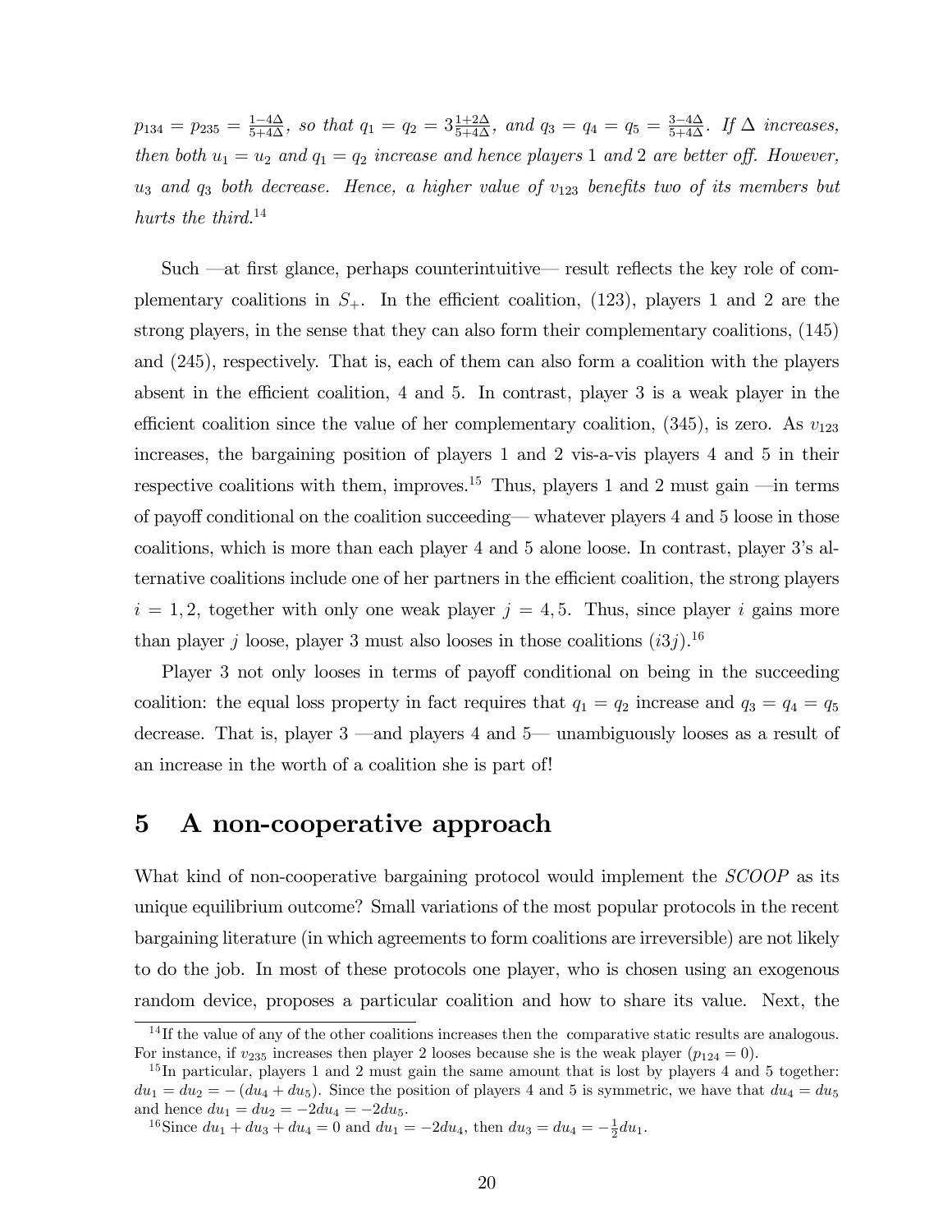*$p_{134} = p_{235} = \frac{1-4\Delta}{5+4\Delta}$, so that $q_1 = q_2 = 3\frac{1+2\Delta}{5+4\Delta}$, and $q_3 = q_4 = q_5 = \frac{3-4\Delta}{5+4\Delta}$. If $\Delta$ increases, then both $u_1 = u_2$ and $q_1 = q_2$ increase and hence players 1 and 2 are better off. However, $u_3$ and $q_3$ both decrease. Hence, a higher value of $v_{123}$ benefits two of its members but hurts the third.*[14]

Such —at first glance, perhaps counterintuitive— result reflects the key role of complementary coalitions in $S_+$. In the efficient coalition, (123), players 1 and 2 are the strong players, in the sense that they can also form their complementary coalitions, (145) and (245), respectively. That is, each of them can also form a coalition with the players absent in the efficient coalition, 4 and 5. In contrast, player 3 is a weak player in the efficient coalition since the value of her complementary coalition, (345), is zero. As $v_{123}$ increases, the bargaining position of players 1 and 2 vis-a-vis players 4 and 5 in their respective coalitions with them, improves.[15] Thus, players 1 and 2 must gain —in terms of payoff conditional on the coalition succeeding— whatever players 4 and 5 loose in those coalitions, which is more than each player 4 and 5 alone loose. In contrast, player 3's alternative coalitions include one of her partners in the efficient coalition, the strong players $i = 1, 2$, together with only one weak player $j = 4, 5$. Thus, since player $i$ gains more than player $j$ loose, player 3 must also looses in those coalitions $(i3j)$.[16]

Player 3 not only looses in terms of payoff conditional on being in the succeeding coalition: the equal loss property in fact requires that $q_1 = q_2$ increase and $q_3 = q_4 = q_5$ decrease. That is, player 3 —and players 4 and 5— unambiguously looses as a result of an increase in the worth of a coalition she is part of!

# 5 A non-cooperative approach

What kind of non-cooperative bargaining protocol would implement the *SCOOP* as its unique equilibrium outcome? Small variations of the most popular protocols in the recent bargaining literature (in which agreements to form coalitions are irreversible) are not likely to do the job. In most of these protocols one player, who is chosen using an exogenous random device, proposes a particular coalition and how to share its value. Next, the

[14] If the value of any of the other coalitions increases then the comparative static results are analogous. For instance, if $v_{235}$ increases then player 2 looses because she is the weak player ($p_{124} = 0$).

[15] In particular, players 1 and 2 must gain the same amount that is lost by players 4 and 5 together: $du_1 = du_2 = -(du_4 + du_5)$. Since the position of players 4 and 5 is symmetric, we have that $du_4 = du_5$ and hence $du_1 = du_2 = -2du_4 = -2du_5$.

[16] Since $du_1 + du_3 + du_4 = 0$ and $du_1 = -2du_4$, then $du_3 = du_4 = -\frac{1}{2}du_1$.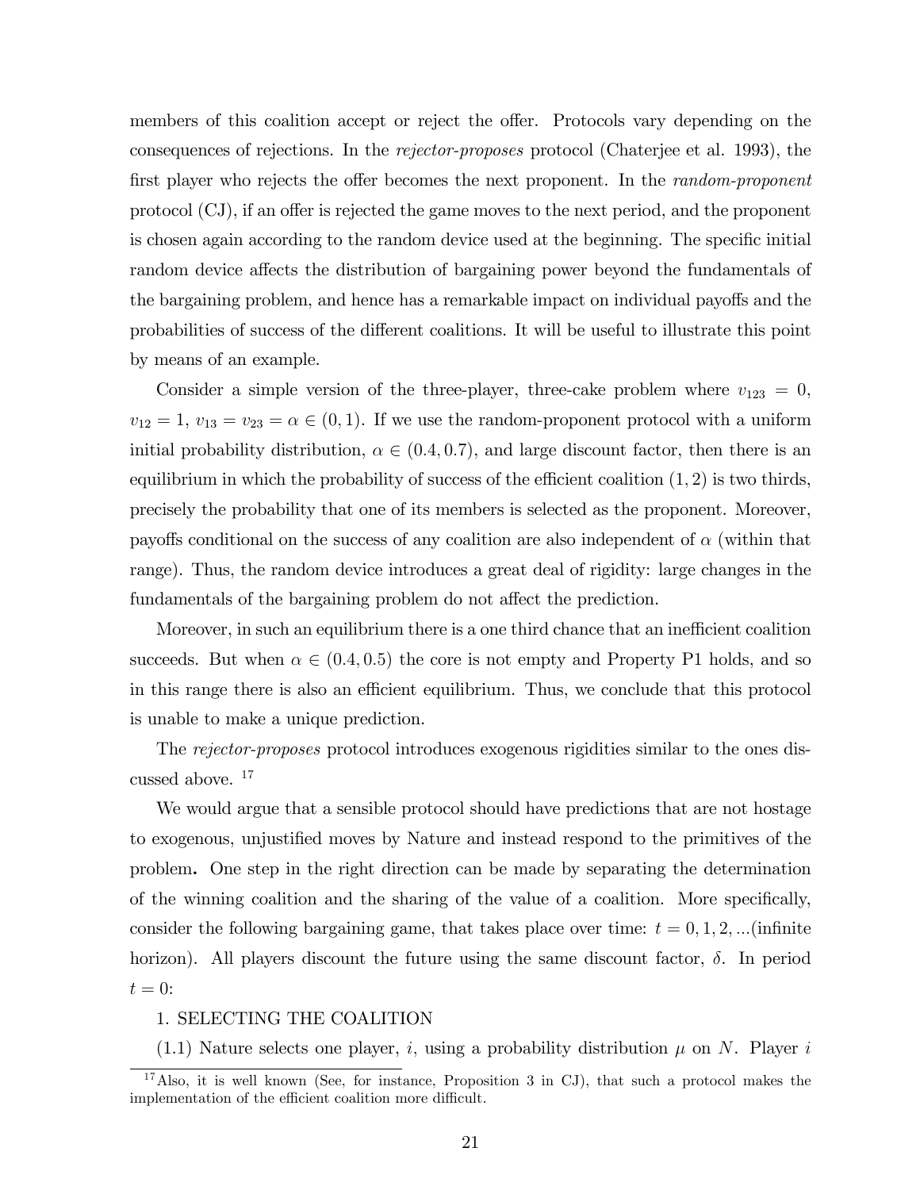members of this coalition accept or reject the offer. Protocols vary depending on the consequences of rejections. In the *rejector-proposes* protocol (Chaterjee et al. 1993), the first player who rejects the offer becomes the next proponent. In the *random-proponent* protocol (CJ), if an offer is rejected the game moves to the next period, and the proponent is chosen again according to the random device used at the beginning. The specific initial random device affects the distribution of bargaining power beyond the fundamentals of the bargaining problem, and hence has a remarkable impact on individual payoffs and the probabilities of success of the different coalitions. It will be useful to illustrate this point by means of an example.

Consider a simple version of the three-player, three-cake problem where $v_{123} = 0$, $v_{12} = 1$, $v_{13} = v_{23} = \alpha \in (0, 1)$. If we use the random-proponent protocol with a uniform initial probability distribution, $\alpha \in (0.4, 0.7)$, and large discount factor, then there is an equilibrium in which the probability of success of the efficient coalition $(1, 2)$ is two thirds, precisely the probability that one of its members is selected as the proponent. Moreover, payoffs conditional on the success of any coalition are also independent of $\alpha$ (within that range). Thus, the random device introduces a great deal of rigidity: large changes in the fundamentals of the bargaining problem do not affect the prediction.

Moreover, in such an equilibrium there is a one third chance that an inefficient coalition succeeds. But when $\alpha \in (0.4, 0.5)$ the core is not empty and Property P1 holds, and so in this range there is also an efficient equilibrium. Thus, we conclude that this protocol is unable to make a unique prediction.

The *rejector-proposes* protocol introduces exogenous rigidities similar to the ones discussed above. [17]

We would argue that a sensible protocol should have predictions that are not hostage to exogenous, unjustified moves by Nature and instead respond to the primitives of the problem**.** One step in the right direction can be made by separating the determination of the winning coalition and the sharing of the value of a coalition. More specifically, consider the following bargaining game, that takes place over time: $t = 0, 1, 2, ...$(infinite horizon). All players discount the future using the same discount factor, $\delta$. In period $t = 0$:

1. SELECTING THE COALITION

(1.1) Nature selects one player, $i$, using a probability distribution $\mu$ on $N$. Player $i$

[17] Also, it is well known (See, for instance, Proposition 3 in CJ), that such a protocol makes the implementation of the efficient coalition more difficult.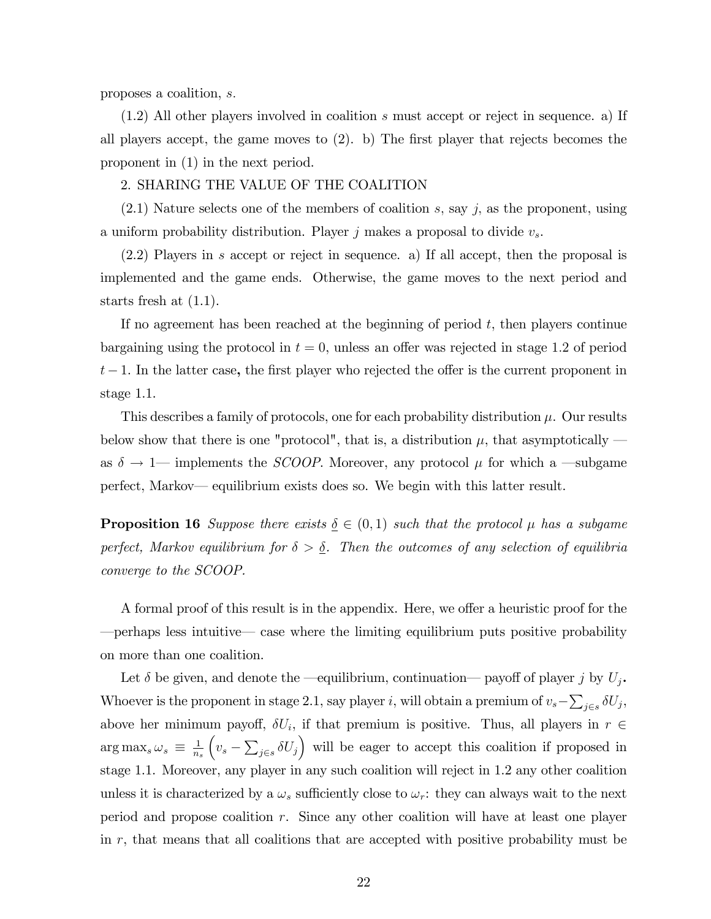proposes a coalition, $s$.

(1.2) All other players involved in coalition $s$ must accept or reject in sequence. a) If all players accept, the game moves to (2). b) The first player that rejects becomes the proponent in (1) in the next period.

2. SHARING THE VALUE OF THE COALITION

(2.1) Nature selects one of the members of coalition $s$, say $j$, as the proponent, using a uniform probability distribution. Player $j$ makes a proposal to divide $v_s$.

(2.2) Players in $s$ accept or reject in sequence. a) If all accept, then the proposal is implemented and the game ends. Otherwise, the game moves to the next period and starts fresh at (1.1).

If no agreement has been reached at the beginning of period $t$, then players continue bargaining using the protocol in $t = 0$, unless an offer was rejected in stage 1.2 of period $t-1$. In the latter case**,** the first player who rejected the offer is the current proponent in stage 1.1.

This describes a family of protocols, one for each probability distribution $\mu$. Our results below show that there is one "protocol", that is, a distribution $\mu$, that asymptotically —as $\delta \to 1$— implements the *SCOOP*. Moreover, any protocol $\mu$ for which a —subgame perfect, Markov— equilibrium exists does so. We begin with this latter result.

**Proposition 16** *Suppose there exists $\underline{\delta} \in (0,1)$ such that the protocol $\mu$ has a subgame perfect, Markov equilibrium for $\delta > \underline{\delta}$. Then the outcomes of any selection of equilibria converge to the SCOOP.*

A formal proof of this result is in the appendix. Here, we offer a heuristic proof for the —perhaps less intuitive— case where the limiting equilibrium puts positive probability on more than one coalition.

Let $\delta$ be given, and denote the —equilibrium, continuation— payoff of player $j$ by $U_j$**.** Whoever is the proponent in stage 2.1, say player $i$, will obtain a premium of $v_s - \sum_{j \in s} \delta U_j$, above her minimum payoff, $\delta U_i$, if that premium is positive. Thus, all players in $r \in \arg\max_s \omega_s \equiv \frac{1}{n_s}\left(v_s - \sum_{j \in s} \delta U_j\right)$ will be eager to accept this coalition if proposed in stage 1.1. Moreover, any player in any such coalition will reject in 1.2 any other coalition unless it is characterized by a $\omega_s$ sufficiently close to $\omega_r$: they can always wait to the next period and propose coalition $r$. Since any other coalition will have at least one player in $r$, that means that all coalitions that are accepted with positive probability must be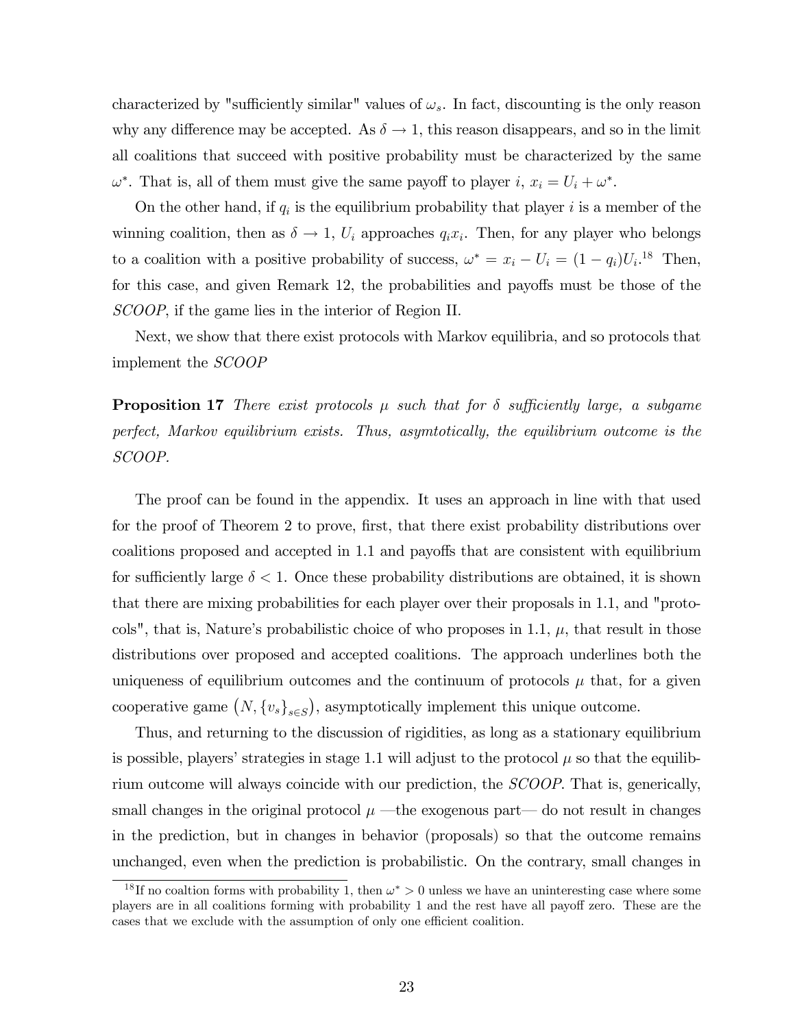characterized by "sufficiently similar" values of $\omega_s$. In fact, discounting is the only reason why any difference may be accepted. As $\delta \to 1$, this reason disappears, and so in the limit all coalitions that succeed with positive probability must be characterized by the same $\omega^*$. That is, all of them must give the same payoff to player $i$, $x_i = U_i + \omega^*$.

On the other hand, if $q_i$ is the equilibrium probability that player $i$ is a member of the winning coalition, then as $\delta \to 1$, $U_i$ approaches $q_i x_i$. Then, for any player who belongs to a coalition with a positive probability of success, $\omega^* = x_i - U_i = (1 - q_i)U_i$.[18] Then, for this case, and given Remark 12, the probabilities and payoffs must be those of the *SCOOP*, if the game lies in the interior of Region II.

Next, we show that there exist protocols with Markov equilibria, and so protocols that implement the *SCOOP*

**Proposition 17** *There exist protocols $\mu$ such that for $\delta$ sufficiently large, a subgame perfect, Markov equilibrium exists. Thus, asymtotically, the equilibrium outcome is the SCOOP.*

The proof can be found in the appendix. It uses an approach in line with that used for the proof of Theorem 2 to prove, first, that there exist probability distributions over coalitions proposed and accepted in 1.1 and payoffs that are consistent with equilibrium for sufficiently large $\delta < 1$. Once these probability distributions are obtained, it is shown that there are mixing probabilities for each player over their proposals in 1.1, and "protocols", that is, Nature's probabilistic choice of who proposes in 1.1, $\mu$, that result in those distributions over proposed and accepted coalitions. The approach underlines both the uniqueness of equilibrium outcomes and the continuum of protocols $\mu$ that, for a given cooperative game $(N, \{v_s\}_{s \in S})$, asymptotically implement this unique outcome.

Thus, and returning to the discussion of rigidities, as long as a stationary equilibrium is possible, players' strategies in stage 1.1 will adjust to the protocol $\mu$ so that the equilibrium outcome will always coincide with our prediction, the *SCOOP*. That is, generically, small changes in the original protocol $\mu$ —the exogenous part— do not result in changes in the prediction, but in changes in behavior (proposals) so that the outcome remains unchanged, even when the prediction is probabilistic. On the contrary, small changes in

[18] If no coaltion forms with probability 1, then $\omega^* > 0$ unless we have an uninteresting case where some players are in all coalitions forming with probability 1 and the rest have all payoff zero. These are the cases that we exclude with the assumption of only one efficient coalition.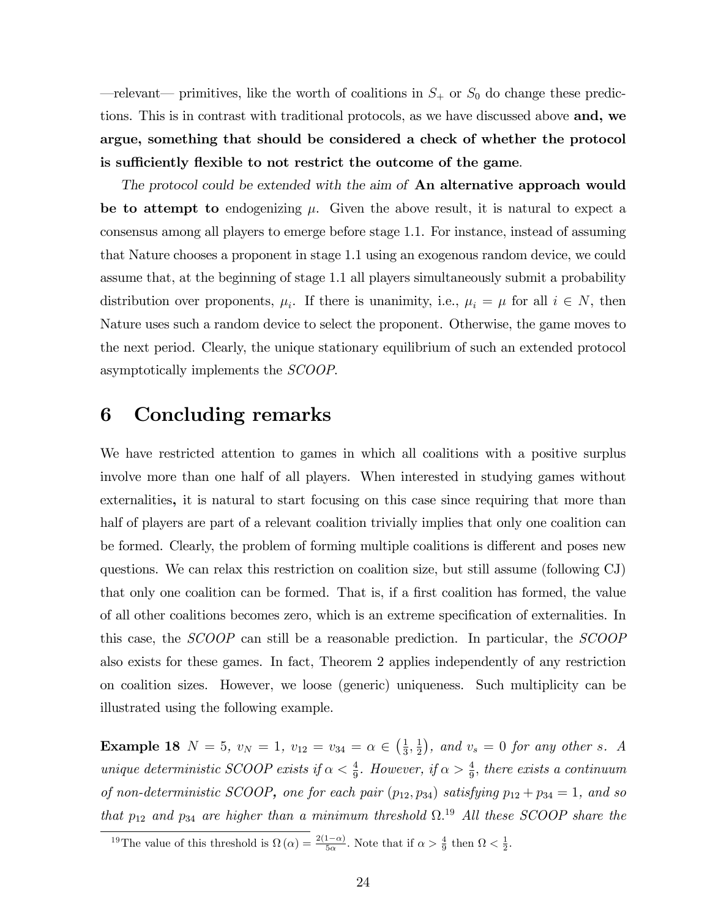—relevant— primitives, like the worth of coalitions in $S_+$ or $S_0$ do change these predictions. This is in contrast with traditional protocols, as we have discussed above **and, we argue, something that should be considered a check of whether the protocol is sufficiently flexible to not restrict the outcome of the game**.

*The protocol could be extended with the aim of* **An alternative approach would be to attempt to** endogenizing $\mu$. Given the above result, it is natural to expect a consensus among all players to emerge before stage 1.1. For instance, instead of assuming that Nature chooses a proponent in stage 1.1 using an exogenous random device, we could assume that, at the beginning of stage 1.1 all players simultaneously submit a probability distribution over proponents, $\mu_i$. If there is unanimity, i.e., $\mu_i = \mu$ for all $i \in N$, then Nature uses such a random device to select the proponent. Otherwise, the game moves to the next period. Clearly, the unique stationary equilibrium of such an extended protocol asymptotically implements the *SCOOP*.

# 6 Concluding remarks

We have restricted attention to games in which all coalitions with a positive surplus involve more than one half of all players. When interested in studying games without externalities**,** it is natural to start focusing on this case since requiring that more than half of players are part of a relevant coalition trivially implies that only one coalition can be formed. Clearly, the problem of forming multiple coalitions is different and poses new questions. We can relax this restriction on coalition size, but still assume (following CJ) that only one coalition can be formed. That is, if a first coalition has formed, the value of all other coalitions becomes zero, which is an extreme specification of externalities. In this case, the *SCOOP* can still be a reasonable prediction. In particular, the *SCOOP* also exists for these games. In fact, Theorem 2 applies independently of any restriction on coalition sizes. However, we loose (generic) uniqueness. Such multiplicity can be illustrated using the following example.

**Example 18** $N = 5$, $v_N = 1$, $v_{12} = v_{34} = \alpha \in \left(\frac{1}{3}, \frac{1}{2}\right)$, *and* $v_s = 0$ *for any other* $s$*. A unique deterministic SCOOP exists if* $\alpha < \frac{4}{9}$*. However, if* $\alpha > \frac{4}{9}$*, there exists a continuum of non-deterministic SCOOP***,** *one for each pair* $(p_{12}, p_{34})$ *satisfying* $p_{12} + p_{34} = 1$*, and so that* $p_{12}$ *and* $p_{34}$ *are higher than a minimum threshold* $\Omega$.[19] *All these SCOOP share the*

[19] The value of this threshold is $\Omega(\alpha) = \frac{2(1-\alpha)}{5\alpha}$. Note that if $\alpha > \frac{4}{9}$ then $\Omega < \frac{1}{2}$.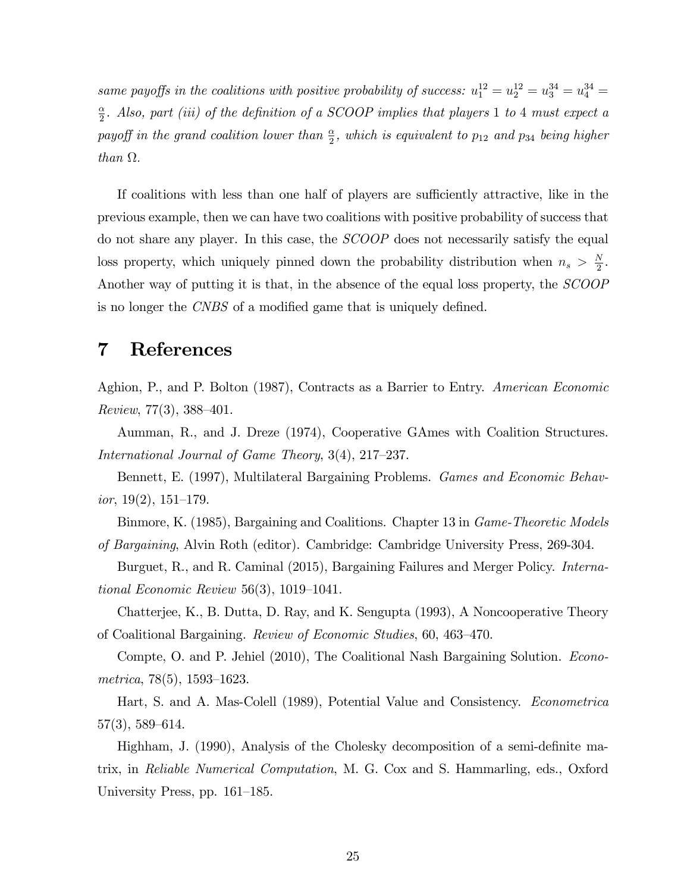*same payoffs in the coalitions with positive probability of success: $u_1^{12} = u_2^{12} = u_3^{34} = u_4^{34} = \frac{\alpha}{2}$. Also, part (iii) of the definition of a SCOOP implies that players 1 to 4 must expect a payoff in the grand coalition lower than $\frac{\alpha}{2}$, which is equivalent to $p_{12}$ and $p_{34}$ being higher than $\Omega$.*

If coalitions with less than one half of players are sufficiently attractive, like in the previous example, then we can have two coalitions with positive probability of success that do not share any player. In this case, the *SCOOP* does not necessarily satisfy the equal loss property, which uniquely pinned down the probability distribution when $n_s > \frac{N}{2}$. Another way of putting it is that, in the absence of the equal loss property, the *SCOOP* is no longer the *CNBS* of a modified game that is uniquely defined.

# 7 References

Aghion, P., and P. Bolton (1987), Contracts as a Barrier to Entry. *American Economic Review*, 77(3), 388–401.

Aumman, R., and J. Dreze (1974), Cooperative GAmes with Coalition Structures. *International Journal of Game Theory*, 3(4), 217–237.

Bennett, E. (1997), Multilateral Bargaining Problems. *Games and Economic Behavior*, 19(2), 151–179.

Binmore, K. (1985), Bargaining and Coalitions. Chapter 13 in *Game-Theoretic Models of Bargaining*, Alvin Roth (editor). Cambridge: Cambridge University Press, 269-304.

Burguet, R., and R. Caminal (2015), Bargaining Failures and Merger Policy. *International Economic Review* 56(3), 1019–1041.

Chatterjee, K., B. Dutta, D. Ray, and K. Sengupta (1993), A Noncooperative Theory of Coalitional Bargaining. *Review of Economic Studies*, 60, 463–470.

Compte, O. and P. Jehiel (2010), The Coalitional Nash Bargaining Solution. *Econometrica*, 78(5), 1593–1623.

Hart, S. and A. Mas-Colell (1989), Potential Value and Consistency. *Econometrica* 57(3), 589–614.

Highham, J. (1990), Analysis of the Cholesky decomposition of a semi-definite matrix, in *Reliable Numerical Computation*, M. G. Cox and S. Hammarling, eds., Oxford University Press, pp. 161–185.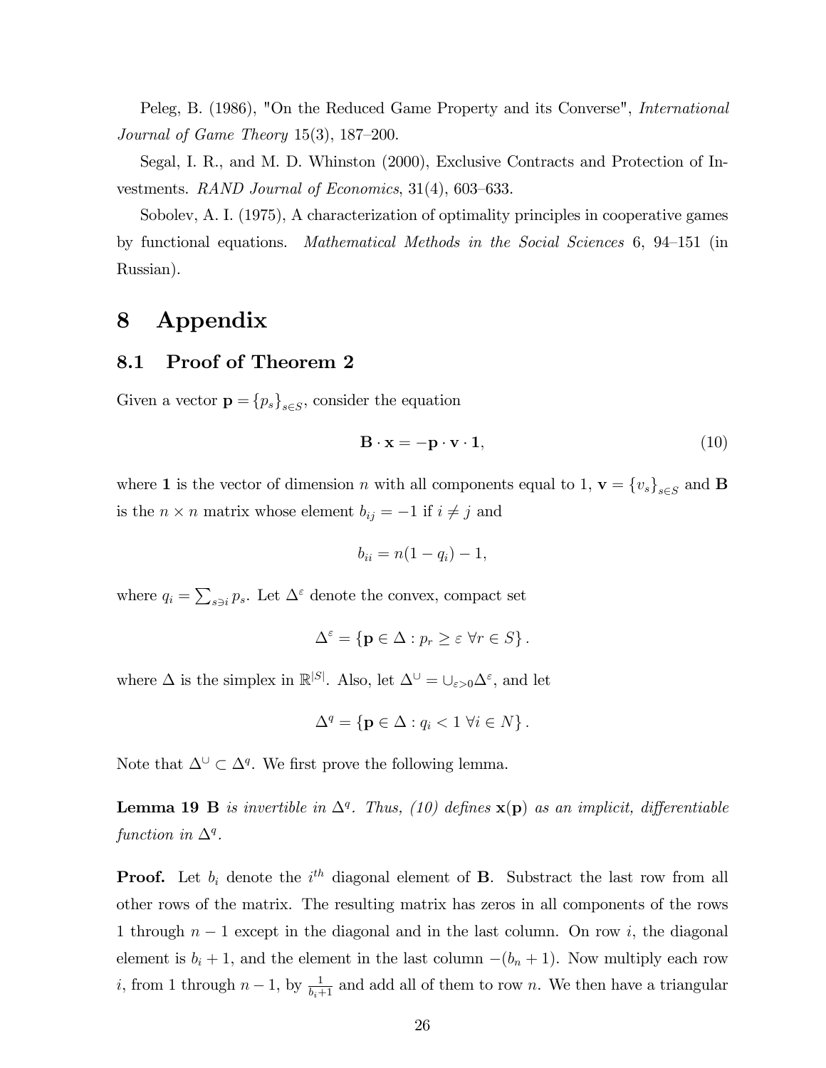Peleg, B. (1986), "On the Reduced Game Property and its Converse", *International Journal of Game Theory* 15(3), 187–200.

Segal, I. R., and M. D. Whinston (2000), Exclusive Contracts and Protection of Investments. *RAND Journal of Economics*, 31(4), 603–633.

Sobolev, A. I. (1975), A characterization of optimality principles in cooperative games by functional equations. *Mathematical Methods in the Social Sciences* 6, 94–151 (in Russian).

# 8 Appendix

## 8.1 Proof of Theorem 2

Given a vector $\mathbf{p} = \{p_s\}_{s\in S}$, consider the equation

$$\mathbf{B} \cdot \mathbf{x} = -\mathbf{p} \cdot \mathbf{v} \cdot \mathbf{1}, \tag{10}$$

where $\mathbf{1}$ is the vector of dimension $n$ with all components equal to 1, $\mathbf{v} = \{v_s\}_{s\in S}$ and $\mathbf{B}$ is the $n \times n$ matrix whose element $b_{ij} = -1$ if $i \neq j$ and

$$b_{ii} = n(1 - q_i) - 1,$$

where $q_i = \sum_{s\ni i} p_s$. Let $\Delta^{\varepsilon}$ denote the convex, compact set

$$\Delta^{\varepsilon} = \{\mathbf{p} \in \Delta : p_r \geq \varepsilon \ \forall r \in S\}.$$

where $\Delta$ is the simplex in $\mathbb{R}^{|S|}$. Also, let $\Delta^{\cup} = \cup_{\varepsilon>0}\Delta^{\varepsilon}$, and let

$$\Delta^{q} = \{\mathbf{p} \in \Delta : q_i < 1 \ \forall i \in N\}.$$

Note that $\Delta^{\cup} \subset \Delta^{q}$. We first prove the following lemma.

**Lemma 19** *$\mathbf{B}$ is invertible in $\Delta^q$. Thus, (10) defines $\mathbf{x}(\mathbf{p})$ as an implicit, differentiable function in $\Delta^q$.*

**Proof.** Let $b_i$ denote the $i^{th}$ diagonal element of $\mathbf{B}$. Substract the last row from all other rows of the matrix. The resulting matrix has zeros in all components of the rows 1 through $n-1$ except in the diagonal and in the last column. On row $i$, the diagonal element is $b_i + 1$, and the element in the last column $-(b_n + 1)$. Now multiply each row $i$, from 1 through $n-1$, by $\frac{1}{b_i+1}$ and add all of them to row $n$. We then have a triangular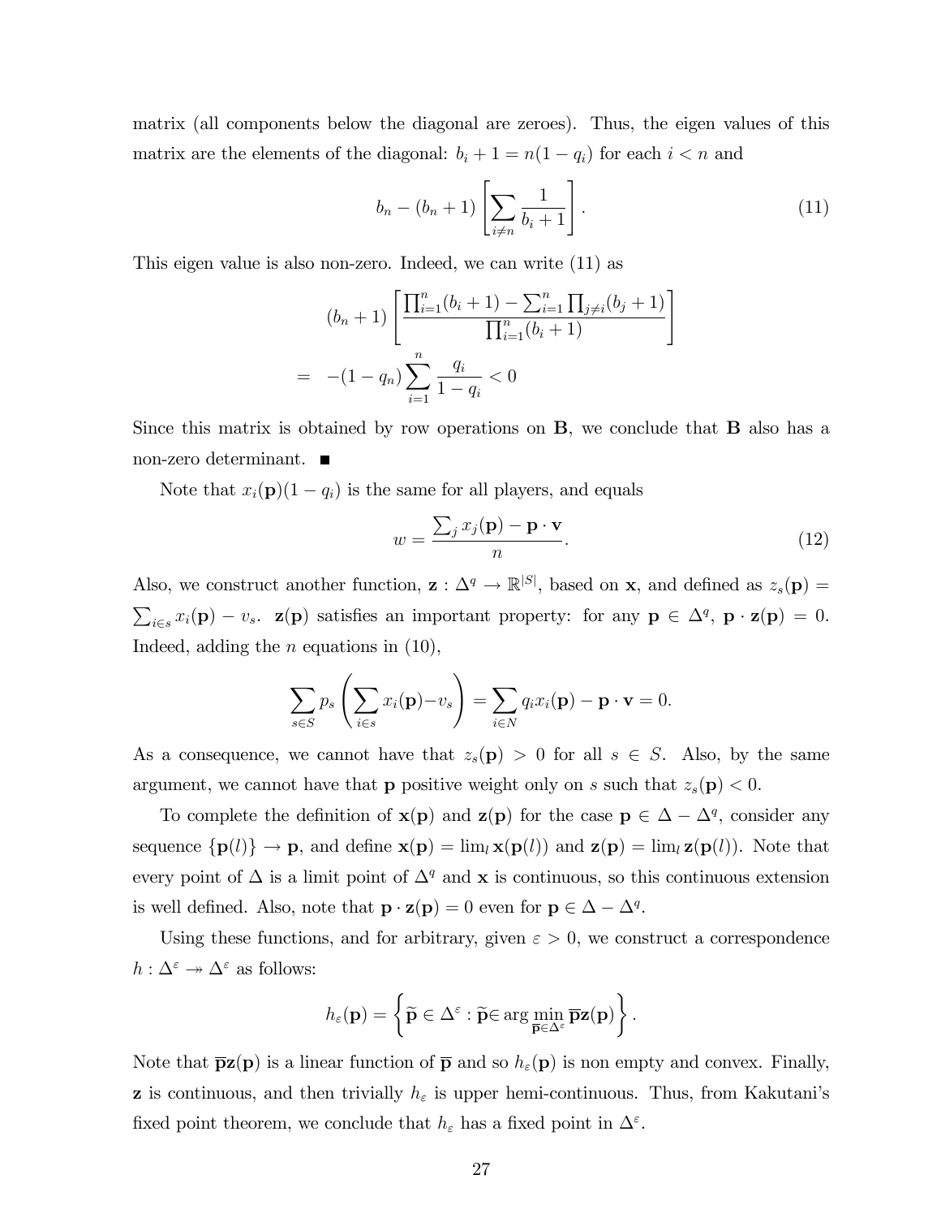matrix (all components below the diagonal are zeroes). Thus, the eigen values of this matrix are the elements of the diagonal: $b_i + 1 = n(1 - q_i)$ for each $i < n$ and

$$b_n - (b_n + 1)\left[\sum_{i \neq n} \frac{1}{b_i + 1}\right]. \tag{11}$$

This eigen value is also non-zero. Indeed, we can write (11) as

$$\begin{aligned} & (b_n + 1)\left[\frac{\prod_{i=1}^{n}(b_i + 1) - \sum_{i=1}^{n}\prod_{j \neq i}(b_j + 1)}{\prod_{i=1}^{n}(b_i + 1)}\right] \\ = & \quad -(1 - q_n)\sum_{i=1}^{n}\frac{q_i}{1 - q_i} < 0 \end{aligned}$$

Since this matrix is obtained by row operations on $\mathbf{B}$, we conclude that $\mathbf{B}$ also has a non-zero determinant. ■

Note that $x_i(\mathbf{p})(1 - q_i)$ is the same for all players, and equals

$$w = \frac{\sum_j x_j(\mathbf{p}) - \mathbf{p} \cdot \mathbf{v}}{n}. \tag{12}$$

Also, we construct another function, $\mathbf{z} : \Delta^q \to \mathbb{R}^{|S|}$, based on $\mathbf{x}$, and defined as $z_s(\mathbf{p}) = \sum_{i \in s} x_i(\mathbf{p}) - v_s$. $\mathbf{z}(\mathbf{p})$ satisfies an important property: for any $\mathbf{p} \in \Delta^q$, $\mathbf{p} \cdot \mathbf{z}(\mathbf{p}) = 0$. Indeed, adding the $n$ equations in (10),

$$\sum_{s \in S} p_s \left(\sum_{i \in s} x_i(\mathbf{p}) - v_s\right) = \sum_{i \in N} q_i x_i(\mathbf{p}) - \mathbf{p} \cdot \mathbf{v} = 0.$$

As a consequence, we cannot have that $z_s(\mathbf{p}) > 0$ for all $s \in S$. Also, by the same argument, we cannot have that $\mathbf{p}$ positive weight only on $s$ such that $z_s(\mathbf{p}) < 0$.

To complete the definition of $\mathbf{x}(\mathbf{p})$ and $\mathbf{z}(\mathbf{p})$ for the case $\mathbf{p} \in \Delta - \Delta^q$, consider any sequence $\{\mathbf{p}(l)\} \to \mathbf{p}$, and define $\mathbf{x}(\mathbf{p}) = \lim_l \mathbf{x}(\mathbf{p}(l))$ and $\mathbf{z}(\mathbf{p}) = \lim_l \mathbf{z}(\mathbf{p}(l))$. Note that every point of $\Delta$ is a limit point of $\Delta^q$ and $\mathbf{x}$ is continuous, so this continuous extension is well defined. Also, note that $\mathbf{p} \cdot \mathbf{z}(\mathbf{p}) = 0$ even for $\mathbf{p} \in \Delta - \Delta^q$.

Using these functions, and for arbitrary, given $\varepsilon > 0$, we construct a correspondence $h : \Delta^\varepsilon \twoheadrightarrow \Delta^\varepsilon$ as follows:

$$h_\varepsilon(\mathbf{p}) = \left\{\widetilde{\mathbf{p}} \in \Delta^\varepsilon : \widetilde{\mathbf{p}} \in \arg\min_{\overline{\mathbf{p}} \in \Delta^\varepsilon} \overline{\mathbf{p}}\mathbf{z}(\mathbf{p})\right\}.$$

Note that $\overline{\mathbf{p}}\mathbf{z}(\mathbf{p})$ is a linear function of $\overline{\mathbf{p}}$ and so $h_\varepsilon(\mathbf{p})$ is non empty and convex. Finally, $\mathbf{z}$ is continuous, and then trivially $h_\varepsilon$ is upper hemi-continuous. Thus, from Kakutani's fixed point theorem, we conclude that $h_\varepsilon$ has a fixed point in $\Delta^\varepsilon$.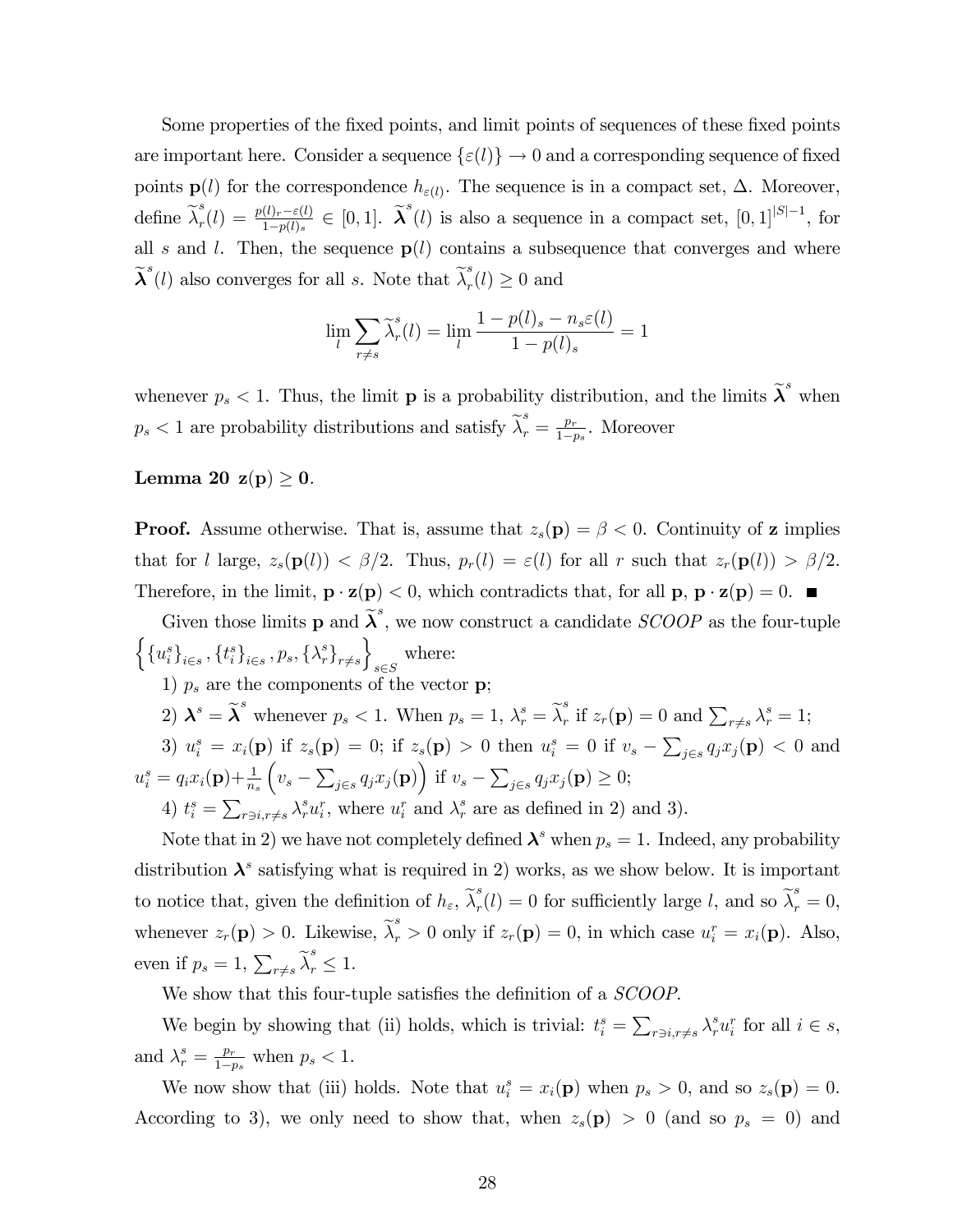Some properties of the fixed points, and limit points of sequences of these fixed points are important here. Consider a sequence $\{\varepsilon(l)\} \to 0$ and a corresponding sequence of fixed points $\mathbf{p}(l)$ for the correspondence $h_{\varepsilon(l)}$. The sequence is in a compact set, $\Delta$. Moreover, define $\widetilde{\lambda}^s_r(l) = \frac{p(l)_r - \varepsilon(l)}{1-p(l)_s} \in [0,1]$. $\widetilde{\boldsymbol{\lambda}}^s(l)$ is also a sequence in a compact set, $[0,1]^{|S|-1}$, for all $s$ and $l$. Then, the sequence $\mathbf{p}(l)$ contains a subsequence that converges and where $\widetilde{\boldsymbol{\lambda}}^s(l)$ also converges for all $s$. Note that $\widetilde{\lambda}^s_r(l) \geq 0$ and

$$\lim_l \sum_{r \neq s} \widetilde{\lambda}^s_r(l) = \lim_l \frac{1 - p(l)_s - n_s \varepsilon(l)}{1 - p(l)_s} = 1$$

whenever $p_s < 1$. Thus, the limit $\mathbf{p}$ is a probability distribution, and the limits $\widetilde{\boldsymbol{\lambda}}^s$ when $p_s < 1$ are probability distributions and satisfy $\widetilde{\lambda}^s_r = \frac{p_r}{1-p_s}$. Moreover

**Lemma 20** $\mathbf{z}(\mathbf{p}) \geq \mathbf{0}$.

**Proof.** Assume otherwise. That is, assume that $z_s(\mathbf{p}) = \beta < 0$. Continuity of $\mathbf{z}$ implies that for $l$ large, $z_s(\mathbf{p}(l)) < \beta/2$. Thus, $p_r(l) = \varepsilon(l)$ for all $r$ such that $z_r(\mathbf{p}(l)) > \beta/2$. Therefore, in the limit, $\mathbf{p} \cdot \mathbf{z}(\mathbf{p}) < 0$, which contradicts that, for all $\mathbf{p}$, $\mathbf{p} \cdot \mathbf{z}(\mathbf{p}) = 0$. ■

Given those limits $\mathbf{p}$ and $\widetilde{\boldsymbol{\lambda}}^s$, we now construct a candidate *SCOOP* as the four-tuple $\left\{ \{u^s_i\}_{i \in s}, \{t^s_i\}_{i \in s}, p_s, \{\lambda^s_r\}_{r \neq s} \right\}_{s \in S}$ where:

1) $p_s$ are the components of the vector $\mathbf{p}$;

2) $\boldsymbol{\lambda}^s = \widetilde{\boldsymbol{\lambda}}^s$ whenever $p_s < 1$. When $p_s = 1$, $\lambda^s_r = \widetilde{\lambda}^s_r$ if $z_r(\mathbf{p}) = 0$ and $\sum_{r \neq s} \lambda^s_r = 1$;

3) $u^s_i = x_i(\mathbf{p})$ if $z_s(\mathbf{p}) = 0$; if $z_s(\mathbf{p}) > 0$ then $u^s_i = 0$ if $v_s - \sum_{j \in s} q_j x_j(\mathbf{p}) < 0$ and $u^s_i = q_i x_i(\mathbf{p}) + \frac{1}{n_s} \left( v_s - \sum_{j \in s} q_j x_j(\mathbf{p}) \right)$ if $v_s - \sum_{j \in s} q_j x_j(\mathbf{p}) \geq 0$;

4) $t^s_i = \sum_{r \ni i, r \neq s} \lambda^s_r u^r_i$, where $u^r_i$ and $\lambda^s_r$ are as defined in 2) and 3).

Note that in 2) we have not completely defined $\boldsymbol{\lambda}^s$ when $p_s = 1$. Indeed, any probability distribution $\boldsymbol{\lambda}^s$ satisfying what is required in 2) works, as we show below. It is important to notice that, given the definition of $h_\varepsilon$, $\widetilde{\lambda}^s_r(l) = 0$ for sufficiently large $l$, and so $\widetilde{\lambda}^s_r = 0$, whenever $z_r(\mathbf{p}) > 0$. Likewise, $\widetilde{\lambda}^s_r > 0$ only if $z_r(\mathbf{p}) = 0$, in which case $u^r_i = x_i(\mathbf{p})$. Also, even if $p_s = 1$, $\sum_{r \neq s} \widetilde{\lambda}^s_r \leq 1$.

We show that this four-tuple satisfies the definition of a *SCOOP*.

We begin by showing that (ii) holds, which is trivial: $t^s_i = \sum_{r \ni i, r \neq s} \lambda^s_r u^r_i$ for all $i \in s$, and $\lambda^s_r = \frac{p_r}{1-p_s}$ when $p_s < 1$.

We now show that (iii) holds. Note that $u^s_i = x_i(\mathbf{p})$ when $p_s > 0$, and so $z_s(\mathbf{p}) = 0$. According to 3), we only need to show that, when $z_s(\mathbf{p}) > 0$ (and so $p_s = 0$) and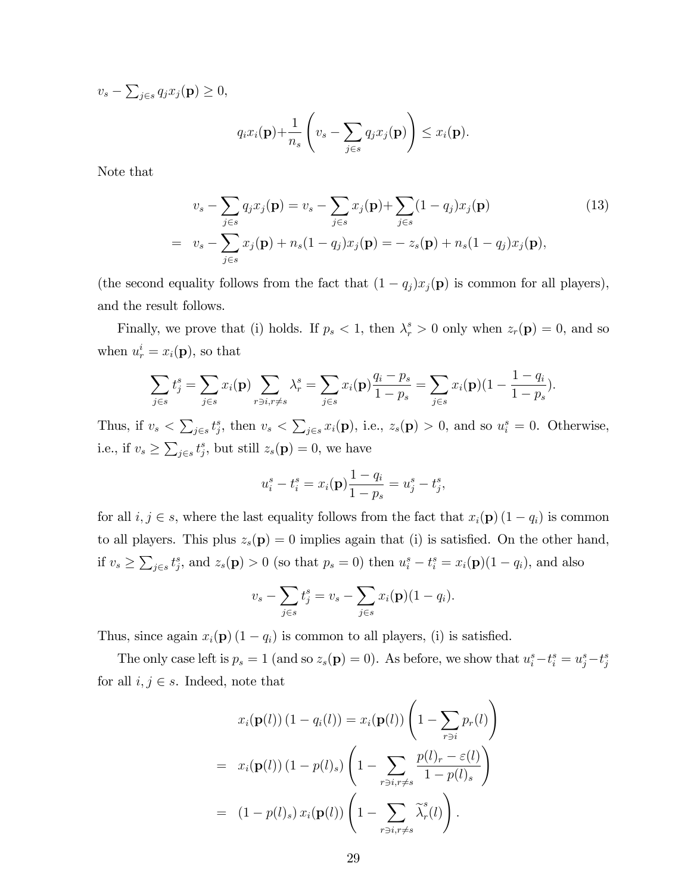$v_s - \sum_{j \in s} q_j x_j(\mathbf{p}) \geq 0$,

$$q_i x_i(\mathbf{p}) + \frac{1}{n_s}\left(v_s - \sum_{j \in s} q_j x_j(\mathbf{p})\right) \leq x_i(\mathbf{p}).$$

Note that

$$\begin{aligned} v_s - \sum_{j \in s} q_j x_j(\mathbf{p}) &= v_s - \sum_{j \in s} x_j(\mathbf{p}) + \sum_{j \in s}(1 - q_j) x_j(\mathbf{p}) \qquad (13) \\ &= v_s - \sum_{j \in s} x_j(\mathbf{p}) + n_s(1 - q_j)x_j(\mathbf{p}) = -\, z_s(\mathbf{p}) + n_s(1 - q_j)x_j(\mathbf{p}), \end{aligned}$$

(the second equality follows from the fact that $(1 - q_j)x_j(\mathbf{p})$ is common for all players), and the result follows.

Finally, we prove that (i) holds. If $p_s < 1$, then $\lambda_r^s > 0$ only when $z_r(\mathbf{p}) = 0$, and so when $u_r^i = x_i(\mathbf{p})$, so that

$$\sum_{j \in s} t_j^s = \sum_{j \in s} x_i(\mathbf{p}) \sum_{r \ni i, r \neq s} \lambda_r^s = \sum_{j \in s} x_i(\mathbf{p}) \frac{q_i - p_s}{1 - p_s} = \sum_{j \in s} x_i(\mathbf{p})(1 - \frac{1 - q_i}{1 - p_s}).$$

Thus, if $v_s < \sum_{j \in s} t_j^s$, then $v_s < \sum_{j \in s} x_i(\mathbf{p})$, i.e., $z_s(\mathbf{p}) > 0$, and so $u_i^s = 0$. Otherwise, i.e., if $v_s \geq \sum_{j \in s} t_j^s$, but still $z_s(\mathbf{p}) = 0$, we have

$$u_i^s - t_i^s = x_i(\mathbf{p}) \frac{1 - q_i}{1 - p_s} = u_j^s - t_j^s,$$

for all $i, j \in s$, where the last equality follows from the fact that $x_i(\mathbf{p})(1 - q_i)$ is common to all players. This plus $z_s(\mathbf{p}) = 0$ implies again that (i) is satisfied. On the other hand, if $v_s \geq \sum_{j \in s} t_j^s$, and $z_s(\mathbf{p}) > 0$ (so that $p_s = 0$) then $u_i^s - t_i^s = x_i(\mathbf{p})(1 - q_i)$, and also

$$v_s - \sum_{j \in s} t_j^s = v_s - \sum_{j \in s} x_i(\mathbf{p})(1 - q_i).$$

Thus, since again $x_i(\mathbf{p})(1 - q_i)$ is common to all players, (i) is satisfied.

The only case left is $p_s = 1$ (and so $z_s(\mathbf{p}) = 0$). As before, we show that $u_i^s - t_i^s = u_j^s - t_j^s$ for all $i, j \in s$. Indeed, note that

$$\begin{aligned} x_i(\mathbf{p}(l))(1 - q_i(l)) &= x_i(\mathbf{p}(l))\left(1 - \sum_{r \ni i} p_r(l)\right) \\ &= x_i(\mathbf{p}(l))(1 - p(l)_s)\left(1 - \sum_{r \ni i, r \neq s} \frac{p(l)_r - \varepsilon(l)}{1 - p(l)_s}\right) \\ &= (1 - p(l)_s)\, x_i(\mathbf{p}(l))\left(1 - \sum_{r \ni i, r \neq s} \widetilde{\lambda}_r^s(l)\right). \end{aligned}$$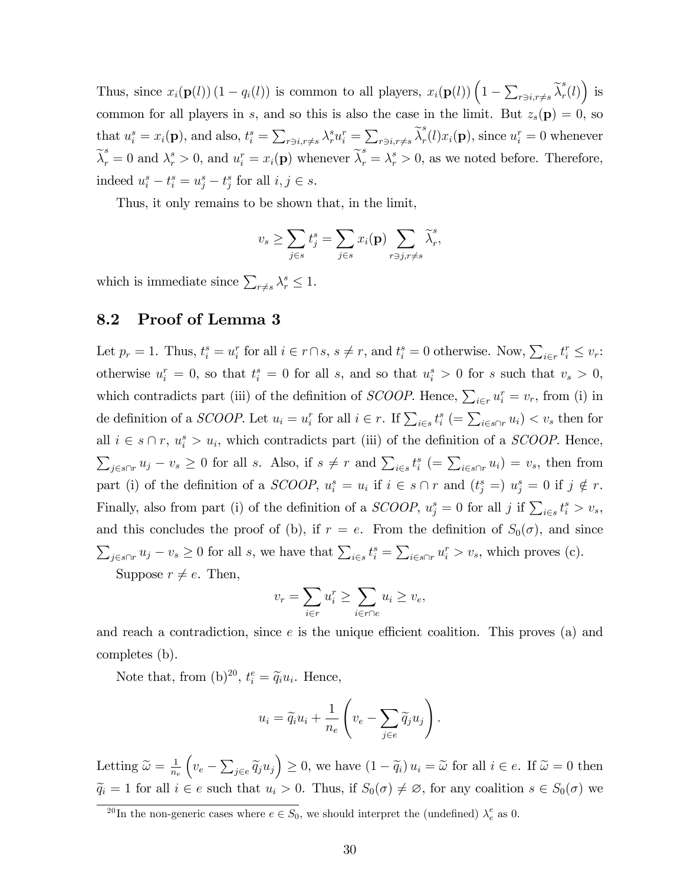Thus, since $x_i(\mathbf{p}(l))\,(1 - q_i(l))$ is common to all players, $x_i(\mathbf{p}(l))\left(1 - \sum_{r \ni i, r \neq s} \widetilde{\lambda}^s_r(l)\right)$ is common for all players in $s$, and so this is also the case in the limit. But $z_s(\mathbf{p}) = 0$, so that $u^s_i = x_i(\mathbf{p})$, and also, $t^s_i = \sum_{r \ni i, r \neq s} \lambda^s_r u^r_i = \sum_{r \ni i, r \neq s} \widetilde{\lambda}^s_r(l) x_i(\mathbf{p})$, since $u^r_i = 0$ whenever $\widetilde{\lambda}^s_r = 0$ and $\lambda^s_r > 0$, and $u^r_i = x_i(\mathbf{p})$ whenever $\widetilde{\lambda}^s_r = \lambda^s_r > 0$, as we noted before. Therefore, indeed $u^s_i - t^s_i = u^s_j - t^s_j$ for all $i, j \in s$.

Thus, it only remains to be shown that, in the limit,

$$v_s \geq \sum_{j \in s} t^s_j = \sum_{j \in s} x_i(\mathbf{p}) \sum_{r \ni j, r \neq s} \widetilde{\lambda}^s_r,$$

which is immediate since $\sum_{r \neq s} \lambda^s_r \leq 1$.

## 8.2 Proof of Lemma 3

Let $p_r = 1$. Thus, $t^s_i = u^r_i$ for all $i \in r \cap s$, $s \neq r$, and $t^s_i = 0$ otherwise. Now, $\sum_{i \in r} t^r_i \leq v_r$: otherwise $u^r_i = 0$, so that $t^s_i = 0$ for all $s$, and so that $u^s_i > 0$ for $s$ such that $v_s > 0$, which contradicts part (iii) of the definition of *SCOOP*. Hence, $\sum_{i \in r} u^r_i = v_r$, from (i) in de definition of a *SCOOP*. Let $u_i = u^r_i$ for all $i \in r$. If $\sum_{i \in s} t^s_i \; (= \sum_{i \in s \cap r} u_i) < v_s$ then for all $i \in s \cap r$, $u^s_i > u_i$, which contradicts part (iii) of the definition of a *SCOOP*. Hence, $\sum_{j \in s \cap r} u_j - v_s \geq 0$ for all $s$. Also, if $s \neq r$ and $\sum_{i \in s} t^s_i \; (= \sum_{i \in s \cap r} u_i) = v_s$, then from part (i) of the definition of a *SCOOP*, $u^s_i = u_i$ if $i \in s \cap r$ and $(t^s_j =)\; u^s_j = 0$ if $j \notin r$. Finally, also from part (i) of the definition of a *SCOOP*, $u^s_j = 0$ for all $j$ if $\sum_{i \in s} t^s_i > v_s$, and this concludes the proof of (b), if $r = e$. From the definition of $S_0(\sigma)$, and since $\sum_{j \in s \cap r} u_j - v_s \geq 0$ for all $s$, we have that $\sum_{i \in s} t^s_i = \sum_{i \in s \cap r} u^r_i > v_s$, which proves (c).

Suppose $r \neq e$. Then,

$$v_r = \sum_{i \in r} u^r_i \geq \sum_{i \in r \cap e} u_i \geq v_e,$$

and reach a contradiction, since $e$ is the unique efficient coalition. This proves (a) and completes (b).

Note that, from (b)[20], $t^e_i = \widetilde{q}_i u_i$. Hence,

$$u_i = \widetilde{q}_i u_i + \frac{1}{n_e}\left(v_e - \sum_{j \in e} \widetilde{q}_j u_j\right).$$

Letting $\widetilde{\omega} = \frac{1}{n_e}\left(v_e - \sum_{j \in e} \widetilde{q}_j u_j\right) \geq 0$, we have $(1 - \widetilde{q}_i)\, u_i = \widetilde{\omega}$ for all $i \in e$. If $\widetilde{\omega} = 0$ then $\widetilde{q}_i = 1$ for all $i \in e$ such that $u_i > 0$. Thus, if $S_0(\sigma) \neq \varnothing$, for any coalition $s \in S_0(\sigma)$ we

[20] In the non-generic cases where $e \in S_0$, we should interpret the (undefined) $\lambda^e_e$ as 0.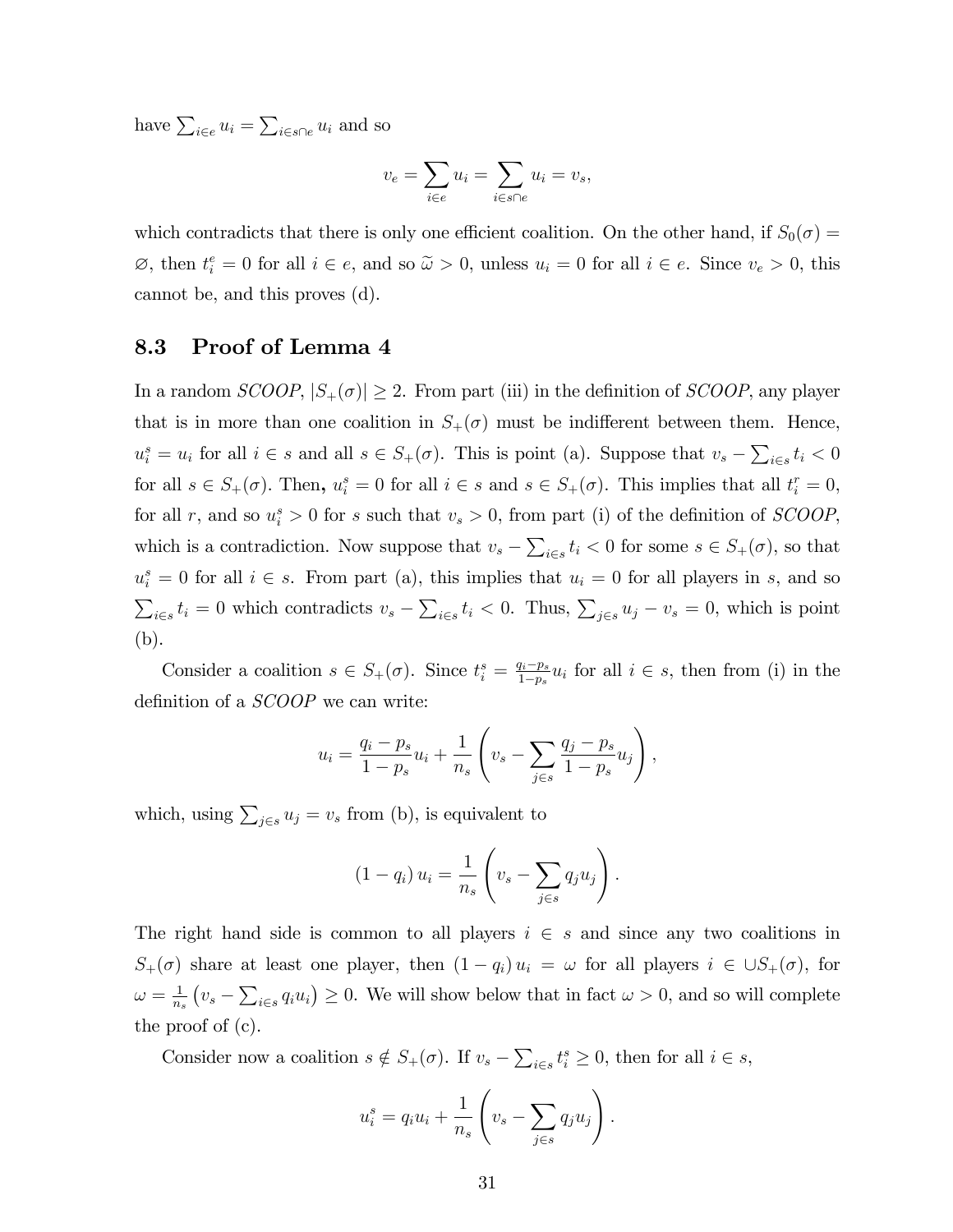have $\sum_{i\in e} u_i = \sum_{i\in s\cap e} u_i$ and so

$$v_e = \sum_{i\in e} u_i = \sum_{i\in s\cap e} u_i = v_s,$$

which contradicts that there is only one efficient coalition. On the other hand, if $S_0(\sigma) = \varnothing$, then $t_i^e = 0$ for all $i \in e$, and so $\widetilde{\omega} > 0$, unless $u_i = 0$ for all $i \in e$. Since $v_e > 0$, this cannot be, and this proves (d).

## 8.3 Proof of Lemma 4

In a random *SCOOP*, $|S_+(\sigma)| \geq 2$. From part (iii) in the definition of *SCOOP*, any player that is in more than one coalition in $S_+(\sigma)$ must be indifferent between them. Hence, $u_i^s = u_i$ for all $i \in s$ and all $s \in S_+(\sigma)$. This is point (a). Suppose that $v_s - \sum_{i\in s} t_i < 0$ for all $s \in S_+(\sigma)$. Then, $u_i^s = 0$ for all $i \in s$ and $s \in S_+(\sigma)$. This implies that all $t_i^r = 0$, for all $r$, and so $u_i^s > 0$ for $s$ such that $v_s > 0$, from part (i) of the definition of *SCOOP*, which is a contradiction. Now suppose that $v_s - \sum_{i\in s} t_i < 0$ for some $s \in S_+(\sigma)$, so that $u_i^s = 0$ for all $i \in s$. From part (a), this implies that $u_i = 0$ for all players in $s$, and so $\sum_{i\in s} t_i = 0$ which contradicts $v_s - \sum_{i\in s} t_i < 0$. Thus, $\sum_{j\in s} u_j - v_s = 0$, which is point (b).

Consider a coalition $s \in S_+(\sigma)$. Since $t_i^s = \frac{q_i - p_s}{1-p_s} u_i$ for all $i \in s$, then from (i) in the definition of a *SCOOP* we can write:

$$u_i = \frac{q_i - p_s}{1-p_s} u_i + \frac{1}{n_s}\left(v_s - \sum_{j\in s} \frac{q_j - p_s}{1-p_s} u_j\right),$$

which, using $\sum_{j\in s} u_j = v_s$ from (b), is equivalent to

$$(1-q_i)\, u_i = \frac{1}{n_s}\left(v_s - \sum_{j\in s} q_j u_j\right).$$

The right hand side is common to all players $i \in s$ and since any two coalitions in $S_+(\sigma)$ share at least one player, then $(1-q_i)\, u_i = \omega$ for all players $i \in \cup S_+(\sigma)$, for $\omega = \frac{1}{n_s}\left(v_s - \sum_{i\in s} q_i u_i\right) \geq 0$. We will show below that in fact $\omega > 0$, and so will complete the proof of (c).

Consider now a coalition $s \notin S_+(\sigma)$. If $v_s - \sum_{i\in s} t_i^s \geq 0$, then for all $i \in s$,

$$u_i^s = q_i u_i + \frac{1}{n_s}\left(v_s - \sum_{j\in s} q_j u_j\right).$$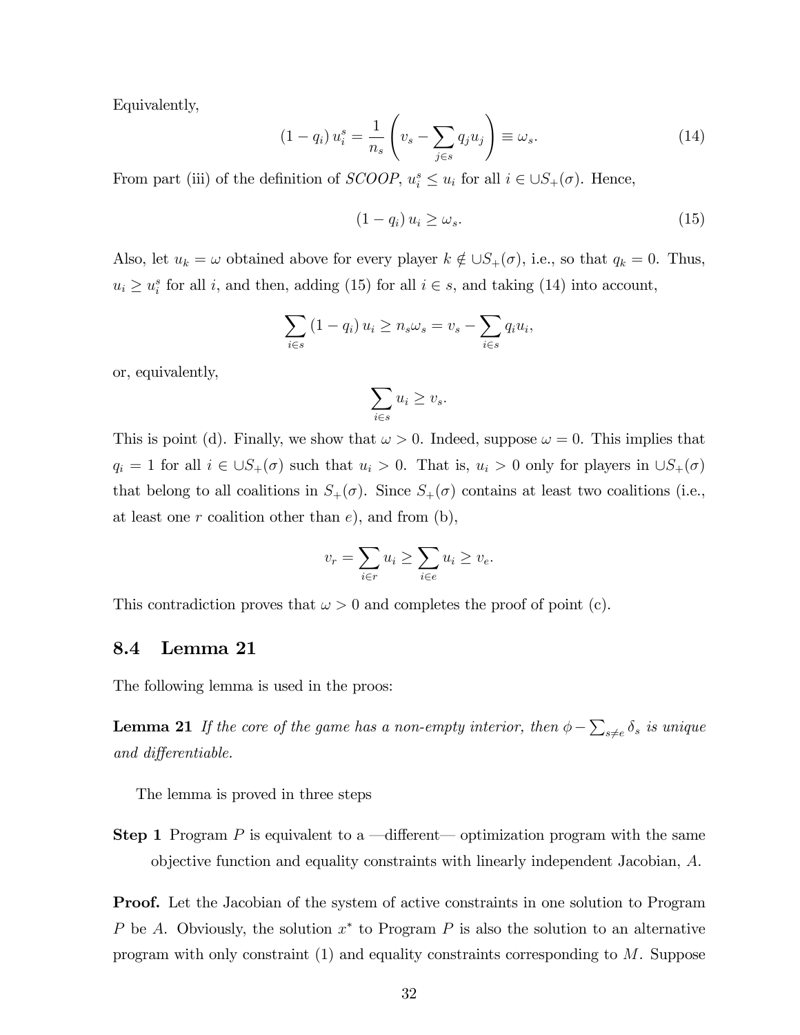Equivalently,

$$(1-q_i)\,u_i^s = \frac{1}{n_s}\left(v_s - \sum_{j\in s} q_j u_j\right) \equiv \omega_s. \tag{14}$$

From part (iii) of the definition of *SCOOP*, $u_i^s \leq u_i$ for all $i \in \cup S_+(\sigma)$. Hence,

$$(1-q_i)\,u_i \geq \omega_s. \tag{15}$$

Also, let $u_k = \omega$ obtained above for every player $k \notin \cup S_+(\sigma)$, i.e., so that $q_k = 0$. Thus, $u_i \geq u_i^s$ for all $i$, and then, adding (15) for all $i \in s$, and taking (14) into account,

$$\sum_{i\in s} (1-q_i)\,u_i \geq n_s \omega_s = v_s - \sum_{i\in s} q_i u_i,$$

or, equivalently,

$$\sum_{i\in s} u_i \geq v_s.$$

This is point (d). Finally, we show that $\omega > 0$. Indeed, suppose $\omega = 0$. This implies that $q_i = 1$ for all $i \in \cup S_+(\sigma)$ such that $u_i > 0$. That is, $u_i > 0$ only for players in $\cup S_+(\sigma)$ that belong to all coalitions in $S_+(\sigma)$. Since $S_+(\sigma)$ contains at least two coalitions (i.e., at least one $r$ coalition other than $e$), and from (b),

$$v_r = \sum_{i\in r} u_i \geq \sum_{i\in e} u_i \geq v_e.$$

This contradiction proves that $\omega > 0$ and completes the proof of point (c).

## 8.4 Lemma 21

The following lemma is used in the proos:

**Lemma 21** *If the core of the game has a non-empty interior, then $\phi - \sum_{s\neq e} \delta_s$ is unique and differentiable.*

The lemma is proved in three steps

**Step 1** Program $P$ is equivalent to a —different— optimization program with the same objective function and equality constraints with linearly independent Jacobian, $A$.

**Proof.** Let the Jacobian of the system of active constraints in one solution to Program $P$ be $A$. Obviously, the solution $x^*$ to Program $P$ is also the solution to an alternative program with only constraint (1) and equality constraints corresponding to $M$. Suppose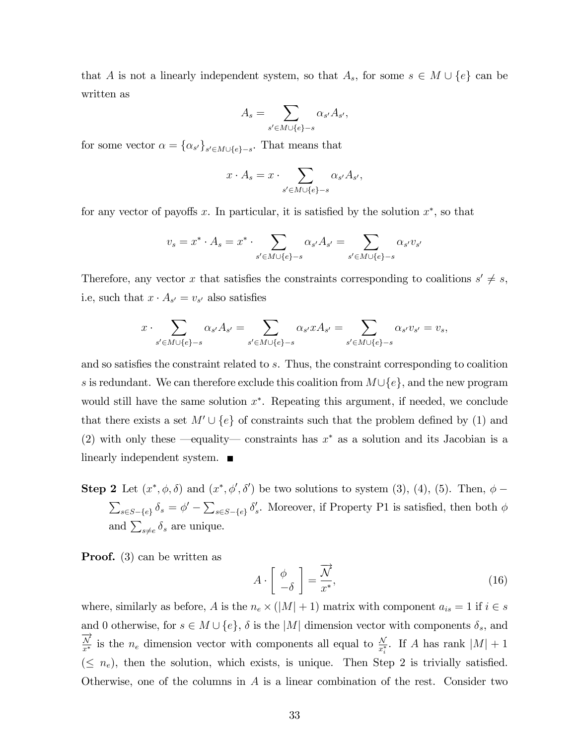that $A$ is not a linearly independent system, so that $A_s$, for some $s \in M \cup \{e\}$ can be written as

$$A_s = \sum_{s' \in M \cup \{e\} - s} \alpha_{s'} A_{s'},$$

for some vector $\alpha = \{\alpha_{s'}\}_{s' \in M \cup \{e\} - s}$. That means that

$$x \cdot A_s = x \cdot \sum_{s' \in M \cup \{e\} - s} \alpha_{s'} A_{s'},$$

for any vector of payoffs $x$. In particular, it is satisfied by the solution $x^*$, so that

$$v_s = x^* \cdot A_s = x^* \cdot \sum_{s' \in M \cup \{e\} - s} \alpha_{s'} A_{s'} = \sum_{s' \in M \cup \{e\} - s} \alpha_{s'} v_{s'}$$

Therefore, any vector $x$ that satisfies the constraints corresponding to coalitions $s' \neq s$, i.e, such that $x \cdot A_{s'} = v_{s'}$ also satisfies

$$x \cdot \sum_{s' \in M \cup \{e\} - s} \alpha_{s'} A_{s'} = \sum_{s' \in M \cup \{e\} - s} \alpha_{s'} x A_{s'} = \sum_{s' \in M \cup \{e\} - s} \alpha_{s'} v_{s'} = v_s,$$

and so satisfies the constraint related to $s$. Thus, the constraint corresponding to coalition $s$ is redundant. We can therefore exclude this coalition from $M \cup \{e\}$, and the new program would still have the same solution $x^*$. Repeating this argument, if needed, we conclude that there exists a set $M' \cup \{e\}$ of constraints such that the problem defined by (1) and (2) with only these —equality— constraints has $x^*$ as a solution and its Jacobian is a linearly independent system. ■

**Step 2** Let $(x^*, \phi, \delta)$ and $(x^*, \phi', \delta')$ be two solutions to system (3), (4), (5). Then, $\phi - \sum_{s \in S - \{e\}} \delta_s = \phi' - \sum_{s \in S - \{e\}} \delta'_s$. Moreover, if Property P1 is satisfied, then both $\phi$ and $\sum_{s \neq e} \delta_s$ are unique.

**Proof.** (3) can be written as

$$A \cdot \begin{bmatrix} \phi \\ -\delta \end{bmatrix} = \frac{\overrightarrow{\mathcal{N}}}{x^*}, \tag{16}$$

where, similarly as before, $A$ is the $n_e \times (|M| + 1)$ matrix with component $a_{is} = 1$ if $i \in s$ and 0 otherwise, for $s \in M \cup \{e\}$, $\delta$ is the $|M|$ dimension vector with components $\delta_s$, and $\frac{\overrightarrow{\mathcal{N}}}{x^*}$ is the $n_e$ dimension vector with components all equal to $\frac{\mathcal{N}}{x_i^*}$. If $A$ has rank $|M| + 1$ ($\leq n_e$), then the solution, which exists, is unique. Then Step 2 is trivially satisfied. Otherwise, one of the columns in $A$ is a linear combination of the rest. Consider two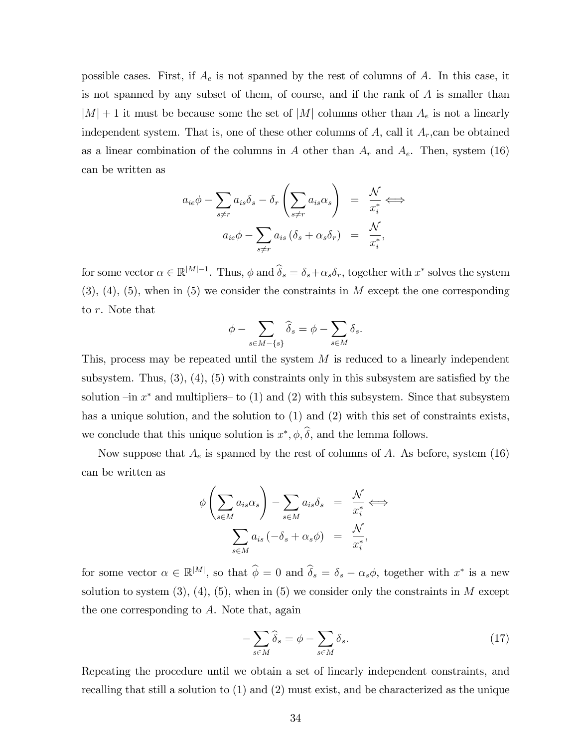possible cases. First, if $A_e$ is not spanned by the rest of columns of $A$. In this case, it is not spanned by any subset of them, of course, and if the rank of $A$ is smaller than $|M|+1$ it must be because some the set of $|M|$ columns other than $A_e$ is not a linearly independent system. That is, one of these other columns of $A$, call it $A_r$,can be obtained as a linear combination of the columns in $A$ other than $A_r$ and $A_e$. Then, system (16) can be written as

$$
\begin{aligned}
a_{ie}\phi - \sum_{s\neq r} a_{is}\delta_s - \delta_r \left( \sum_{s\neq r} a_{is}\alpha_s \right) &= \frac{\mathcal{N}}{x_i^*} \Longleftrightarrow \\
a_{ie}\phi - \sum_{s\neq r} a_{is}\left(\delta_s + \alpha_s\delta_r\right) &= \frac{\mathcal{N}}{x_i^*},
\end{aligned}
$$

for some vector $\alpha \in \mathbb{R}^{|M|-1}$. Thus, $\phi$ and $\widehat{\delta}_s = \delta_s + \alpha_s\delta_r$, together with $x^*$ solves the system (3), (4), (5), when in (5) we consider the constraints in $M$ except the one corresponding to $r$. Note that

$$
\phi - \sum_{s\in M-\{s\}} \widehat{\delta}_s = \phi - \sum_{s\in M} \delta_s.
$$

This, process may be repeated until the system $M$ is reduced to a linearly independent subsystem. Thus, (3), (4), (5) with constraints only in this subsystem are satisfied by the solution –in $x^*$ and multipliers– to (1) and (2) with this subsystem. Since that subsystem has a unique solution, and the solution to (1) and (2) with this set of constraints exists, we conclude that this unique solution is $x^*, \phi, \widehat{\delta}$, and the lemma follows.

Now suppose that $A_e$ is spanned by the rest of columns of $A$. As before, system (16) can be written as

$$
\begin{aligned}
\phi \left( \sum_{s\in M} a_{is}\alpha_s \right) - \sum_{s\in M} a_{is}\delta_s &= \frac{\mathcal{N}}{x_i^*} \Longleftrightarrow \\
\sum_{s\in M} a_{is}\left(-\delta_s + \alpha_s\phi\right) &= \frac{\mathcal{N}}{x_i^*},
\end{aligned}
$$

for some vector $\alpha \in \mathbb{R}^{|M|}$, so that $\widehat{\phi} = 0$ and $\widehat{\delta}_s = \delta_s - \alpha_s\phi$, together with $x^*$ is a new solution to system (3), (4), (5), when in (5) we consider only the constraints in $M$ except the one corresponding to $A$. Note that, again

$$
-\sum_{s\in M} \widehat{\delta}_s = \phi - \sum_{s\in M} \delta_s. \tag{17}
$$

Repeating the procedure until we obtain a set of linearly independent constraints, and recalling that still a solution to (1) and (2) must exist, and be characterized as the unique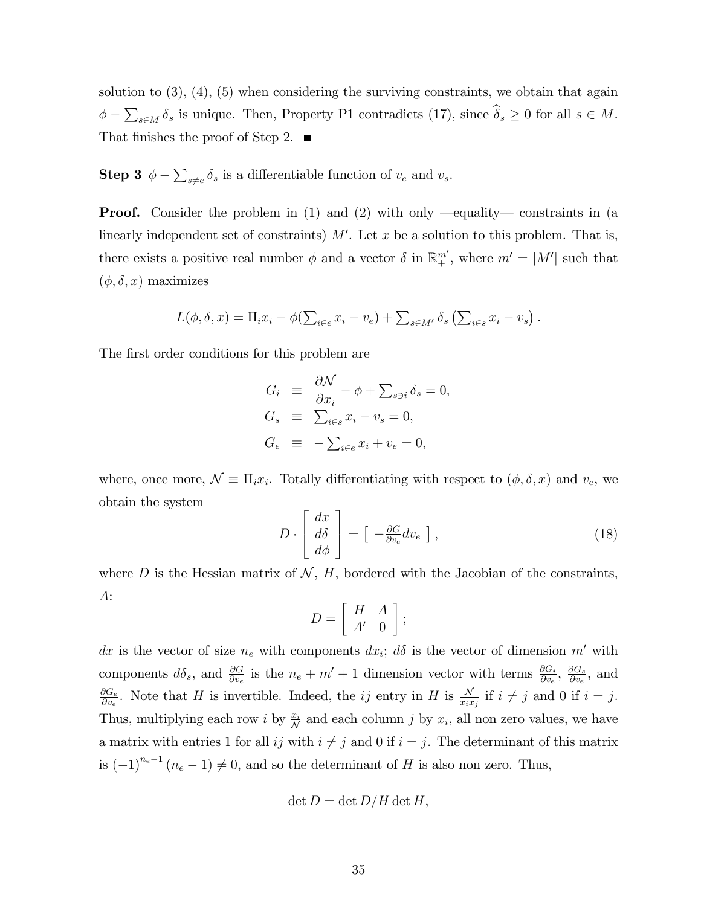solution to (3), (4), (5) when considering the surviving constraints, we obtain that again $\phi - \sum_{s \in M} \delta_s$ is unique. Then, Property P1 contradicts (17), since $\widehat{\delta}_s \geq 0$ for all $s \in M$. That finishes the proof of Step 2. ■

**Step 3** $\phi - \sum_{s \neq e} \delta_s$ is a differentiable function of $v_e$ and $v_s$.

**Proof.** Consider the problem in (1) and (2) with only —equality— constraints in (a linearly independent set of constraints) $M'$. Let $x$ be a solution to this problem. That is, there exists a positive real number $\phi$ and a vector $\delta$ in $\mathbb{R}_+^{m'}$, where $m' = |M'|$ such that $(\phi, \delta, x)$ maximizes

$$L(\phi, \delta, x) = \Pi_i x_i - \phi(\textstyle\sum_{i \in e} x_i - v_e) + \sum_{s \in M'} \delta_s \left( \sum_{i \in s} x_i - v_s \right).$$

The first order conditions for this problem are

$$\begin{aligned} G_i &\equiv \frac{\partial \mathcal{N}}{\partial x_i} - \phi + \textstyle\sum_{s \ni i} \delta_s = 0, \\ G_s &\equiv \textstyle\sum_{i \in s} x_i - v_s = 0, \\ G_e &\equiv -\textstyle\sum_{i \in e} x_i + v_e = 0, \end{aligned}$$

where, once more, $\mathcal{N} \equiv \Pi_i x_i$. Totally differentiating with respect to $(\phi, \delta, x)$ and $v_e$, we obtain the system

$$D \cdot \begin{bmatrix} dx \\ d\delta \\ d\phi \end{bmatrix} = \begin{bmatrix} -\frac{\partial G}{\partial v_e} dv_e \end{bmatrix}, \tag{18}$$

where $D$ is the Hessian matrix of $\mathcal{N}$, $H$, bordered with the Jacobian of the constraints, $A$:

$$D = \begin{bmatrix} H & A \\ A' & 0 \end{bmatrix};$$

$dx$ is the vector of size $n_e$ with components $dx_i$; $d\delta$ is the vector of dimension $m'$ with components $d\delta_s$, and $\frac{\partial G}{\partial v_e}$ is the $n_e + m' + 1$ dimension vector with terms $\frac{\partial G_i}{\partial v_e}$, $\frac{\partial G_s}{\partial v_e}$, and $\frac{\partial G_e}{\partial v_e}$. Note that $H$ is invertible. Indeed, the $ij$ entry in $H$ is $\frac{\mathcal{N}}{x_i x_j}$ if $i \neq j$ and 0 if $i = j$. Thus, multiplying each row $i$ by $\frac{x_i}{\mathcal{N}}$ and each column $j$ by $x_i$, all non zero values, we have a matrix with entries 1 for all $ij$ with $i \neq j$ and 0 if $i = j$. The determinant of this matrix is $(-1)^{n_e - 1}(n_e - 1) \neq 0$, and so the determinant of $H$ is also non zero. Thus,

$$\det D = \det D/H \det H,$$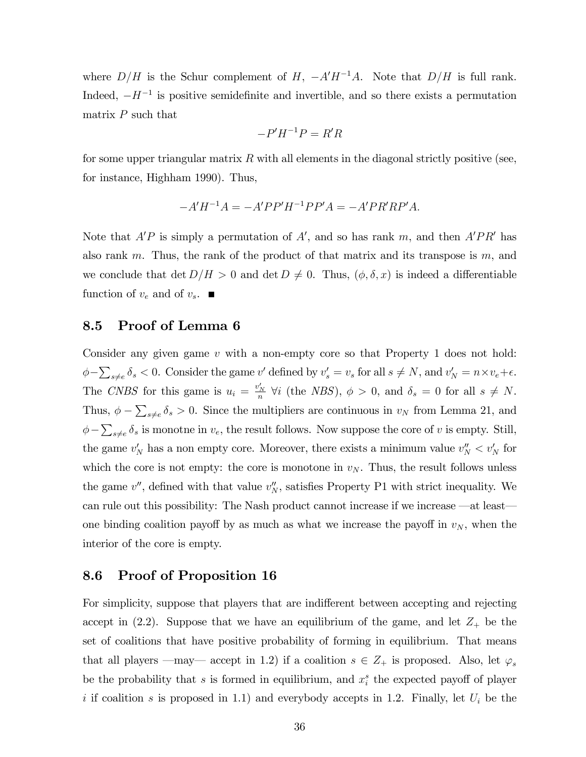where $D/H$ is the Schur complement of $H$, $-A'H^{-1}A$. Note that $D/H$ is full rank. Indeed, $-H^{-1}$ is positive semidefinite and invertible, and so there exists a permutation matrix $P$ such that

$$-P'H^{-1}P = R'R$$

for some upper triangular matrix $R$ with all elements in the diagonal strictly positive (see, for instance, Highham 1990). Thus,

$$-A'H^{-1}A = -A'PP'H^{-1}PP'A = -A'PR'RP'A.$$

Note that $A'P$ is simply a permutation of $A'$, and so has rank $m$, and then $A'PR'$ has also rank $m$. Thus, the rank of the product of that matrix and its transpose is $m$, and we conclude that $\det D/H > 0$ and $\det D \neq 0$. Thus, $(\phi, \delta, x)$ is indeed a differentiable function of $v_e$ and of $v_s$. ∎

## 8.5 Proof of Lemma 6

Consider any given game $v$ with a non-empty core so that Property 1 does not hold: $\phi - \sum_{s \neq e} \delta_s < 0$. Consider the game $v'$ defined by $v'_s = v_s$ for all $s \neq N$, and $v'_N = n \times v_e + \epsilon$. The *CNBS* for this game is $u_i = \frac{v'_N}{n}$ $\forall i$ (the *NBS*), $\phi > 0$, and $\delta_s = 0$ for all $s \neq N$. Thus, $\phi - \sum_{s \neq e} \delta_s > 0$. Since the multipliers are continuous in $v_N$ from Lemma 21, and $\phi - \sum_{s \neq e} \delta_s$ is monotne in $v_e$, the result follows. Now suppose the core of $v$ is empty. Still, the game $v'_N$ has a non empty core. Moreover, there exists a minimum value $v''_N < v'_N$ for which the core is not empty: the core is monotone in $v_N$. Thus, the result follows unless the game $v''$, defined with that value $v''_N$, satisfies Property P1 with strict inequality. We can rule out this possibility: The Nash product cannot increase if we increase —at least— one binding coalition payoff by as much as what we increase the payoff in $v_N$, when the interior of the core is empty.

## 8.6 Proof of Proposition 16

For simplicity, suppose that players that are indifferent between accepting and rejecting accept in (2.2). Suppose that we have an equilibrium of the game, and let $Z_+$ be the set of coalitions that have positive probability of forming in equilibrium. That means that all players —may— accept in 1.2) if a coalition $s \in Z_+$ is proposed. Also, let $\varphi_s$ be the probability that $s$ is formed in equilibrium, and $x_i^s$ the expected payoff of player $i$ if coalition $s$ is proposed in 1.1) and everybody accepts in 1.2. Finally, let $U_i$ be the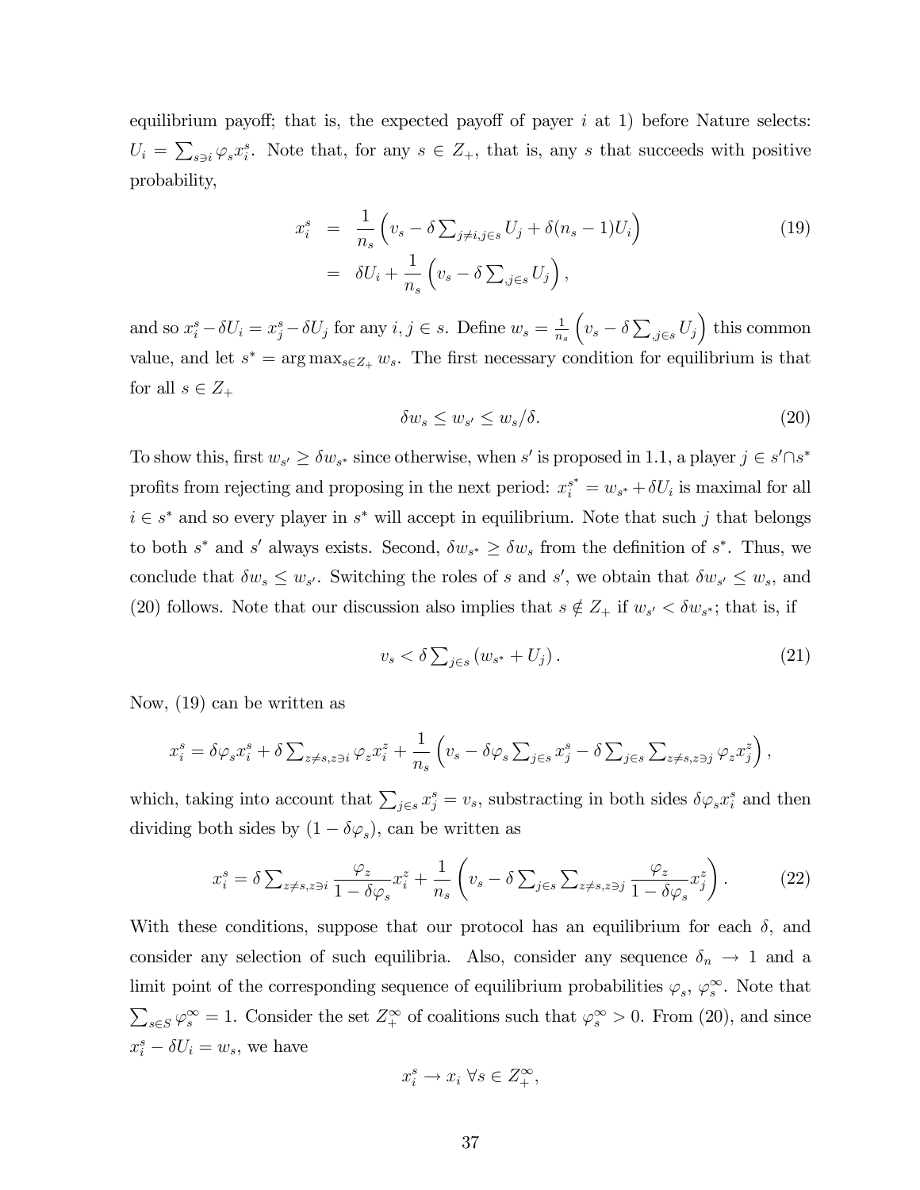equilibrium payoff; that is, the expected payoff of payer $i$ at 1) before Nature selects: $U_i = \sum_{s \ni i} \varphi_s x_i^s$. Note that, for any $s \in Z_+$, that is, any $s$ that succeeds with positive probability,

$$
\begin{aligned}
x_i^s &= \frac{1}{n_s}\left(v_s - \delta \sum_{j \neq i, j \in s} U_j + \delta(n_s - 1)U_i\right) \\
&= \delta U_i + \frac{1}{n_s}\left(v_s - \delta \sum_{,j \in s} U_j\right),
\end{aligned}
\tag{19}
$$

and so $x_i^s - \delta U_i = x_j^s - \delta U_j$ for any $i, j \in s$. Define $w_s = \frac{1}{n_s}\left(v_s - \delta \sum_{,j\in s} U_j\right)$ this common value, and let $s^* = \arg\max_{s \in Z_+} w_s$. The first necessary condition for equilibrium is that for all $s \in Z_+$

$$
\delta w_s \leq w_{s'} \leq w_s/\delta. \tag{20}
$$

To show this, first $w_{s'} \geq \delta w_{s^*}$ since otherwise, when $s'$ is proposed in 1.1, a player $j \in s' \cap s^*$ profits from rejecting and proposing in the next period: $x_i^{s^*} = w_{s^*} + \delta U_i$ is maximal for all $i \in s^*$ and so every player in $s^*$ will accept in equilibrium. Note that such $j$ that belongs to both $s^*$ and $s'$ always exists. Second, $\delta w_{s^*} \geq \delta w_s$ from the definition of $s^*$. Thus, we conclude that $\delta w_s \leq w_{s'}$. Switching the roles of $s$ and $s'$, we obtain that $\delta w_{s'} \leq w_s$, and (20) follows. Note that our discussion also implies that $s \notin Z_+$ if $w_{s'} < \delta w_{s^*}$; that is, if

$$
v_s < \delta \sum_{j\in s} \left(w_{s^*} + U_j\right). \tag{21}
$$

Now, (19) can be written as

$$
x_i^s = \delta \varphi_s x_i^s + \delta \sum_{z \neq s, z \ni i} \varphi_z x_i^z + \frac{1}{n_s}\left(v_s - \delta \varphi_s \sum_{j\in s} x_j^s - \delta \sum_{j \in s} \sum_{z \neq s, z \ni j} \varphi_z x_j^z\right),
$$

which, taking into account that $\sum_{j \in s} x_j^s = v_s$, substracting in both sides $\delta \varphi_s x_i^s$ and then dividing both sides by $(1 - \delta\varphi_s)$, can be written as

$$
x_i^s = \delta \sum_{z \neq s, z \ni i} \frac{\varphi_z}{1 - \delta \varphi_s} x_i^z + \frac{1}{n_s}\left(v_s - \delta \sum_{j \in s} \sum_{z \neq s, z \ni j} \frac{\varphi_z}{1 - \delta\varphi_s} x_j^z\right). \tag{22}
$$

With these conditions, suppose that our protocol has an equilibrium for each $\delta$, and consider any selection of such equilibria. Also, consider any sequence $\delta_n \to 1$ and a limit point of the corresponding sequence of equilibrium probabilities $\varphi_s$, $\varphi_s^\infty$. Note that $\sum_{s \in S} \varphi_s^\infty = 1$. Consider the set $Z_+^\infty$ of coalitions such that $\varphi_s^\infty > 0$. From (20), and since $x_i^s - \delta U_i = w_s$, we have

$$
x_i^s \to x_i \;\forall s \in Z_+^\infty,
$$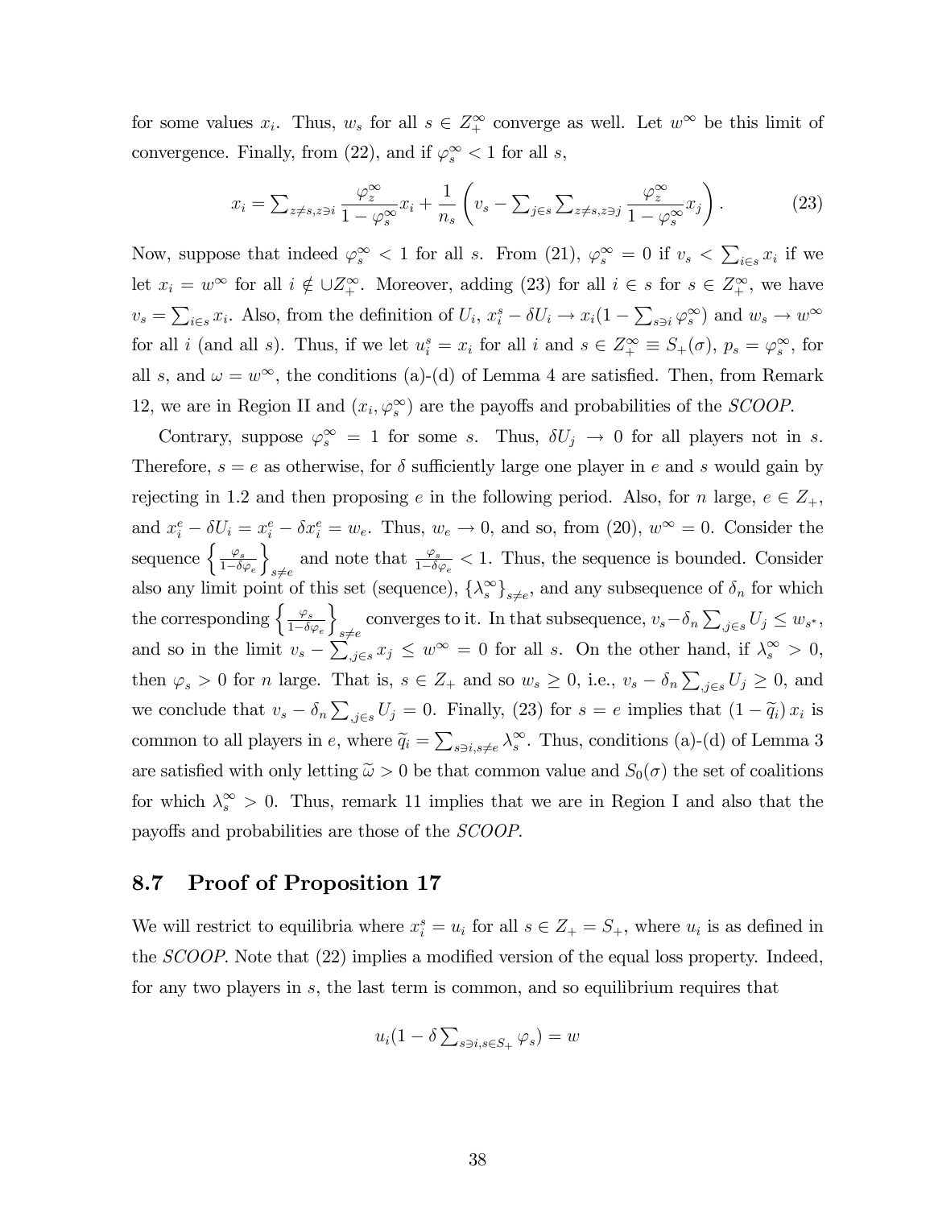for some values $x_i$. Thus, $w_s$ for all $s \in Z_+^\infty$ converge as well. Let $w^\infty$ be this limit of convergence. Finally, from (22), and if $\varphi_s^\infty < 1$ for all $s$,

$$x_i = \sum\nolimits_{z \neq s, z \ni i} \frac{\varphi_z^\infty}{1 - \varphi_s^\infty} x_i + \frac{1}{n_s} \left( v_s - \sum\nolimits_{j \in s} \sum\nolimits_{z \neq s, z \ni j} \frac{\varphi_z^\infty}{1 - \varphi_s^\infty} x_j \right). \tag{23}$$

Now, suppose that indeed $\varphi_s^\infty < 1$ for all $s$. From (21), $\varphi_s^\infty = 0$ if $v_s < \sum_{i \in s} x_i$ if we let $x_i = w^\infty$ for all $i \notin \cup Z_+^\infty$. Moreover, adding (23) for all $i \in s$ for $s \in Z_+^\infty$, we have $v_s = \sum_{i \in s} x_i$. Also, from the definition of $U_i$, $x_i^s - \delta U_i \to x_i (1 - \sum_{s \ni i} \varphi_s^\infty)$ and $w_s \to w^\infty$ for all $i$ (and all $s$). Thus, if we let $u_i^s = x_i$ for all $i$ and $s \in Z_+^\infty \equiv S_+(\sigma)$, $p_s = \varphi_s^\infty$, for all $s$, and $\omega = w^\infty$, the conditions (a)-(d) of Lemma 4 are satisfied. Then, from Remark 12, we are in Region II and $(x_i, \varphi_s^\infty)$ are the payoffs and probabilities of the *SCOOP*.

Contrary, suppose $\varphi_s^\infty = 1$ for some $s$. Thus, $\delta U_j \to 0$ for all players not in $s$. Therefore, $s = e$ as otherwise, for $\delta$ sufficiently large one player in $e$ and $s$ would gain by rejecting in 1.2 and then proposing $e$ in the following period. Also, for $n$ large, $e \in Z_+$, and $x_i^e - \delta U_i = x_i^e - \delta x_i^e = w_e$. Thus, $w_e \to 0$, and so, from (20), $w^\infty = 0$. Consider the sequence $\left\{ \frac{\varphi_s}{1 - \delta \varphi_e} \right\}_{s \neq e}$ and note that $\frac{\varphi_s}{1 - \delta \varphi_e} < 1$. Thus, the sequence is bounded. Consider also any limit point of this set (sequence), $\{\lambda_s^\infty\}_{s \neq e}$, and any subsequence of $\delta_n$ for which the corresponding $\left\{ \frac{\varphi_s}{1 - \delta \varphi_e} \right\}_{s \neq e}$ converges to it. In that subsequence, $v_s - \delta_n \sum_{,j \in s} U_j \leq w_{s^*}$, and so in the limit $v_s - \sum_{,j \in s} x_j \leq w^\infty = 0$ for all $s$. On the other hand, if $\lambda_s^\infty > 0$, then $\varphi_s > 0$ for $n$ large. That is, $s \in Z_+$ and so $w_s \geq 0$, i.e., $v_s - \delta_n \sum_{,j \in s} U_j \geq 0$, and we conclude that $v_s - \delta_n \sum_{,j \in s} U_j = 0$. Finally, (23) for $s = e$ implies that $(1 - \widetilde{q}_i) x_i$ is common to all players in $e$, where $\widetilde{q}_i = \sum_{s \ni i, s \neq e} \lambda_s^\infty$. Thus, conditions (a)-(d) of Lemma 3 are satisfied with only letting $\widetilde{\omega} > 0$ be that common value and $S_0(\sigma)$ the set of coalitions for which $\lambda_s^\infty > 0$. Thus, remark 11 implies that we are in Region I and also that the payoffs and probabilities are those of the *SCOOP*.

## 8.7 Proof of Proposition 17

We will restrict to equilibria where $x_i^s = u_i$ for all $s \in Z_+ = S_+$, where $u_i$ is as defined in the *SCOOP*. Note that (22) implies a modified version of the equal loss property. Indeed, for any two players in $s$, the last term is common, and so equilibrium requires that

$$u_i (1 - \delta \sum\nolimits_{s \ni i, s \in S_+} \varphi_s) = w$$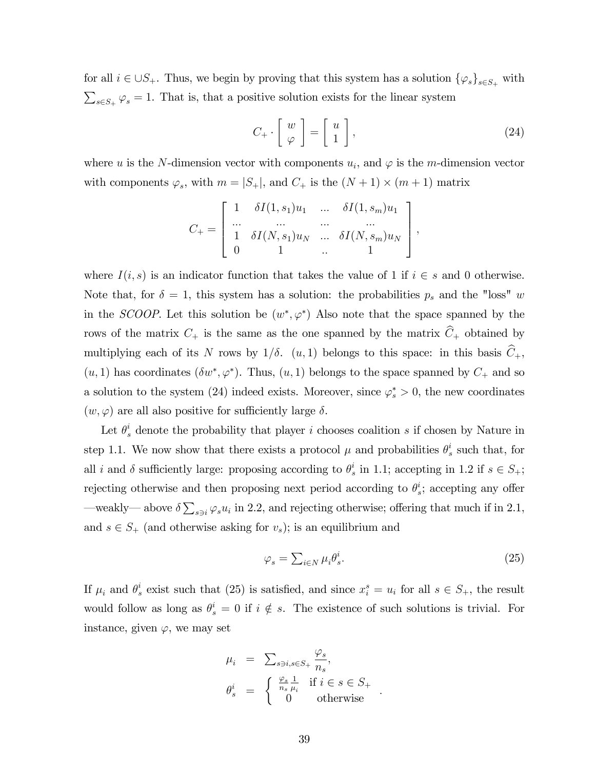for all $i \in \cup S_+$. Thus, we begin by proving that this system has a solution $\{\varphi_s\}_{s \in S_+}$ with $\sum_{s \in S_+} \varphi_s = 1$. That is, that a positive solution exists for the linear system

$$C_+ \cdot \begin{bmatrix} w \\ \varphi \end{bmatrix} = \begin{bmatrix} u \\ 1 \end{bmatrix}, \tag{24}$$

where $u$ is the $N$-dimension vector with components $u_i$, and $\varphi$ is the $m$-dimension vector with components $\varphi_s$, with $m = |S_+|$, and $C_+$ is the $(N+1) \times (m+1)$ matrix

$$C_+ = \begin{bmatrix} 1 & \delta I(1, s_1) u_1 & ... & \delta I(1, s_m) u_1 \\ ... & ... & ... & ... \\ 1 & \delta I(N, s_1) u_N & ... & \delta I(N, s_m) u_N \\ 0 & 1 & .. & 1 \end{bmatrix},$$

where $I(i, s)$ is an indicator function that takes the value of 1 if $i \in s$ and 0 otherwise. Note that, for $\delta = 1$, this system has a solution: the probabilities $p_s$ and the "loss" $w$ in the *SCOOP*. Let this solution be $(w^*, \varphi^*)$ Also note that the space spanned by the rows of the matrix $C_+$ is the same as the one spanned by the matrix $\widehat{C}_+$ obtained by multiplying each of its $N$ rows by $1/\delta$. $(u, 1)$ belongs to this space: in this basis $\widehat{C}_+$, $(u, 1)$ has coordinates $(\delta w^*, \varphi^*)$. Thus, $(u, 1)$ belongs to the space spanned by $C_+$ and so a solution to the system (24) indeed exists. Moreover, since $\varphi_s^* > 0$, the new coordinates $(w, \varphi)$ are all also positive for sufficiently large $\delta$.

Let $\theta_s^i$ denote the probability that player $i$ chooses coalition $s$ if chosen by Nature in step 1.1. We now show that there exists a protocol $\mu$ and probabilities $\theta_s^i$ such that, for all $i$ and $\delta$ sufficiently large: proposing according to $\theta_s^i$ in 1.1; accepting in 1.2 if $s \in S_+$; rejecting otherwise and then proposing next period according to $\theta_s^i$; accepting any offer —weakly— above $\delta \sum_{s \ni i} \varphi_s u_i$ in 2.2, and rejecting otherwise; offering that much if in 2.1, and $s \in S_+$ (and otherwise asking for $v_s$); is an equilibrium and

$$\varphi_s = \sum_{i \in N} \mu_i \theta_s^i. \tag{25}$$

If $\mu_i$ and $\theta_s^i$ exist such that (25) is satisfied, and since $x_i^s = u_i$ for all $s \in S_+$, the result would follow as long as $\theta_s^i = 0$ if $i \notin s$. The existence of such solutions is trivial. For instance, given $\varphi$, we may set

$$\begin{aligned} \mu_i &= \sum_{s \ni i, s \in S_+} \frac{\varphi_s}{n_s}, \\ \theta_s^i &= \begin{cases} \frac{\varphi_s}{n_s} \frac{1}{\mu_i} & \text{if } i \in s \in S_+ \\ 0 & \text{otherwise} \end{cases}. \end{aligned}$$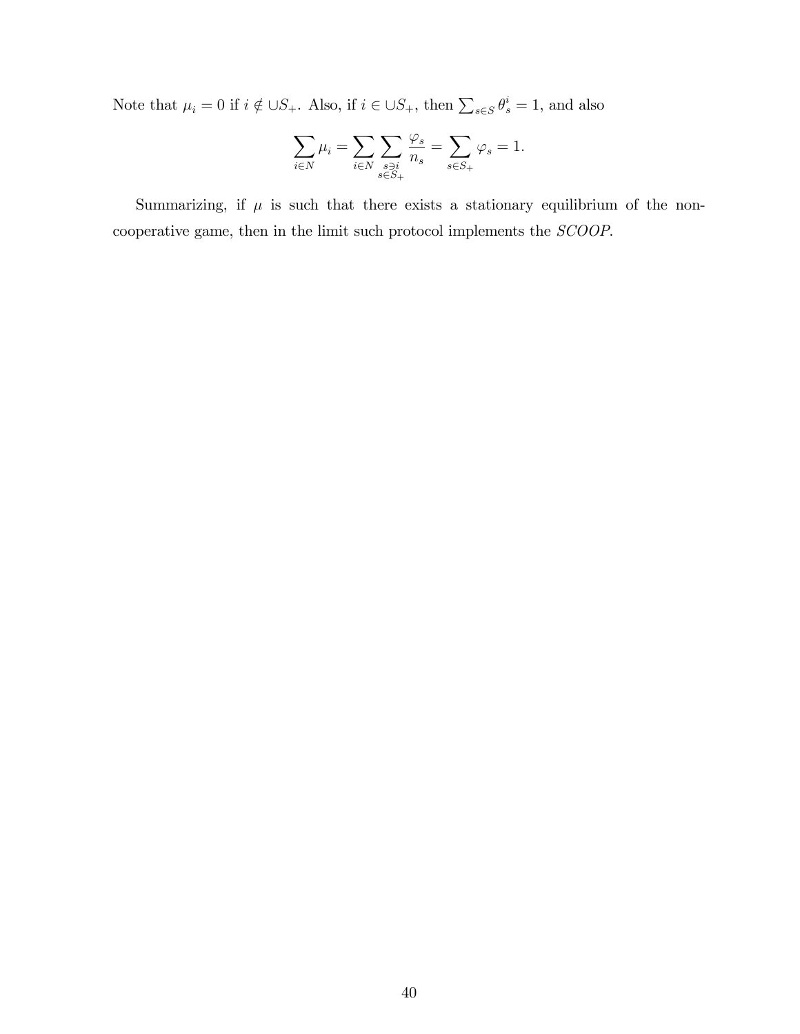Note that $\mu_i = 0$ if $i \notin \cup S_+$. Also, if $i \in \cup S_+$, then $\sum_{s \in S} \theta_s^i = 1$, and also

$$\sum_{i \in N} \mu_i = \sum_{i \in N} \sum_{\substack{s \ni i \\ s \in S_+}} \frac{\varphi_s}{n_s} = \sum_{s \in S_+} \varphi_s = 1.$$

Summarizing, if $\mu$ is such that there exists a stationary equilibrium of the non-cooperative game, then in the limit such protocol implements the *SCOOP*.